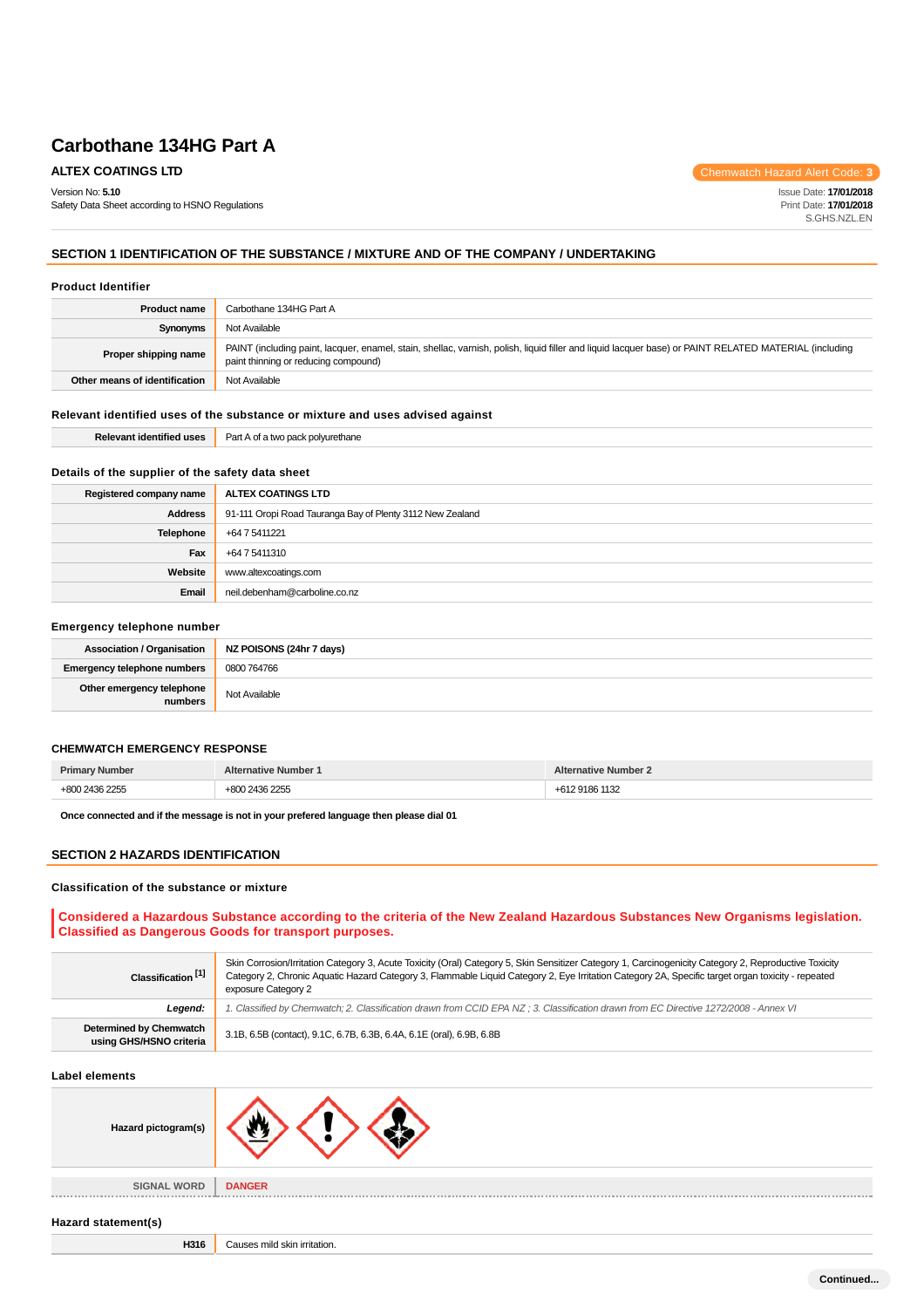# Carbothane 134HG Part A

**ALTEX COATINGS LTD**

Chemwatch Hazard Alert Code: **3**

Version No: **5.10**
Safety Data Sheet according to HSNO Regulations

Issue Date: **17/01/2018**
Print Date: **17/01/2018**
S.GHS.NZL.EN

## SECTION 1 IDENTIFICATION OF THE SUBSTANCE / MIXTURE AND OF THE COMPANY / UNDERTAKING

### Product Identifier

| | |
|---|---|
| **Product name** | Carbothane 134HG Part A |
| **Synonyms** | Not Available |
| **Proper shipping name** | PAINT (including paint, lacquer, enamel, stain, shellac, varnish, polish, liquid filler and liquid lacquer base) or PAINT RELATED MATERIAL (including paint thinning or reducing compound) |
| **Other means of identification** | Not Available |

### Relevant identified uses of the substance or mixture and uses advised against

| | |
|---|---|
| **Relevant identified uses** | Part A of a two pack polyurethane |

### Details of the supplier of the safety data sheet

| | |
|---|---|
| **Registered company name** | **ALTEX COATINGS LTD** |
| **Address** | 91-111 Oropi Road Tauranga Bay of Plenty 3112 New Zealand |
| **Telephone** | +64 7 5411221 |
| **Fax** | +64 7 5411310 |
| **Website** | www.altexcoatings.com |
| **Email** | neil.debenham@carboline.co.nz |

### Emergency telephone number

| | |
|---|---|
| **Association / Organisation** | **NZ POISONS (24hr 7 days)** |
| **Emergency telephone numbers** | 0800 764766 |
| **Other emergency telephone numbers** | Not Available |

### CHEMWATCH EMERGENCY RESPONSE

| Primary Number | Alternative Number 1 | Alternative Number 2 |
|---|---|---|
| +800 2436 2255 | +800 2436 2255 | +612 9186 1132 |

**Once connected and if the message is not in your prefered language then please dial 01**

## SECTION 2 HAZARDS IDENTIFICATION

### Classification of the substance or mixture

**Considered a Hazardous Substance according to the criteria of the New Zealand Hazardous Substances New Organisms legislation. Classified as Dangerous Goods for transport purposes.**

| | |
|---|---|
| **Classification [1]** | Skin Corrosion/Irritation Category 3, Acute Toxicity (Oral) Category 5, Skin Sensitizer Category 1, Carcinogenicity Category 2, Reproductive Toxicity Category 2, Chronic Aquatic Hazard Category 3, Flammable Liquid Category 2, Eye Irritation Category 2A, Specific target organ toxicity - repeated exposure Category 2 |
| ***Legend:*** | *1. Classified by Chemwatch; 2. Classification drawn from CCID EPA NZ ; 3. Classification drawn from EC Directive 1272/2008 - Annex VI* |
| **Determined by Chemwatch using GHS/HSNO criteria** | 3.1B, 6.5B (contact), 9.1C, 6.7B, 6.3B, 6.4A, 6.1E (oral), 6.9B, 6.8B |

### Label elements

| | |
|---|---|
| **Hazard pictogram(s)** | |
| **SIGNAL WORD** | **DANGER** |

### Hazard statement(s)

| | |
|---|---|
| **H316** | Causes mild skin irritation. |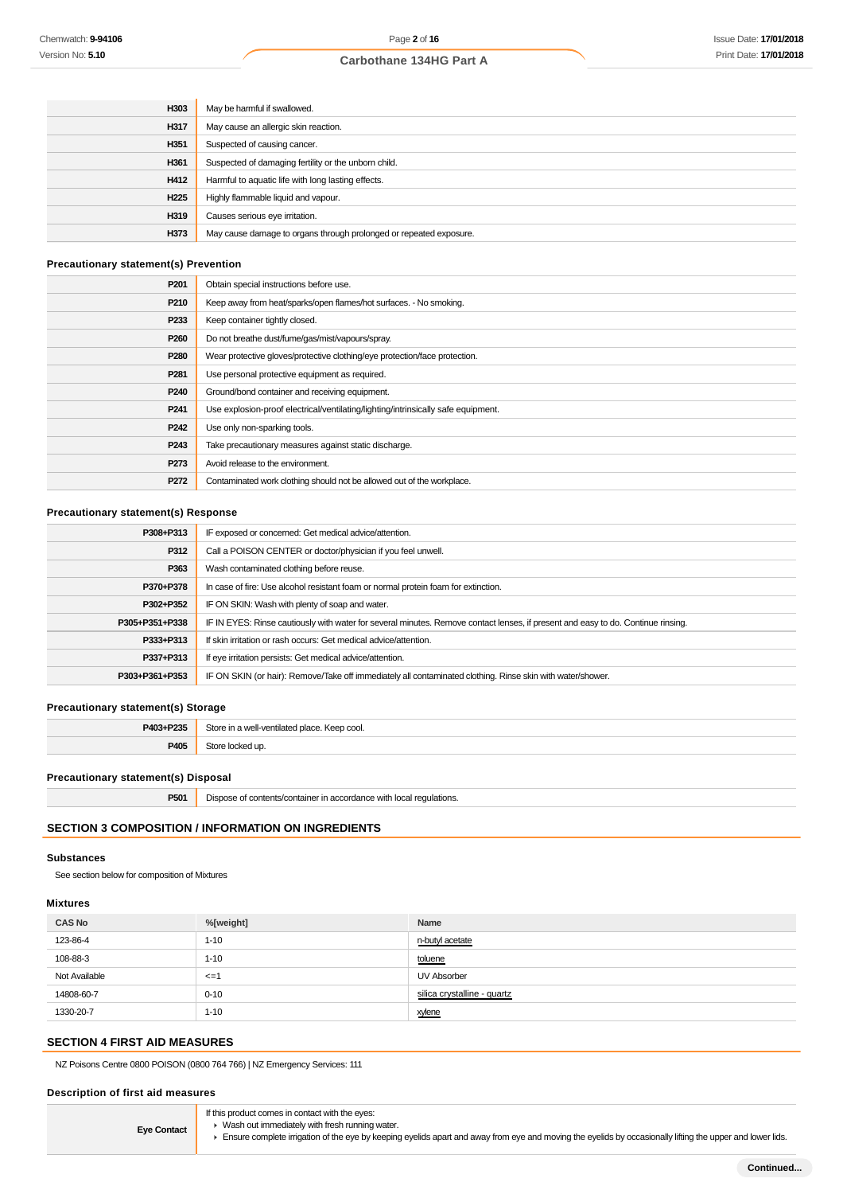| | |
|---|---|
| H303 | May be harmful if swallowed. |
| H317 | May cause an allergic skin reaction. |
| H351 | Suspected of causing cancer. |
| H361 | Suspected of damaging fertility or the unborn child. |
| H412 | Harmful to aquatic life with long lasting effects. |
| H225 | Highly flammable liquid and vapour. |
| H319 | Causes serious eye irritation. |
| H373 | May cause damage to organs through prolonged or repeated exposure. |

### Precautionary statement(s) Prevention

| | |
|---|---|
| P201 | Obtain special instructions before use. |
| P210 | Keep away from heat/sparks/open flames/hot surfaces. - No smoking. |
| P233 | Keep container tightly closed. |
| P260 | Do not breathe dust/fume/gas/mist/vapours/spray. |
| P280 | Wear protective gloves/protective clothing/eye protection/face protection. |
| P281 | Use personal protective equipment as required. |
| P240 | Ground/bond container and receiving equipment. |
| P241 | Use explosion-proof electrical/ventilating/lighting/intrinsically safe equipment. |
| P242 | Use only non-sparking tools. |
| P243 | Take precautionary measures against static discharge. |
| P273 | Avoid release to the environment. |
| P272 | Contaminated work clothing should not be allowed out of the workplace. |

### Precautionary statement(s) Response

| | |
|---|---|
| P308+P313 | IF exposed or concerned: Get medical advice/attention. |
| P312 | Call a POISON CENTER or doctor/physician if you feel unwell. |
| P363 | Wash contaminated clothing before reuse. |
| P370+P378 | In case of fire: Use alcohol resistant foam or normal protein foam for extinction. |
| P302+P352 | IF ON SKIN: Wash with plenty of soap and water. |
| P305+P351+P338 | IF IN EYES: Rinse cautiously with water for several minutes. Remove contact lenses, if present and easy to do. Continue rinsing. |
| P333+P313 | If skin irritation or rash occurs: Get medical advice/attention. |
| P337+P313 | If eye irritation persists: Get medical advice/attention. |
| P303+P361+P353 | IF ON SKIN (or hair): Remove/Take off immediately all contaminated clothing. Rinse skin with water/shower. |

### Precautionary statement(s) Storage

| | |
|---|---|
| P403+P235 | Store in a well-ventilated place. Keep cool. |
| P405 | Store locked up. |

### Precautionary statement(s) Disposal

| | |
|---|---|
| P501 | Dispose of contents/container in accordance with local regulations. |

## SECTION 3 COMPOSITION / INFORMATION ON INGREDIENTS

### Substances

See section below for composition of Mixtures

### Mixtures

| CAS No | %[weight] | Name |
|---|---|---|
| 123-86-4 | 1-10 | n-butyl acetate |
| 108-88-3 | 1-10 | toluene |
| Not Available | <=1 | UV Absorber |
| 14808-60-7 | 0-10 | silica crystalline - quartz |
| 1330-20-7 | 1-10 | xylene |

## SECTION 4 FIRST AID MEASURES

NZ Poisons Centre 0800 POISON (0800 764 766) | NZ Emergency Services: 111

### Description of first aid measures

| | |
|---|---|
| Eye Contact | If this product comes in contact with the eyes:<br>▸ Wash out immediately with fresh running water.<br>▸ Ensure complete irrigation of the eye by keeping eyelids apart and away from eye and moving the eyelids by occasionally lifting the upper and lower lids. |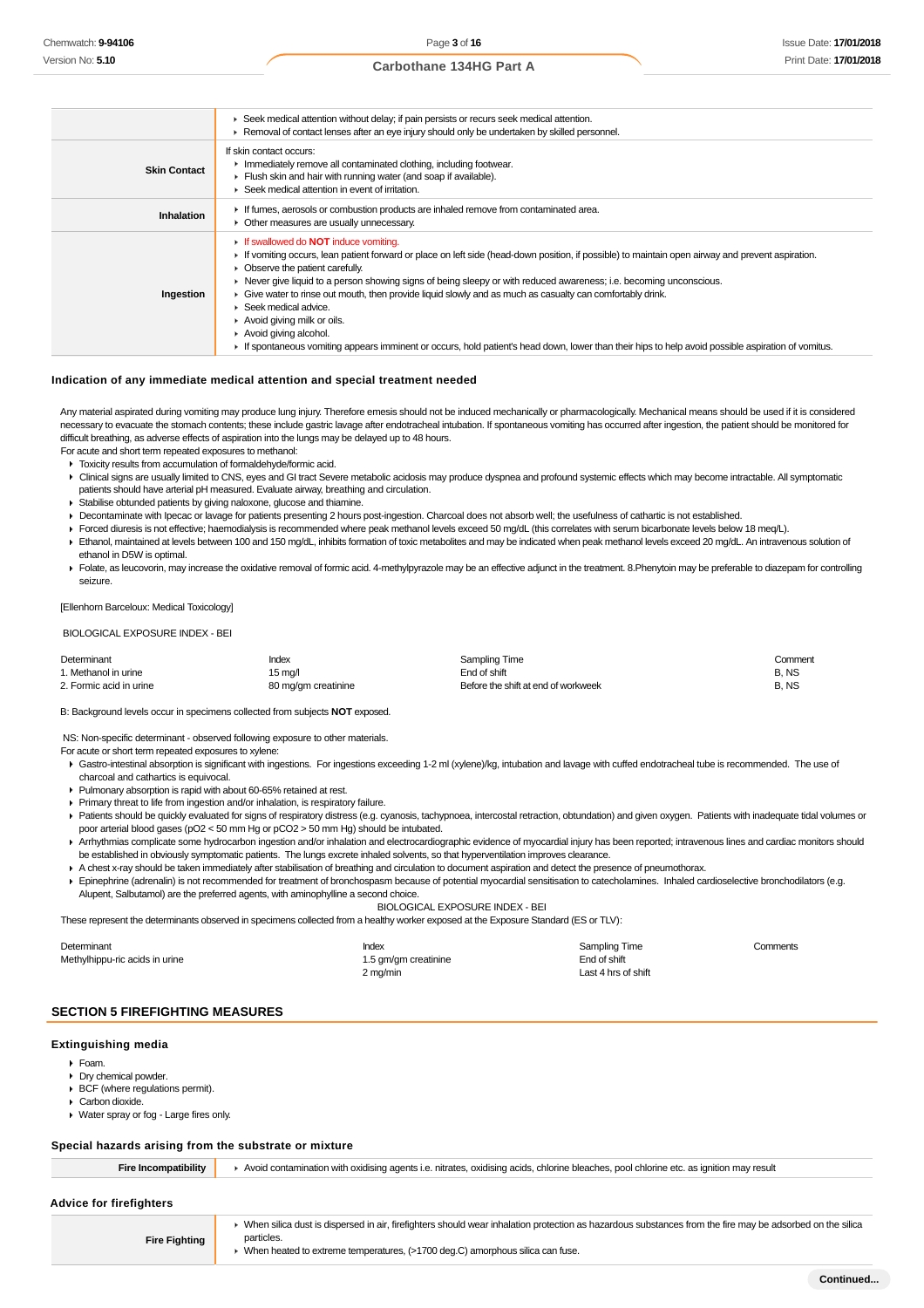|  |  |
|---|---|
|  | ▸ Seek medical attention without delay; if pain persists or recurs seek medical attention.<br>▸ Removal of contact lenses after an eye injury should only be undertaken by skilled personnel. |
| **Skin Contact** | If skin contact occurs:<br>▸ Immediately remove all contaminated clothing, including footwear.<br>▸ Flush skin and hair with running water (and soap if available).<br>▸ Seek medical attention in event of irritation. |
| **Inhalation** | ▸ If fumes, aerosols or combustion products are inhaled remove from contaminated area.<br>▸ Other measures are usually unnecessary. |
| **Ingestion** | ▸ If swallowed do **NOT** induce vomiting.<br>▸ If vomiting occurs, lean patient forward or place on left side (head-down position, if possible) to maintain open airway and prevent aspiration.<br>▸ Observe the patient carefully.<br>▸ Never give liquid to a person showing signs of being sleepy or with reduced awareness; i.e. becoming unconscious.<br>▸ Give water to rinse out mouth, then provide liquid slowly and as much as casualty can comfortably drink.<br>▸ Seek medical advice.<br>▸ Avoid giving milk or oils.<br>▸ Avoid giving alcohol.<br>▸ If spontaneous vomiting appears imminent or occurs, hold patient's head down, lower than their hips to help avoid possible aspiration of vomitus. |

### Indication of any immediate medical attention and special treatment needed

Any material aspirated during vomiting may produce lung injury. Therefore emesis should not be induced mechanically or pharmacologically. Mechanical means should be used if it is considered necessary to evacuate the stomach contents; these include gastric lavage after endotracheal intubation. If spontaneous vomiting has occurred after ingestion, the patient should be monitored for difficult breathing, as adverse effects of aspiration into the lungs may be delayed up to 48 hours.

For acute and short term repeated exposures to methanol:

- Toxicity results from accumulation of formaldehyde/formic acid.
- Clinical signs are usually limited to CNS, eyes and GI tract Severe metabolic acidosis may produce dyspnea and profound systemic effects which may become intractable. All symptomatic patients should have arterial pH measured. Evaluate airway, breathing and circulation.
- Stabilise obtunded patients by giving naloxone, glucose and thiamine.
- Decontaminate with Ipecac or lavage for patients presenting 2 hours post-ingestion. Charcoal does not absorb well; the usefulness of cathartic is not established.
- Forced diuresis is not effective; haemodialysis is recommended where peak methanol levels exceed 50 mg/dL (this correlates with serum bicarbonate levels below 18 meq/L).
- Ethanol, maintained at levels between 100 and 150 mg/dL, inhibits formation of toxic metabolites and may be indicated when peak methanol levels exceed 20 mg/dL. An intravenous solution of ethanol in D5W is optimal.
- Folate, as leucovorin, may increase the oxidative removal of formic acid. 4-methylpyrazole may be an effective adjunct in the treatment. 8.Phenytoin may be preferable to diazepam for controlling seizure.

[Ellenhorn Barceloux: Medical Toxicology]

BIOLOGICAL EXPOSURE INDEX - BEI

| Determinant | Index | Sampling Time | Comment |
|---|---|---|---|
| 1. Methanol in urine | 15 mg/l | End of shift | B, NS |
| 2. Formic acid in urine | 80 mg/gm creatinine | Before the shift at end of workweek | B, NS |

B: Background levels occur in specimens collected from subjects **NOT** exposed.

NS: Non-specific determinant - observed following exposure to other materials.

For acute or short term repeated exposures to xylene:

- Gastro-intestinal absorption is significant with ingestions. For ingestions exceeding 1-2 ml (xylene)/kg, intubation and lavage with cuffed endotracheal tube is recommended. The use of charcoal and cathartics is equivocal.
- Pulmonary absorption is rapid with about 60-65% retained at rest.
- Primary threat to life from ingestion and/or inhalation, is respiratory failure.
- Patients should be quickly evaluated for signs of respiratory distress (e.g. cyanosis, tachypnoea, intercostal retraction, obtundation) and given oxygen. Patients with inadequate tidal volumes or poor arterial blood gases (pO2 < 50 mm Hg or pCO2 > 50 mm Hg) should be intubated.
- Arrhythmias complicate some hydrocarbon ingestion and/or inhalation and electrocardiographic evidence of myocardial injury has been reported; intravenous lines and cardiac monitors should be established in obviously symptomatic patients. The lungs excrete inhaled solvents, so that hyperventilation improves clearance.
- A chest x-ray should be taken immediately after stabilisation of breathing and circulation to document aspiration and detect the presence of pneumothorax.
- Epinephrine (adrenalin) is not recommended for treatment of bronchospasm because of potential myocardial sensitisation to catecholamines. Inhaled cardioselective bronchodilators (e.g. Alupent, Salbutamol) are the preferred agents, with aminophylline a second choice.

BIOLOGICAL EXPOSURE INDEX - BEI

These represent the determinants observed in specimens collected from a healthy worker exposed at the Exposure Standard (ES or TLV):

| Determinant | Index | Sampling Time | Comments |
|---|---|---|---|
| Methylhippu-ric acids in urine | 1.5 gm/gm creatinine | End of shift | |
| | 2 mg/min | Last 4 hrs of shift | |

## SECTION 5 FIREFIGHTING MEASURES

### Extinguishing media

- Foam.
- Dry chemical powder.
- BCF (where regulations permit).
- Carbon dioxide.
- Water spray or fog - Large fires only.

### Special hazards arising from the substrate or mixture

|  |  |
|---|---|
| **Fire Incompatibility** | ▸ Avoid contamination with oxidising agents i.e. nitrates, oxidising acids, chlorine bleaches, pool chlorine etc. as ignition may result |

### Advice for firefighters

|  |  |
|---|---|
| **Fire Fighting** | ▸ When silica dust is dispersed in air, firefighters should wear inhalation protection as hazardous substances from the fire may be adsorbed on the silica particles.<br>▸ When heated to extreme temperatures, (>1700 deg.C) amorphous silica can fuse. |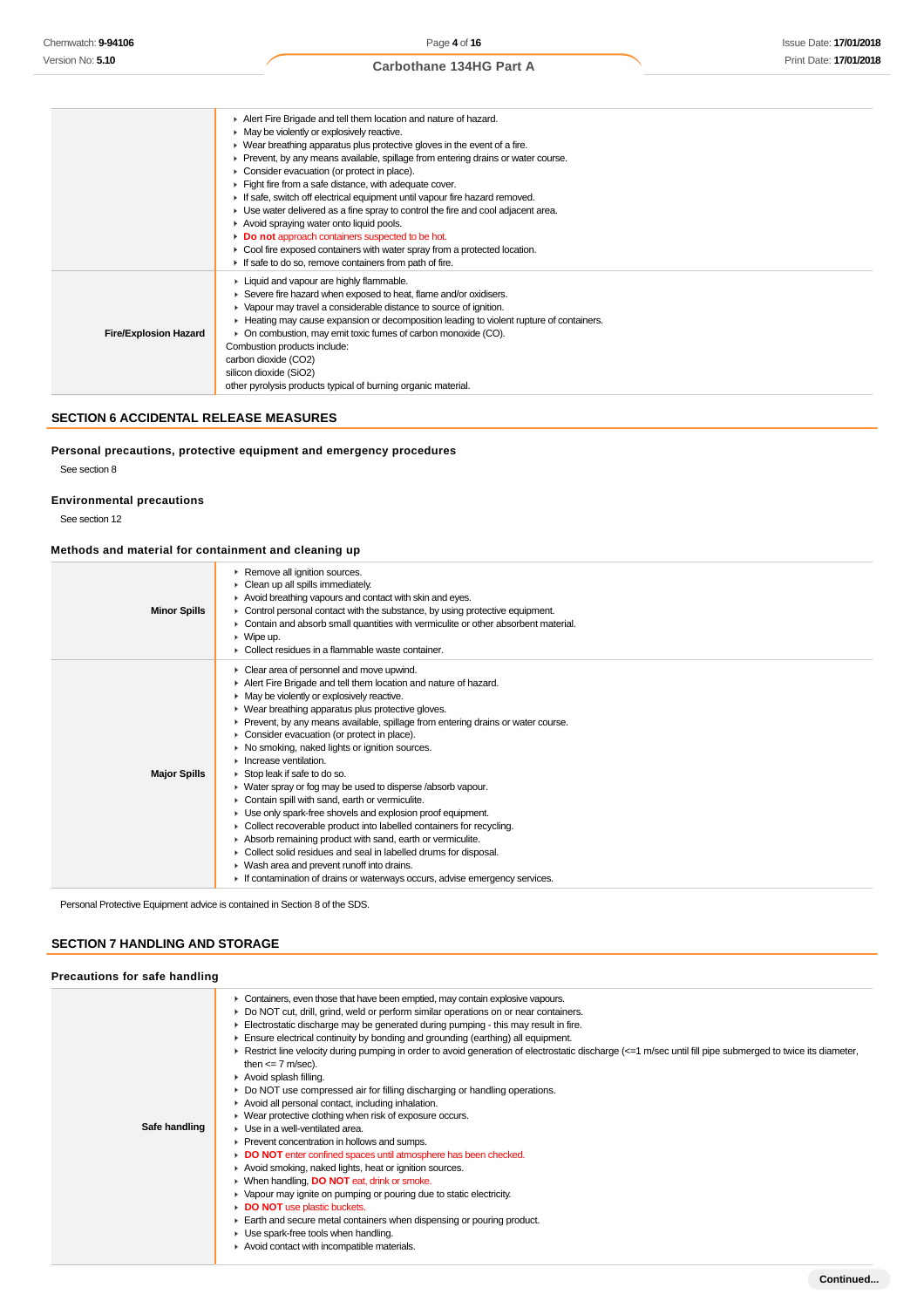| | |
|---|---|
| | ▸ Alert Fire Brigade and tell them location and nature of hazard.<br>▸ May be violently or explosively reactive.<br>▸ Wear breathing apparatus plus protective gloves in the event of a fire.<br>▸ Prevent, by any means available, spillage from entering drains or water course.<br>▸ Consider evacuation (or protect in place).<br>▸ Fight fire from a safe distance, with adequate cover.<br>▸ If safe, switch off electrical equipment until vapour fire hazard removed.<br>▸ Use water delivered as a fine spray to control the fire and cool adjacent area.<br>▸ Avoid spraying water onto liquid pools.<br>▸ **Do not** approach containers suspected to be hot.<br>▸ Cool fire exposed containers with water spray from a protected location.<br>▸ If safe to do so, remove containers from path of fire. |
| **Fire/Explosion Hazard** | ▸ Liquid and vapour are highly flammable.<br>▸ Severe fire hazard when exposed to heat, flame and/or oxidisers.<br>▸ Vapour may travel a considerable distance to source of ignition.<br>▸ Heating may cause expansion or decomposition leading to violent rupture of containers.<br>▸ On combustion, may emit toxic fumes of carbon monoxide (CO).<br>Combustion products include:<br>carbon dioxide ($CO_2$)<br>silicon dioxide ($SiO_2$)<br>other pyrolysis products typical of burning organic material. |

## SECTION 6 ACCIDENTAL RELEASE MEASURES

### Personal precautions, protective equipment and emergency procedures

See section 8

### Environmental precautions

See section 12

### Methods and material for containment and cleaning up

| | |
|---|---|
| **Minor Spills** | ▸ Remove all ignition sources.<br>▸ Clean up all spills immediately.<br>▸ Avoid breathing vapours and contact with skin and eyes.<br>▸ Control personal contact with the substance, by using protective equipment.<br>▸ Contain and absorb small quantities with vermiculite or other absorbent material.<br>▸ Wipe up.<br>▸ Collect residues in a flammable waste container. |
| **Major Spills** | ▸ Clear area of personnel and move upwind.<br>▸ Alert Fire Brigade and tell them location and nature of hazard.<br>▸ May be violently or explosively reactive.<br>▸ Wear breathing apparatus plus protective gloves.<br>▸ Prevent, by any means available, spillage from entering drains or water course.<br>▸ Consider evacuation (or protect in place).<br>▸ No smoking, naked lights or ignition sources.<br>▸ Increase ventilation.<br>▸ Stop leak if safe to do so.<br>▸ Water spray or fog may be used to disperse /absorb vapour.<br>▸ Contain spill with sand, earth or vermiculite.<br>▸ Use only spark-free shovels and explosion proof equipment.<br>▸ Collect recoverable product into labelled containers for recycling.<br>▸ Absorb remaining product with sand, earth or vermiculite.<br>▸ Collect solid residues and seal in labelled drums for disposal.<br>▸ Wash area and prevent runoff into drains.<br>▸ If contamination of drains or waterways occurs, advise emergency services. |

Personal Protective Equipment advice is contained in Section 8 of the SDS.

## SECTION 7 HANDLING AND STORAGE

### Precautions for safe handling

| | |
|---|---|
| **Safe handling** | ▸ Containers, even those that have been emptied, may contain explosive vapours.<br>▸ Do NOT cut, drill, grind, weld or perform similar operations on or near containers.<br>▸ Electrostatic discharge may be generated during pumping - this may result in fire.<br>▸ Ensure electrical continuity by bonding and grounding (earthing) all equipment.<br>▸ Restrict line velocity during pumping in order to avoid generation of electrostatic discharge (<=1 m/sec until fill pipe submerged to twice its diameter, then <= 7 m/sec).<br>▸ Avoid splash filling.<br>▸ Do NOT use compressed air for filling discharging or handling operations.<br>▸ Avoid all personal contact, including inhalation.<br>▸ Wear protective clothing when risk of exposure occurs.<br>▸ Use in a well-ventilated area.<br>▸ Prevent concentration in hollows and sumps.<br>▸ **DO NOT** enter confined spaces until atmosphere has been checked.<br>▸ Avoid smoking, naked lights, heat or ignition sources.<br>▸ When handling, **DO NOT** eat, drink or smoke.<br>▸ Vapour may ignite on pumping or pouring due to static electricity.<br>▸ **DO NOT** use plastic buckets.<br>▸ Earth and secure metal containers when dispensing or pouring product.<br>▸ Use spark-free tools when handling.<br>▸ Avoid contact with incompatible materials. |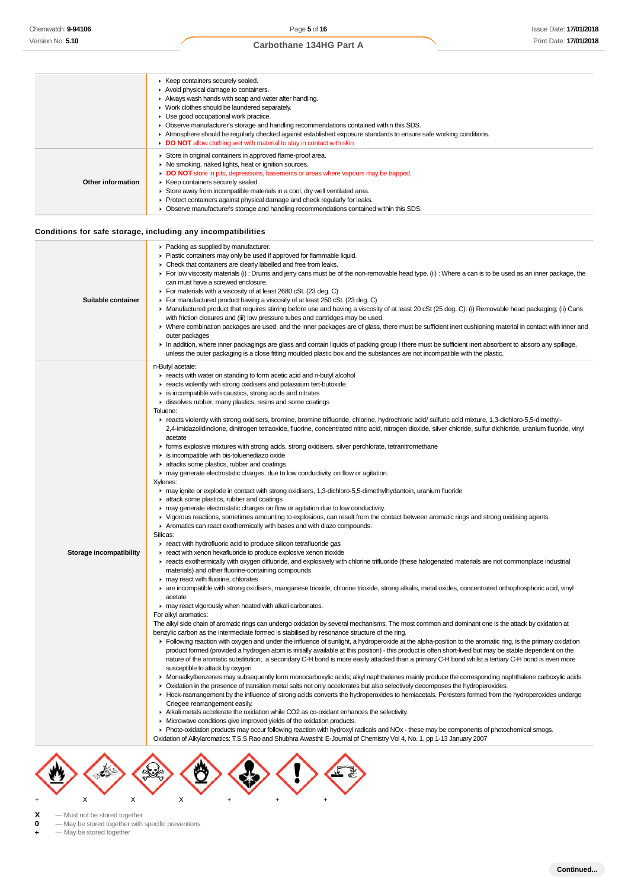| | |
|---|---|
| | - Keep containers securely sealed.<br>- Avoid physical damage to containers.<br>- Always wash hands with soap and water after handling.<br>- Work clothes should be laundered separately.<br>- Use good occupational work practice.<br>- Observe manufacturer's storage and handling recommendations contained within this SDS.<br>- Atmosphere should be regularly checked against established exposure standards to ensure safe working conditions.<br>- **DO NOT** allow clothing wet with material to stay in contact with skin |
| **Other information** | - Store in original containers in approved flame-proof area.<br>- No smoking, naked lights, heat or ignition sources.<br>- **DO NOT** store in pits, depressions, basements or areas where vapours may be trapped.<br>- Keep containers securely sealed.<br>- Store away from incompatible materials in a cool, dry well ventilated area.<br>- Protect containers against physical damage and check regularly for leaks.<br>- Observe manufacturer's storage and handling recommendations contained within this SDS. |

### Conditions for safe storage, including any incompatibilities

| | |
|---|---|
| **Suitable container** | - Packing as supplied by manufacturer.<br>- Plastic containers may only be used if approved for flammable liquid.<br>- Check that containers are clearly labelled and free from leaks.<br>- For low viscosity materials (i) : Drums and jerry cans must be of the non-removable head type. (ii) : Where a can is to be used as an inner package, the can must have a screwed enclosure.<br>- For materials with a viscosity of at least 2680 cSt. (23 deg. C)<br>- For manufactured product having a viscosity of at least 250 cSt. (23 deg. C)<br>- Manufactured product that requires stirring before use and having a viscosity of at least 20 cSt (25 deg. C): (i) Removable head packaging; (ii) Cans with friction closures and (iii) low pressure tubes and cartridges may be used.<br>- Where combination packages are used, and the inner packages are of glass, there must be sufficient inert cushioning material in contact with inner and outer packages<br>- In addition, where inner packagings are glass and contain liquids of packing group I there must be sufficient inert absorbent to absorb any spillage, unless the outer packaging is a close fitting moulded plastic box and the substances are not incompatible with the plastic. |
| **Storage incompatibility** | n-Butyl acetate:<br>- reacts with water on standing to form acetic acid and n-butyl alcohol<br>- reacts violently with strong oxidisers and potassium tert-butoxide<br>- is incompatible with caustics, strong acids and nitrates<br>- dissolves rubber, many plastics, resins and some coatings<br>Toluene:<br>- reacts violently with strong oxidisers, bromine, bromine trifluoride, chlorine, hydrochloric acid/ sulfuric acid mixture, 1,3-dichloro-5,5-dimethyl-2,4-imidazolidindione, dinitrogen tetraoxide, fluorine, concentrated nitric acid, nitrogen dioxide, silver chloride, sulfur dichloride, uranium fluoride, vinyl acetate<br>- forms explosive mixtures with strong acids, strong oxidisers, silver perchlorate, tetranitromethane<br>- is incompatible with bis-toluenediazo oxide<br>- attacks some plastics, rubber and coatings<br>- may generate electrostatic charges, due to low conductivity, on flow or agitation.<br>Xylenes:<br>- may ignite or explode in contact with strong oxidisers, 1,3-dichloro-5,5-dimethylhydantoin, uranium fluoride<br>- attack some plastics, rubber and coatings<br>- may generate electrostatic charges on flow or agitation due to low conductivity.<br>- Vigorous reactions, sometimes amounting to explosions, can result from the contact between aromatic rings and strong oxidising agents.<br>- Aromatics can react exothermically with bases and with diazo compounds.<br>Silicas:<br>- react with hydrofluoric acid to produce silicon tetrafluoride gas<br>- react with xenon hexafluoride to produce explosive xenon trioxide<br>- reacts exothermically with oxygen difluoride, and explosively with chlorine trifluoride (these halogenated materials are not commonplace industrial materials) and other fluorine-containing compounds<br>- may react with fluorine, chlorates<br>- are incompatible with strong oxidisers, manganese trioxide, chlorine trioxide, strong alkalis, metal oxides, concentrated orthophosphoric acid, vinyl acetate<br>- may react vigorously when heated with alkali carbonates.<br>For alkyl aromatics:<br>The alkyl side chain of aromatic rings can undergo oxidation by several mechanisms. The most common and dominant one is the attack by oxidation at benzylic carbon as the intermediate formed is stabilised by resonance structure of the ring.<br>- Following reaction with oxygen and under the influence of sunlight, a hydroperoxide at the alpha-position to the aromatic ring, is the primary oxidation product formed (provided a hydrogen atom is initially available at this position) - this product is often short-lived but may be stable dependent on the nature of the aromatic substitution; a secondary C-H bond is more easily attacked than a primary C-H bond whilst a tertiary C-H bond is even more susceptible to attack by oxygen<br>- Monoalkylbenzenes may subsequently form monocarboxylic acids; alkyl naphthalenes mainly produce the corresponding naphthalene carboxylic acids.<br>- Oxidation in the presence of transition metal salts not only accelerates but also selectively decomposes the hydroperoxides.<br>- Hock-rearrangement by the influence of strong acids converts the hydroperoxides to hemiacetals. Peresters formed from the hydroperoxides undergo Criegee rearrangement easily.<br>- Alkali metals accelerate the oxidation while CO2 as co-oxidant enhances the selectivity.<br>- Microwave conditions give improved yields of the oxidation products.<br>- Photo-oxidation products may occur following reaction with hydroxyl radicals and NOx - these may be components of photochemical smogs.<br>Oxidation of Alkylaromatics: T.S.S Rao and Shubhra Awasthi: E-Journal of Chemistry Vol 4, No. 1, pp 1-13 January 2007 |

| | | | | | | |
|---|---|---|---|---|---|---|
| + | X | X | X | + | + | + |

**X** — Must not be stored together
**0** — May be stored together with specific preventions
**+** — May be stored together

**Continued...**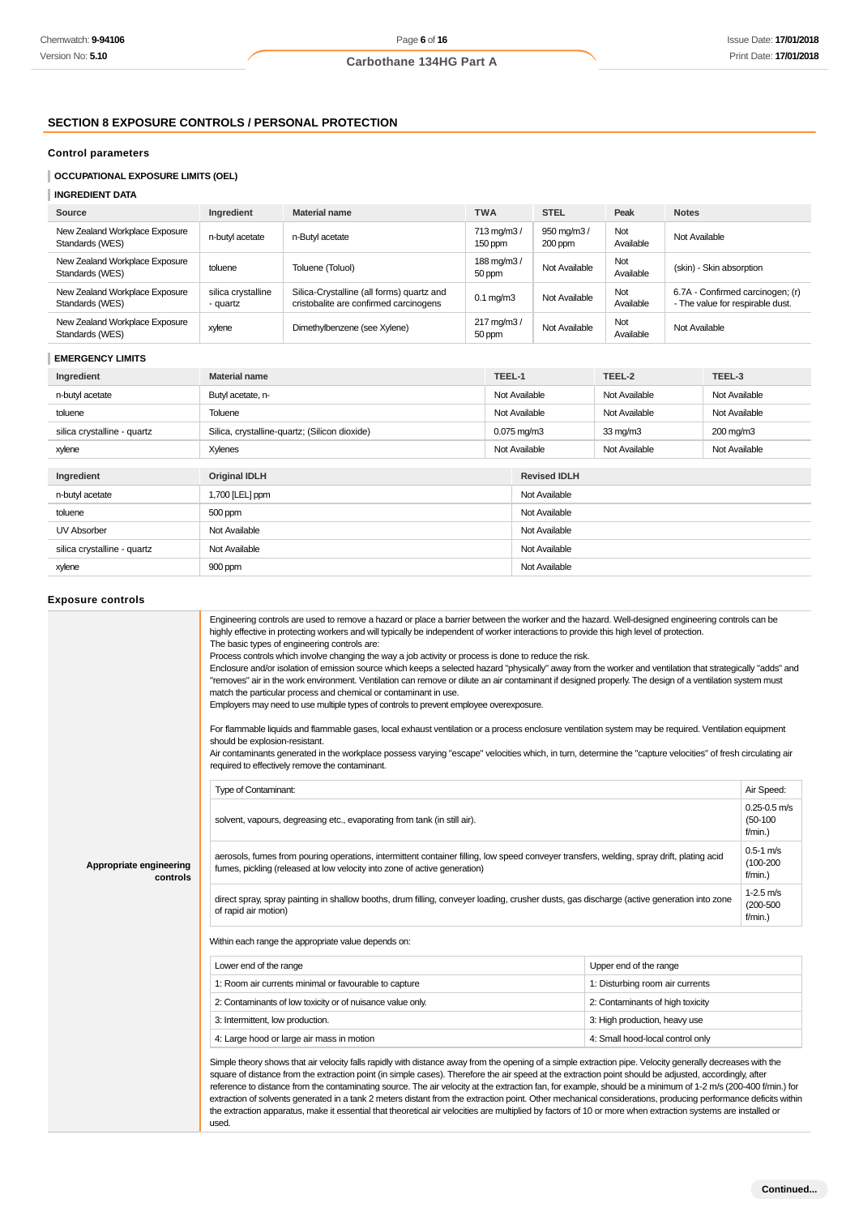## SECTION 8 EXPOSURE CONTROLS / PERSONAL PROTECTION

### Control parameters

#### OCCUPATIONAL EXPOSURE LIMITS (OEL)

#### INGREDIENT DATA

| Source | Ingredient | Material name | TWA | STEL | Peak | Notes |
|---|---|---|---|---|---|---|
| New Zealand Workplace Exposure Standards (WES) | n-butyl acetate | n-Butyl acetate | 713 mg/m3 / 150 ppm | 950 mg/m3 / 200 ppm | Not Available | Not Available |
| New Zealand Workplace Exposure Standards (WES) | toluene | Toluene (Toluol) | 188 mg/m3 / 50 ppm | Not Available | Not Available | (skin) - Skin absorption |
| New Zealand Workplace Exposure Standards (WES) | silica crystalline - quartz | Silica-Crystalline (all forms) quartz and cristobalite are confirmed carcinogens | 0.1 mg/m3 | Not Available | Not Available | 6.7A - Confirmed carcinogen; (r) - The value for respirable dust. |
| New Zealand Workplace Exposure Standards (WES) | xylene | Dimethylbenzene (see Xylene) | 217 mg/m3 / 50 ppm | Not Available | Not Available | Not Available |

#### EMERGENCY LIMITS

| Ingredient | Material name | TEEL-1 | TEEL-2 | TEEL-3 |
|---|---|---|---|---|
| n-butyl acetate | Butyl acetate, n- | Not Available | Not Available | Not Available |
| toluene | Toluene | Not Available | Not Available | Not Available |
| silica crystalline - quartz | Silica, crystalline-quartz; (Silicon dioxide) | 0.075 mg/m3 | 33 mg/m3 | 200 mg/m3 |
| xylene | Xylenes | Not Available | Not Available | Not Available |

| Ingredient | Original IDLH | Revised IDLH |
|---|---|---|
| n-butyl acetate | 1,700 [LEL] ppm | Not Available |
| toluene | 500 ppm | Not Available |
| UV Absorber | Not Available | Not Available |
| silica crystalline - quartz | Not Available | Not Available |
| xylene | 900 ppm | Not Available |

### Exposure controls

**Appropriate engineering controls**

Engineering controls are used to remove a hazard or place a barrier between the worker and the hazard. Well-designed engineering controls can be highly effective in protecting workers and will typically be independent of worker interactions to provide this high level of protection.
The basic types of engineering controls are:
Process controls which involve changing the way a job activity or process is done to reduce the risk.
Enclosure and/or isolation of emission source which keeps a selected hazard "physically" away from the worker and ventilation that strategically "adds" and "removes" air in the work environment. Ventilation can remove or dilute an air contaminant if designed properly. The design of a ventilation system must match the particular process and chemical or contaminant in use.
Employers may need to use multiple types of controls to prevent employee overexposure.

For flammable liquids and flammable gases, local exhaust ventilation or a process enclosure ventilation system may be required. Ventilation equipment should be explosion-resistant.
Air contaminants generated in the workplace possess varying "escape" velocities which, in turn, determine the "capture velocities" of fresh circulating air required to effectively remove the contaminant.

| Type of Contaminant: | Air Speed: |
|---|---|
| solvent, vapours, degreasing etc., evaporating from tank (in still air). | 0.25-0.5 m/s (50-100 f/min.) |
| aerosols, fumes from pouring operations, intermittent container filling, low speed conveyer transfers, welding, spray drift, plating acid fumes, pickling (released at low velocity into zone of active generation) | 0.5-1 m/s (100-200 f/min.) |
| direct spray, spray painting in shallow booths, drum filling, conveyer loading, crusher dusts, gas discharge (active generation into zone of rapid air motion) | 1-2.5 m/s (200-500 f/min.) |

Within each range the appropriate value depends on:

| Lower end of the range | Upper end of the range |
|---|---|
| 1: Room air currents minimal or favourable to capture | 1: Disturbing room air currents |
| 2: Contaminants of low toxicity or of nuisance value only. | 2: Contaminants of high toxicity |
| 3: Intermittent, low production. | 3: High production, heavy use |
| 4: Large hood or large air mass in motion | 4: Small hood-local control only |

Simple theory shows that air velocity falls rapidly with distance away from the opening of a simple extraction pipe. Velocity generally decreases with the square of distance from the extraction point (in simple cases). Therefore the air speed at the extraction point should be adjusted, accordingly, after reference to distance from the contaminating source. The air velocity at the extraction fan, for example, should be a minimum of 1-2 m/s (200-400 f/min.) for extraction of solvents generated in a tank 2 meters distant from the extraction point. Other mechanical considerations, producing performance deficits within the extraction apparatus, make it essential that theoretical air velocities are multiplied by factors of 10 or more when extraction systems are installed or used.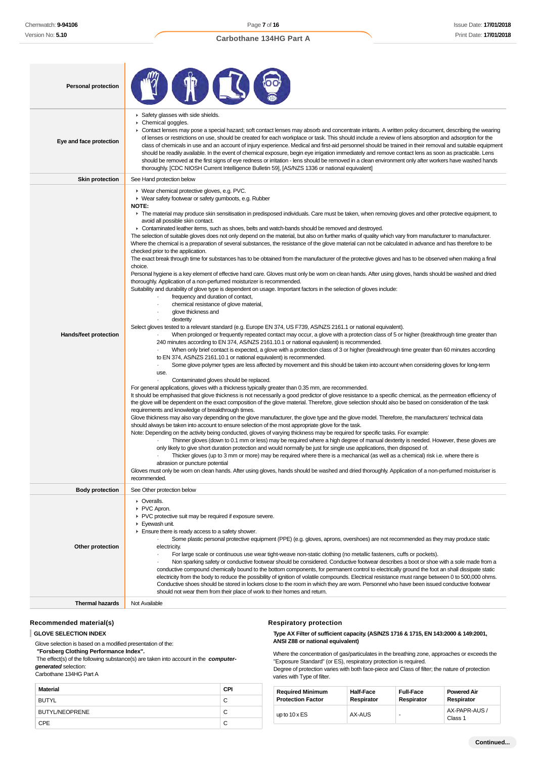| | |
|---|---|
| **Personal protection** | |
| **Eye and face protection** | - Safety glasses with side shields.<br>- Chemical goggles.<br>- Contact lenses may pose a special hazard; soft contact lenses may absorb and concentrate irritants. A written policy document, describing the wearing of lenses or restrictions on use, should be created for each workplace or task. This should include a review of lens absorption and adsorption for the class of chemicals in use and an account of injury experience. Medical and first-aid personnel should be trained in their removal and suitable equipment should be readily available. In the event of chemical exposure, begin eye irrigation immediately and remove contact lens as soon as practicable. Lens should be removed at the first signs of eye redness or irritation - lens should be removed in a clean environment only after workers have washed hands thoroughly. [CDC NIOSH Current Intelligence Bulletin 59], [AS/NZS 1336 or national equivalent] |
| **Skin protection** | See Hand protection below |
| **Hands/feet protection** | - Wear chemical protective gloves, e.g. PVC.<br>- Wear safety footwear or safety gumboots, e.g. Rubber<br>**NOTE:**<br>- The material may produce skin sensitisation in predisposed individuals. Care must be taken, when removing gloves and other protective equipment, to avoid all possible skin contact.<br>- Contaminated leather items, such as shoes, belts and watch-bands should be removed and destroyed.<br>The selection of suitable gloves does not only depend on the material, but also on further marks of quality which vary from manufacturer to manufacturer. Where the chemical is a preparation of several substances, the resistance of the glove material can not be calculated in advance and has therefore to be checked prior to the application.<br>The exact break through time for substances has to be obtained from the manufacturer of the protective gloves and has to be observed when making a final choice.<br>Personal hygiene is a key element of effective hand care. Gloves must only be worn on clean hands. After using gloves, hands should be washed and dried thoroughly. Application of a non-perfumed moisturizer is recommended.<br>Suitability and durability of glove type is dependent on usage. Important factors in the selection of gloves include:<br>· frequency and duration of contact,<br>· chemical resistance of glove material,<br>· glove thickness and<br>· dexterity<br>Select gloves tested to a relevant standard (e.g. Europe EN 374, US F739, AS/NZS 2161.1 or national equivalent).<br>· When prolonged or frequently repeated contact may occur, a glove with a protection class of 5 or higher (breakthrough time greater than 240 minutes according to EN 374, AS/NZS 2161.10.1 or national equivalent) is recommended.<br>· When only brief contact is expected, a glove with a protection class of 3 or higher (breakthrough time greater than 60 minutes according to EN 374, AS/NZS 2161.10.1 or national equivalent) is recommended.<br>· Some glove polymer types are less affected by movement and this should be taken into account when considering gloves for long-term use.<br>· Contaminated gloves should be replaced.<br>For general applications, gloves with a thickness typically greater than 0.35 mm, are recommended.<br>It should be emphasised that glove thickness is not necessarily a good predictor of glove resistance to a specific chemical, as the permeation efficiency of the glove will be dependent on the exact composition of the glove material. Therefore, glove selection should also be based on consideration of the task requirements and knowledge of breakthrough times.<br>Glove thickness may also vary depending on the glove manufacturer, the glove type and the glove model. Therefore, the manufacturers' technical data should always be taken into account to ensure selection of the most appropriate glove for the task.<br>Note: Depending on the activity being conducted, gloves of varying thickness may be required for specific tasks. For example:<br>· Thinner gloves (down to 0.1 mm or less) may be required where a high degree of manual dexterity is needed. However, these gloves are only likely to give short duration protection and would normally be just for single use applications, then disposed of.<br>· Thicker gloves (up to 3 mm or more) may be required where there is a mechanical (as well as a chemical) risk i.e. where there is abrasion or puncture potential<br>Gloves must only be worn on clean hands. After using gloves, hands should be washed and dried thoroughly. Application of a non-perfumed moisturiser is recommended. |
| **Body protection** | See Other protection below |
| **Other protection** | - Overalls.<br>- PVC Apron.<br>- PVC protective suit may be required if exposure severe.<br>- Eyewash unit.<br>- Ensure there is ready access to a safety shower.<br>· Some plastic personal protective equipment (PPE) (e.g. gloves, aprons, overshoes) are not recommended as they may produce static electricity.<br>· For large scale or continuous use wear tight-weave non-static clothing (no metallic fasteners, cuffs or pockets).<br>· Non sparking safety or conductive footwear should be considered. Conductive footwear describes a boot or shoe with a sole made from a conductive compound chemically bound to the bottom components, for permanent control to electrically ground the foot an shall dissipate static electricity from the body to reduce the possibility of ignition of volatile compounds. Electrical resistance must range between 0 to 500,000 ohms. Conductive shoes should be stored in lockers close to the room in which they are worn. Personnel who have been issued conductive footwear should not wear them from their place of work to their homes and return. |
| **Thermal hazards** | Not Available |

## Recommended material(s)

**GLOVE SELECTION INDEX**

Glove selection is based on a modified presentation of the:
**"Forsberg Clothing Performance Index".**
The effect(s) of the following substance(s) are taken into account in the ***computer-generated*** selection:
Carbothane 134HG Part A

| Material | CPI |
|---|---|
| BUTYL | C |
| BUTYL/NEOPRENE | C |
| CPE | C |

## Respiratory protection

**Type AX Filter of sufficient capacity. (AS/NZS 1716 & 1715, EN 143:2000 & 149:2001, ANSI Z88 or national equivalent)**

Where the concentration of gas/particulates in the breathing zone, approaches or exceeds the "Exposure Standard" (or ES), respiratory protection is required.
Degree of protection varies with both face-piece and Class of filter; the nature of protection varies with Type of filter.

| Required Minimum Protection Factor | Half-Face Respirator | Full-Face Respirator | Powered Air Respirator |
|---|---|---|---|
| up to 10 x ES | AX-AUS | - | AX-PAPR-AUS / Class 1 |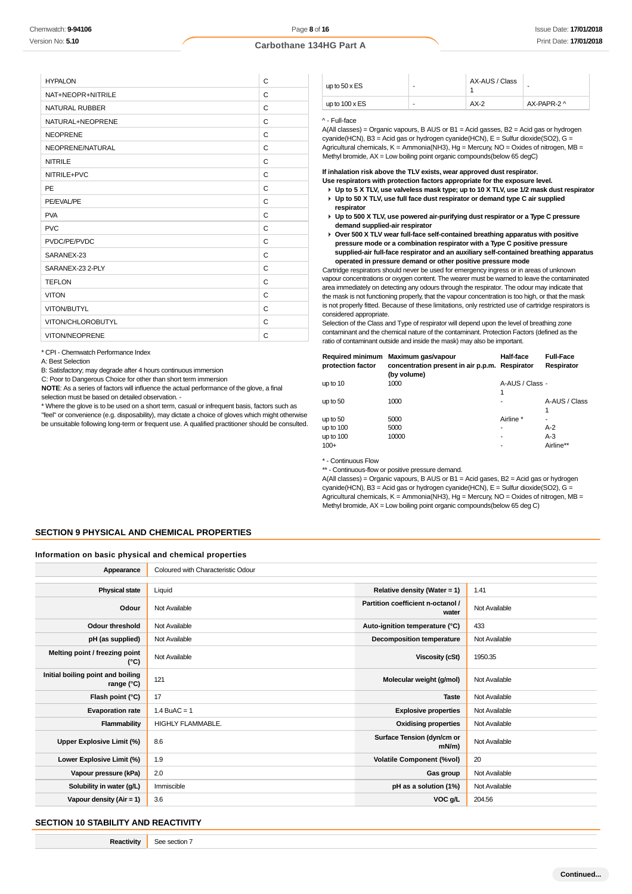| HYPALON | C |
|---|---|
| NAT+NEOPR+NITRILE | C |
| NATURAL RUBBER | C |
| NATURAL+NEOPRENE | C |
| NEOPRENE | C |
| NEOPRENE/NATURAL | C |
| NITRILE | C |
| NITRILE+PVC | C |
| PE | C |
| PE/EVAL/PE | C |
| PVA | C |
| PVC | C |
| PVDC/PE/PVDC | C |
| SARANEX-23 | C |
| SARANEX-23 2-PLY | C |
| TEFLON | C |
| VITON | C |
| VITON/BUTYL | C |
| VITON/CHLOROBUTYL | C |
| VITON/NEOPRENE | C |

* CPI - Chemwatch Performance Index
A: Best Selection
B: Satisfactory; may degrade after 4 hours continuous immersion
C: Poor to Dangerous Choice for other than short term immersion
**NOTE**: As a series of factors will influence the actual performance of the glove, a final selection must be based on detailed observation. -
* Where the glove is to be used on a short term, casual or infrequent basis, factors such as "feel" or convenience (e.g. disposability), may dictate a choice of gloves which might otherwise be unsuitable following long-term or frequent use. A qualified practitioner should be consulted.

| up to 50 x ES | - | AX-AUS / Class 1 | - |
|---|---|---|---|
| up to 100 x ES | - | AX-2 | AX-PAPR-2 ^ |

^ - Full-face
A(All classes) = Organic vapours, B AUS or B1 = Acid gasses, B2 = Acid gas or hydrogen cyanide(HCN), B3 = Acid gas or hydrogen cyanide(HCN), E = Sulfur dioxide(SO2), G = Agricultural chemicals, K = Ammonia(NH3), Hg = Mercury, NO = Oxides of nitrogen, MB = Methyl bromide, AX = Low boiling point organic compounds(below 65 degC)

**If inhalation risk above the TLV exists, wear approved dust respirator.**
**Use respirators with protection factors appropriate for the exposure level.**

- **Up to 5 X TLV, use valveless mask type; up to 10 X TLV, use 1/2 mask dust respirator**
- **Up to 50 X TLV, use full face dust respirator or demand type C air supplied respirator**
- **Up to 500 X TLV, use powered air-purifying dust respirator or a Type C pressure demand supplied-air respirator**
- **Over 500 X TLV wear full-face self-contained breathing apparatus with positive pressure mode or a combination respirator with a Type C positive pressure supplied-air full-face respirator and an auxiliary self-contained breathing apparatus operated in pressure demand or other positive pressure mode**

Cartridge respirators should never be used for emergency ingress or in areas of unknown vapour concentrations or oxygen content. The wearer must be warned to leave the contaminated area immediately on detecting any odours through the respirator. The odour may indicate that the mask is not functioning properly, that the vapour concentration is too high, or that the mask is not properly fitted. Because of these limitations, only restricted use of cartridge respirators is considered appropriate.
Selection of the Class and Type of respirator will depend upon the level of breathing zone contaminant and the chemical nature of the contaminant. Protection Factors (defined as the ratio of contaminant outside and inside the mask) may also be important.

| Required minimum protection factor | Maximum gas/vapour concentration present in air p.p.m. (by volume) | Half-face Respirator | Full-Face Respirator |
|---|---|---|---|
| up to 10 | 1000 | A-AUS / Class 1 | - |
| up to 50 | 1000 | - | A-AUS / Class 1 |
| up to 50 | 5000 | Airline * | - |
| up to 100 | 5000 | - | A-2 |
| up to 100 | 10000 | - | A-3 |
| 100+ | | - | Airline** |

* - Continuous Flow
** - Continuous-flow or positive pressure demand.
A(All classes) = Organic vapours, B AUS or B1 = Acid gases, B2 = Acid gas or hydrogen cyanide(HCN), B3 = Acid gas or hydrogen cyanide(HCN), E = Sulfur dioxide(SO2), G = Agricultural chemicals, K = Ammonia(NH3), Hg = Mercury, NO = Oxides of nitrogen, MB = Methyl bromide, AX = Low boiling point organic compounds(below 65 deg C)

## SECTION 9 PHYSICAL AND CHEMICAL PROPERTIES

### Information on basic physical and chemical properties

| **Appearance** | Coloured with Characteristic Odour | | |
|---|---|---|---|
| **Physical state** | Liquid | **Relative density (Water = 1)** | 1.41 |
| **Odour** | Not Available | **Partition coefficient n-octanol / water** | Not Available |
| **Odour threshold** | Not Available | **Auto-ignition temperature (°C)** | 433 |
| **pH (as supplied)** | Not Available | **Decomposition temperature** | Not Available |
| **Melting point / freezing point (°C)** | Not Available | **Viscosity (cSt)** | 1950.35 |
| **Initial boiling point and boiling range (°C)** | 121 | **Molecular weight (g/mol)** | Not Available |
| **Flash point (°C)** | 17 | **Taste** | Not Available |
| **Evaporation rate** | 1.4 BuAC = 1 | **Explosive properties** | Not Available |
| **Flammability** | HIGHLY FLAMMABLE. | **Oxidising properties** | Not Available |
| **Upper Explosive Limit (%)** | 8.6 | **Surface Tension (dyn/cm or mN/m)** | Not Available |
| **Lower Explosive Limit (%)** | 1.9 | **Volatile Component (%vol)** | 20 |
| **Vapour pressure (kPa)** | 2.0 | **Gas group** | Not Available |
| **Solubility in water (g/L)** | Immiscible | **pH as a solution (1%)** | Not Available |
| **Vapour density (Air = 1)** | 3.6 | **VOC g/L** | 204.56 |

## SECTION 10 STABILITY AND REACTIVITY

| **Reactivity** | See section 7 |
|---|---|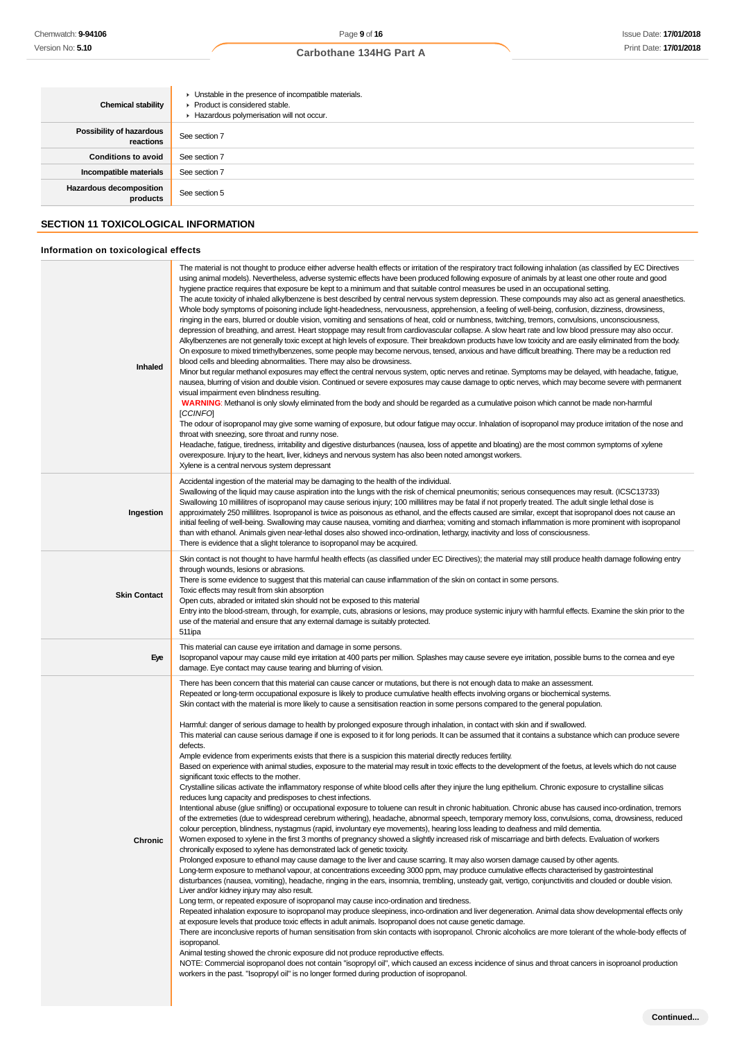| | |
|---|---|
| **Chemical stability** | ▸ Unstable in the presence of incompatible materials.<br>▸ Product is considered stable.<br>▸ Hazardous polymerisation will not occur. |
| **Possibility of hazardous reactions** | See section 7 |
| **Conditions to avoid** | See section 7 |
| **Incompatible materials** | See section 7 |
| **Hazardous decomposition products** | See section 5 |

## SECTION 11 TOXICOLOGICAL INFORMATION

### Information on toxicological effects

| | |
|---|---|
| **Inhaled** | The material is not thought to produce either adverse health effects or irritation of the respiratory tract following inhalation (as classified by EC Directives using animal models). Nevertheless, adverse systemic effects have been produced following exposure of animals by at least one other route and good hygiene practice requires that exposure be kept to a minimum and that suitable control measures be used in an occupational setting.<br>The acute toxicity of inhaled alkylbenzene is best described by central nervous system depression. These compounds may also act as general anaesthetics. Whole body symptoms of poisoning include light-headedness, nervousness, apprehension, a feeling of well-being, confusion, dizziness, drowsiness, ringing in the ears, blurred or double vision, vomiting and sensations of heat, cold or numbness, twitching, tremors, convulsions, unconsciousness, depression of breathing, and arrest. Heart stoppage may result from cardiovascular collapse. A slow heart rate and low blood pressure may also occur.<br>Alkylbenzenes are not generally toxic except at high levels of exposure. Their breakdown products have low toxicity and are easily eliminated from the body.<br>On exposure to mixed trimethylbenzenes, some people may become nervous, tensed, anxious and have difficult breathing. There may be a reduction red blood cells and bleeding abnormalities. There may also be drowsiness.<br>Minor but regular methanol exposures may effect the central nervous system, optic nerves and retinae. Symptoms may be delayed, with headache, fatigue, nausea, blurring of vision and double vision. Continued or severe exposures may cause damage to optic nerves, which may become severe with permanent visual impairment even blindness resulting.<br>**WARNING**: Methanol is only slowly eliminated from the body and should be regarded as a cumulative poison which cannot be made non-harmful [*CCINFO*]<br>The odour of isopropanol may give some warning of exposure, but odour fatigue may occur. Inhalation of isopropanol may produce irritation of the nose and throat with sneezing, sore throat and runny nose.<br>Headache, fatigue, tiredness, irritability and digestive disturbances (nausea, loss of appetite and bloating) are the most common symptoms of xylene overexposure. Injury to the heart, liver, kidneys and nervous system has also been noted amongst workers.<br>Xylene is a central nervous system depressant |
| **Ingestion** | Accidental ingestion of the material may be damaging to the health of the individual.<br>Swallowing of the liquid may cause aspiration into the lungs with the risk of chemical pneumonitis; serious consequences may result. (ICSC13733)<br>Swallowing 10 millilitres of isopropanol may cause serious injury; 100 millilitres may be fatal if not properly treated. The adult single lethal dose is approximately 250 millilitres. Isopropanol is twice as poisonous as ethanol, and the effects caused are similar, except that isopropanol does not cause an initial feeling of well-being. Swallowing may cause nausea, vomiting and diarrhea; vomiting and stomach inflammation is more prominent with isopropanol than with ethanol. Animals given near-lethal doses also showed inco-ordination, lethargy, inactivity and loss of consciousness.<br>There is evidence that a slight tolerance to isopropanol may be acquired. |
| **Skin Contact** | Skin contact is not thought to have harmful health effects (as classified under EC Directives); the material may still produce health damage following entry through wounds, lesions or abrasions.<br>There is some evidence to suggest that this material can cause inflammation of the skin on contact in some persons.<br>Toxic effects may result from skin absorption<br>Open cuts, abraded or irritated skin should not be exposed to this material<br>Entry into the blood-stream, through, for example, cuts, abrasions or lesions, may produce systemic injury with harmful effects. Examine the skin prior to the use of the material and ensure that any external damage is suitably protected.<br>511ipa |
| **Eye** | This material can cause eye irritation and damage in some persons.<br>Isopropanol vapour may cause mild eye irritation at 400 parts per million. Splashes may cause severe eye irritation, possible burns to the cornea and eye damage. Eye contact may cause tearing and blurring of vision. |
| **Chronic** | There has been concern that this material can cause cancer or mutations, but there is not enough data to make an assessment.<br>Repeated or long-term occupational exposure is likely to produce cumulative health effects involving organs or biochemical systems.<br>Skin contact with the material is more likely to cause a sensitisation reaction in some persons compared to the general population.<br><br>Harmful: danger of serious damage to health by prolonged exposure through inhalation, in contact with skin and if swallowed.<br>This material can cause serious damage if one is exposed to it for long periods. It can be assumed that it contains a substance which can produce severe defects.<br>Ample evidence from experiments exists that there is a suspicion this material directly reduces fertility.<br>Based on experience with animal studies, exposure to the material may result in toxic effects to the development of the foetus, at levels which do not cause significant toxic effects to the mother.<br>Crystalline silicas activate the inflammatory response of white blood cells after they injure the lung epithelium. Chronic exposure to crystalline silicas reduces lung capacity and predisposes to chest infections.<br>Intentional abuse (glue sniffing) or occupational exposure to toluene can result in chronic habituation. Chronic abuse has caused inco-ordination, tremors of the extremeties (due to widespread cerebrum withering), headache, abnormal speech, temporary memory loss, convulsions, coma, drowsiness, reduced colour perception, blindness, nystagmus (rapid, involuntary eye movements), hearing loss leading to deafness and mild dementia.<br>Women exposed to xylene in the first 3 months of pregnancy showed a slightly increased risk of miscarriage and birth defects. Evaluation of workers chronically exposed to xylene has demonstrated lack of genetic toxicity.<br>Prolonged exposure to ethanol may cause damage to the liver and cause scarring. It may also worsen damage caused by other agents.<br>Long-term exposure to methanol vapour, at concentrations exceeding 3000 ppm, may produce cumulative effects characterised by gastrointestinal disturbances (nausea, vomiting), headache, ringing in the ears, insomnia, trembling, unsteady gait, vertigo, conjunctivitis and clouded or double vision. Liver and/or kidney injury may also result.<br>Long term, or repeated exposure of isopropanol may cause inco-ordination and tiredness.<br>Repeated inhalation exposure to isopropanol may produce sleepiness, inco-ordination and liver degeneration. Animal data show developmental effects only at exposure levels that produce toxic effects in adult animals. Isopropanol does not cause genetic damage.<br>There are inconclusive reports of human sensitisation from skin contacts with isopropanol. Chronic alcoholics are more tolerant of the whole-body effects of isopropanol.<br>Animal testing showed the chronic exposure did not produce reproductive effects.<br>NOTE: Commercial isopropanol does not contain "isopropyl oil", which caused an excess incidence of sinus and throat cancers in isoproanol production workers in the past. "Isopropyl oil" is no longer formed during production of isopropanol. |

**Continued...**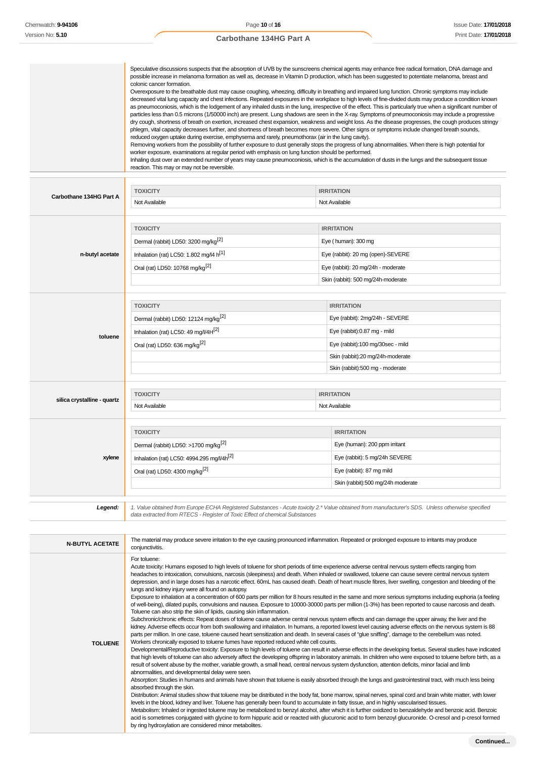Speculative discussions suspects that the absorption of UVB by the sunscreens chemical agents may enhance free radical formation, DNA damage and possible increase in melanoma formation as well as, decrease in Vitamin D production, which has been suggested to potentiate melanoma, breast and colonic cancer formation.
Overexposure to the breathable dust may cause coughing, wheezing, difficulty in breathing and impaired lung function. Chronic symptoms may include decreased vital lung capacity and chest infections. Repeated exposures in the workplace to high levels of fine-divided dusts may produce a condition known as pneumoconiosis, which is the lodgement of any inhaled dusts in the lung, irrespective of the effect. This is particularly true when a significant number of particles less than 0.5 microns (1/50000 inch) are present. Lung shadows are seen in the X-ray. Symptoms of pneumoconiosis may include a progressive dry cough, shortness of breath on exertion, increased chest expansion, weakness and weight loss. As the disease progresses, the cough produces stringy phlegm, vital capacity decreases further, and shortness of breath becomes more severe. Other signs or symptoms include changed breath sounds, reduced oxygen uptake during exercise, emphysema and rarely, pneumothorax (air in the lung cavity).
Removing workers from the possibility of further exposure to dust generally stops the progress of lung abnormalities. When there is high potential for worker exposure, examinations at regular period with emphasis on lung function should be performed.
Inhaling dust over an extended number of years may cause pneumoconiosis, which is the accumulation of dusts in the lungs and the subsequent tissue reaction. This may or may not be reversible.

**Carbothane 134HG Part A**

| TOXICITY | IRRITATION |
|---|---|
| Not Available | Not Available |

**n-butyl acetate**

| TOXICITY | IRRITATION |
|---|---|
| Dermal (rabbit) LD50: 3200 mg/kg[2] | Eye ( human): 300 mg |
| Inhalation (rat) LC50: 1.802 mg/l4 h[1] | Eye (rabbit): 20 mg (open)-SEVERE |
| Oral (rat) LD50: 10768 mg/kg[2] | Eye (rabbit): 20 mg/24h - moderate |
| | Skin (rabbit): 500 mg/24h-moderate |

**toluene**

| TOXICITY | IRRITATION |
|---|---|
| Dermal (rabbit) LD50: 12124 mg/kg[2] | Eye (rabbit): 2mg/24h - SEVERE |
| Inhalation (rat) LC50: 49 mg/l/4H[2] | Eye (rabbit):0.87 mg - mild |
| Oral (rat) LD50: 636 mg/kg[2] | Eye (rabbit):100 mg/30sec - mild |
| | Skin (rabbit):20 mg/24h-moderate |
| | Skin (rabbit):500 mg - moderate |

**silica crystalline - quartz**

| TOXICITY | IRRITATION |
|---|---|
| Not Available | Not Available |

**xylene**

| TOXICITY | IRRITATION |
|---|---|
| Dermal (rabbit) LD50: >1700 mg/kg[2] | Eye (human): 200 ppm irritant |
| Inhalation (rat) LC50: 4994.295 mg/l/4h[2] | Eye (rabbit): 5 mg/24h SEVERE |
| Oral (rat) LD50: 4300 mg/kg[2] | Eye (rabbit): 87 mg mild |
| | Skin (rabbit):500 mg/24h moderate |

***Legend:*** *1. Value obtained from Europe ECHA Registered Substances - Acute toxicity 2.\* Value obtained from manufacturer's SDS. Unless otherwise specified data extracted from RTECS - Register of Toxic Effect of chemical Substances*

**N-BUTYL ACETATE**

The material may produce severe irritation to the eye causing pronounced inflammation. Repeated or prolonged exposure to irritants may produce conjunctivitis.

**TOLUENE**

For toluene:
Acute toxicity: Humans exposed to high levels of toluene for short periods of time experience adverse central nervous system effects ranging from headaches to intoxication, convulsions, narcosis (sleepiness) and death. When inhaled or swallowed, toluene can cause severe central nervous system depression, and in large doses has a narcotic effect. 60mL has caused death. Death of heart muscle fibres, liver swelling, congestion and bleeding of the lungs and kidney injury were all found on autopsy.
Exposure to inhalation at a concentration of 600 parts per million for 8 hours resulted in the same and more serious symptoms including euphoria (a feeling of well-being), dilated pupils, convulsions and nausea. Exposure to 10000-30000 parts per million (1-3%) has been reported to cause narcosis and death. Toluene can also strip the skin of lipids, causing skin inflammation.
Subchronic/chronic effects: Repeat doses of toluene cause adverse central nervous system effects and can damage the upper airway, the liver and the kidney. Adverse effects occur from both swallowing and inhalation. In humans, a reported lowest level causing adverse effects on the nervous system is 88 parts per million. In one case, toluene caused heart sensitization and death. In several cases of "glue sniffing", damage to the cerebellum was noted. Workers chronically exposed to toluene fumes have reported reduced white cell counts.
Developmental/Reproductive toxicity: Exposure to high levels of toluene can result in adverse effects in the developing foetus. Several studies have indicated that high levels of toluene can also adversely affect the developing offspring in laboratory animals. In children who were exposed to toluene before birth, as a result of solvent abuse by the mother, variable growth, a small head, central nervous system dysfunction, attention deficits, minor facial and limb abnormalities, and developmental delay were seen.
Absorption: Studies in humans and animals have shown that toluene is easily absorbed through the lungs and gastrointestinal tract, with much less being absorbed through the skin.
Distribution: Animal studies show that toluene may be distributed in the body fat, bone marrow, spinal nerves, spinal cord and brain white matter, with lower levels in the blood, kidney and liver. Toluene has generally been found to accumulate in fatty tissue, and in highly vascularised tissues.
Metabolism: Inhaled or ingested toluene may be metabolized to benzyl alcohol, after which it is further oxidized to benzaldehyde and benzoic acid. Benzoic acid is sometimes conjugated with glycine to form hippuric acid or reacted with glucuronic acid to form benzoyl glucuronide. O-cresol and p-cresol formed by ring hydroxylation are considered minor metabolites.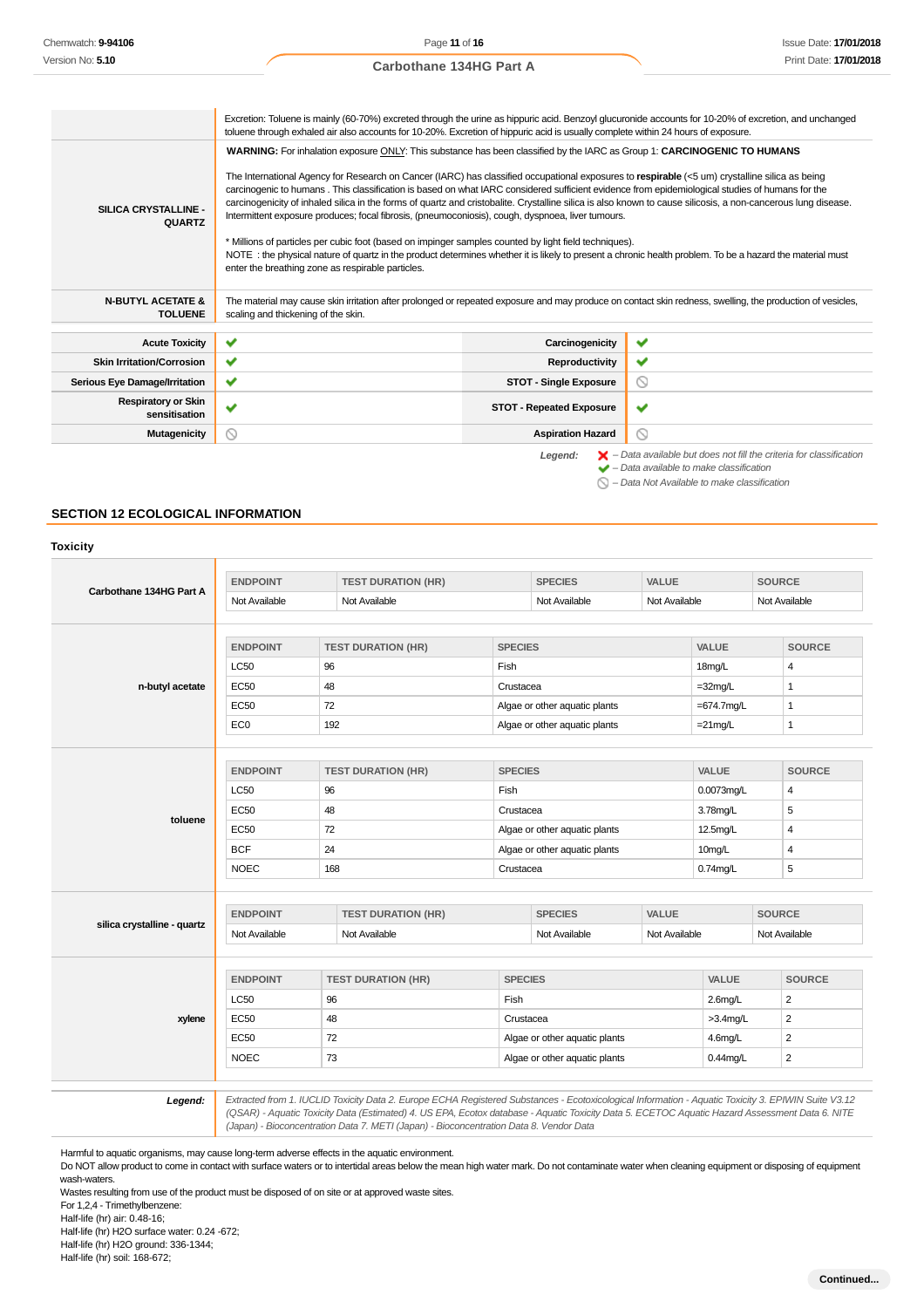| | |
|---|---|
| | Excretion: Toluene is mainly (60-70%) excreted through the urine as hippuric acid. Benzoyl glucuronide accounts for 10-20% of excretion, and unchanged toluene through exhaled air also accounts for 10-20%. Excretion of hippuric acid is usually complete within 24 hours of exposure. |
| **SILICA CRYSTALLINE - QUARTZ** | **WARNING:** For inhalation exposure ONLY: This substance has been classified by the IARC as Group 1: **CARCINOGENIC TO HUMANS**<br><br>The International Agency for Research on Cancer (IARC) has classified occupational exposures to **respirable** (<5 um) crystalline silica as being carcinogenic to humans . This classification is based on what IARC considered sufficient evidence from epidemiological studies of humans for the carcinogenicity of inhaled silica in the forms of quartz and cristobalite. Crystalline silica is also known to cause silicosis, a non-cancerous lung disease. Intermittent exposure produces; focal fibrosis, (pneumoconiosis), cough, dyspnoea, liver tumours.<br><br>* Millions of particles per cubic foot (based on impinger samples counted by light field techniques).<br>NOTE : the physical nature of quartz in the product determines whether it is likely to present a chronic health problem. To be a hazard the material must enter the breathing zone as respirable particles. |
| **N-BUTYL ACETATE & TOLUENE** | The material may cause skin irritation after prolonged or repeated exposure and may produce on contact skin redness, swelling, the production of vesicles, scaling and thickening of the skin. |

| | | | |
|---|---|---|---|
| **Acute Toxicity** | ✔ | **Carcinogenicity** | ✔ |
| **Skin Irritation/Corrosion** | ✔ | **Reproductivity** | ✔ |
| **Serious Eye Damage/Irritation** | ✔ | **STOT - Single Exposure** | ⊘ |
| **Respiratory or Skin sensitisation** | ✔ | **STOT - Repeated Exposure** | ✔ |
| **Mutagenicity** | ⊘ | **Aspiration Hazard** | ⊘ |

*Legend:* ✘ *– Data available but does not fill the criteria for classification*
✔ *– Data available to make classification*
⊘ *– Data Not Available to make classification*

## SECTION 12 ECOLOGICAL INFORMATION

### Toxicity

**Carbothane 134HG Part A**

| ENDPOINT | TEST DURATION (HR) | SPECIES | VALUE | SOURCE |
|---|---|---|---|---|
| Not Available | Not Available | Not Available | Not Available | Not Available |

**n-butyl acetate**

| ENDPOINT | TEST DURATION (HR) | SPECIES | VALUE | SOURCE |
|---|---|---|---|---|
| LC50 | 96 | Fish | 18mg/L | 4 |
| EC50 | 48 | Crustacea | =32mg/L | 1 |
| EC50 | 72 | Algae or other aquatic plants | =674.7mg/L | 1 |
| EC0 | 192 | Algae or other aquatic plants | =21mg/L | 1 |

**toluene**

| ENDPOINT | TEST DURATION (HR) | SPECIES | VALUE | SOURCE |
|---|---|---|---|---|
| LC50 | 96 | Fish | 0.0073mg/L | 4 |
| EC50 | 48 | Crustacea | 3.78mg/L | 5 |
| EC50 | 72 | Algae or other aquatic plants | 12.5mg/L | 4 |
| BCF | 24 | Algae or other aquatic plants | 10mg/L | 4 |
| NOEC | 168 | Crustacea | 0.74mg/L | 5 |

**silica crystalline - quartz**

| ENDPOINT | TEST DURATION (HR) | SPECIES | VALUE | SOURCE |
|---|---|---|---|---|
| Not Available | Not Available | Not Available | Not Available | Not Available |

**xylene**

| ENDPOINT | TEST DURATION (HR) | SPECIES | VALUE | SOURCE |
|---|---|---|---|---|
| LC50 | 96 | Fish | 2.6mg/L | 2 |
| EC50 | 48 | Crustacea | >3.4mg/L | 2 |
| EC50 | 72 | Algae or other aquatic plants | 4.6mg/L | 2 |
| NOEC | 73 | Algae or other aquatic plants | 0.44mg/L | 2 |

***Legend:*** *Extracted from 1. IUCLID Toxicity Data 2. Europe ECHA Registered Substances - Ecotoxicological Information - Aquatic Toxicity 3. EPIWIN Suite V3.12 (QSAR) - Aquatic Toxicity Data (Estimated) 4. US EPA, Ecotox database - Aquatic Toxicity Data 5. ECETOC Aquatic Hazard Assessment Data 6. NITE (Japan) - Bioconcentration Data 7. METI (Japan) - Bioconcentration Data 8. Vendor Data*

Harmful to aquatic organisms, may cause long-term adverse effects in the aquatic environment.
Do NOT allow product to come in contact with surface waters or to intertidal areas below the mean high water mark. Do not contaminate water when cleaning equipment or disposing of equipment wash-waters.
Wastes resulting from use of the product must be disposed of on site or at approved waste sites.
For 1,2,4 - Trimethylbenzene:
Half-life (hr) air: 0.48-16;
Half-life (hr) H2O surface water: 0.24 -672;
Half-life (hr) H2O ground: 336-1344;
Half-life (hr) soil: 168-672;

**Continued...**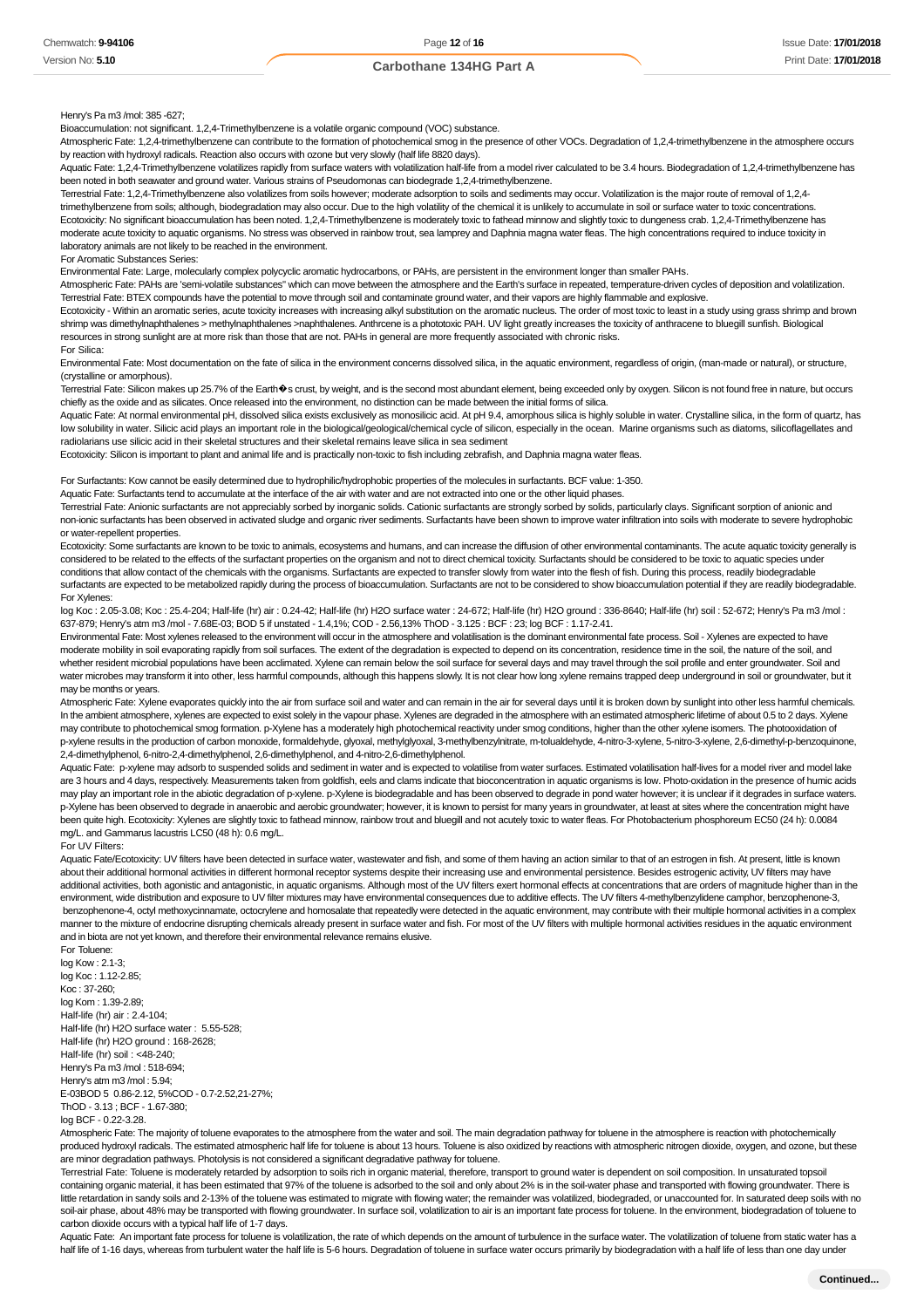Henry's Pa m3 /mol: 385 -627;

Bioaccumulation: not significant. 1,2,4-Trimethylbenzene is a volatile organic compound (VOC) substance.

Atmospheric Fate: 1,2,4-trimethylbenzene can contribute to the formation of photochemical smog in the presence of other VOCs. Degradation of 1,2,4-trimethylbenzene in the atmosphere occurs by reaction with hydroxyl radicals. Reaction also occurs with ozone but very slowly (half life 8820 days).

Aquatic Fate: 1,2,4-Trimethylbenzene volatilizes rapidly from surface waters with volatilization half-life from a model river calculated to be 3.4 hours. Biodegredation of 1,2,4-trimethylbenzene has been noted in both seawater and ground water. Various strains of Pseudomonas can biodegrade 1,2,4-trimethylbenzene.

Terrestrial Fate: 1,2,4-Trimethylbenzene also volatilizes from soils however; moderate adsorption to soils and sediments may occur. Volatilization is the major route of removal of 1,2,4-trimethylbenzene from soils; although, biodegradation may also occur. Due to the high volatility of the chemical it is unlikely to accumulate in soil or surface water to toxic concentrations.

Ecotoxicity: No significant bioaccumulation has been noted. 1,2,4-Trimethylbenzene is moderately toxic to fathead minnow and slightly toxic to dungeness crab. 1,2,4-Trimethylbenzene has moderate acute toxicity to aquatic organisms. No stress was observed in rainbow trout, sea lamprey and Daphnia magna water fleas. The high concentrations required to induce toxicity in laboratory animals are not likely to be reached in the environment.

For Aromatic Substances Series:

Environmental Fate: Large, molecularly complex polycyclic aromatic hydrocarbons, or PAHs, are persistent in the environment longer than smaller PAHs.

Atmospheric Fate: PAHs are 'semi-volatile substances" which can move between the atmosphere and the Earth's surface in repeated, temperature-driven cycles of deposition and volatilization.

Terrestrial Fate: BTEX compounds have the potential to move through soil and contaminate ground water, and their vapors are highly flammable and explosive.

Ecotoxicity - Within an aromatic series, acute toxicity increases with increasing alkyl substitution on the aromatic nucleus. The order of most toxic to least in a study using grass shrimp and brown shrimp was dimethylnaphthalenes > methylnaphthalenes >naphthalenes. Anthrcene is a phototoxic PAH. UV light greatly increases the toxicity of anthracene to bluegill sunfish. Biological resources in strong sunlight are at more risk than those that are not. PAHs in general are more frequently associated with chronic risks.

For Silica:

Environmental Fate: Most documentation on the fate of silica in the environment concerns dissolved silica, in the aquatic environment, regardless of origin, (man-made or natural), or structure, (crystalline or amorphous).

Terrestrial Fate: Silicon makes up 25.7% of the Earth�s crust, by weight, and is the second most abundant element, being exceeded only by oxygen. Silicon is not found free in nature, but occurs chiefly as the oxide and as silicates. Once released into the environment, no distinction can be made between the initial forms of silica.

Aquatic Fate: At normal environmental pH, dissolved silica exists exclusively as monosilicic acid. At pH 9.4, amorphous silica is highly soluble in water. Crystalline silica, in the form of quartz, has low solubility in water. Silicic acid plays an important role in the biological/geological/chemical cycle of silicon, especially in the ocean. Marine organisms such as diatoms, silicoflagellates and radiolarians use silicic acid in their skeletal structures and their skeletal remains leave silica in sea sediment

Ecotoxicity: Silicon is important to plant and animal life and is practically non-toxic to fish including zebrafish, and Daphnia magna water fleas.

For Surfactants: Kow cannot be easily determined due to hydrophilic/hydrophobic properties of the molecules in surfactants. BCF value: 1-350.

Aquatic Fate: Surfactants tend to accumulate at the interface of the air with water and are not extracted into one or the other liquid phases.

Terrestrial Fate: Anionic surfactants are not appreciably sorbed by inorganic solids. Cationic surfactants are strongly sorbed by solids, particularly clays. Significant sorption of anionic and non-ionic surfactants has been observed in activated sludge and organic river sediments. Surfactants have been shown to improve water infiltration into soils with moderate to severe hydrophobic or water-repellent properties.

Ecotoxicity: Some surfactants are known to be toxic to animals, ecosystems and humans, and can increase the diffusion of other environmental contaminants. The acute aquatic toxicity generally is considered to be related to the effects of the surfactant properties on the organism and not to direct chemical toxicity. Surfactants should be considered to be toxic to aquatic species under conditions that allow contact of the chemicals with the organisms. Surfactants are expected to transfer slowly from water into the flesh of fish. During this process, readily biodegradable surfactants are expected to be metabolized rapidly during the process of bioaccumulation. Surfactants are not to be considered to show bioaccumulation potential if they are readily biodegradable.

For Xylenes:

log Koc : 2.05-3.08; Koc : 25.4-204; Half-life (hr) air : 0.24-42; Half-life (hr) H2O surface water : 24-672; Half-life (hr) H2O ground : 336-8640; Half-life (hr) soil : 52-672; Henry's Pa m3 /mol : 637-879; Henry's atm m3 /mol - 7.68E-03; BOD 5 if unstated - 1.4,1%; COD - 2.56,13% ThOD - 3.125 : BCF : 23; log BCF : 1.17-2.41.

Environmental Fate: Most xylenes released to the environment will occur in the atmosphere and volatilisation is the dominant environmental fate process. Soil - Xylenes are expected to have moderate mobility in soil evaporating rapidly from soil surfaces. The extent of the degradation is expected to depend on its concentration, residence time in the soil, the nature of the soil, and whether resident microbial populations have been acclimated. Xylene can remain below the soil surface for several days and may travel through the soil profile and enter groundwater. Soil and water microbes may transform it into other, less harmful compounds, although this happens slowly. It is not clear how long xylene remains trapped deep underground in soil or groundwater, but it may be months or years.

Atmospheric Fate: Xylene evaporates quickly into the air from surface soil and water and can remain in the air for several days until it is broken down by sunlight into other less harmful chemicals. In the ambient atmosphere, xylenes are expected to exist solely in the vapour phase. Xylenes are degraded in the atmosphere with an estimated atmospheric lifetime of about 0.5 to 2 days. Xylene may contribute to photochemical smog formation. p-Xylene has a moderately high photochemical reactivity under smog conditions, higher than the other xylene isomers. The photooxidation of p-xylene results in the production of carbon monoxide, formaldehyde, glyoxal, methylglyoxal, 3-methylbenzylnitrate, m-tolualdehyde, 4-nitro-3-xylene, 5-nitro-3-xylene, 2,6-dimethyl-p-benzoquinone, 2,4-dimethylphenol, 6-nitro-2,4-dimethylphenol, 2,6-dimethylphenol, and 4-nitro-2,6-dimethylphenol.

Aquatic Fate: p-xylene may adsorb to suspended solids and sediment in water and is expected to volatilise from water surfaces. Estimated volatilisation half-lives for a model river and model lake are 3 hours and 4 days, respectively. Measurements taken from goldfish, eels and clams indicate that bioconcentration in aquatic organisms is low. Photo-oxidation in the presence of humic acids may play an important role in the abiotic degradation of p-xylene. p-Xylene is biodegradable and has been observed to degrade in pond water however; it is unclear if it degrades in surface waters. p-Xylene has been observed to degrade in anaerobic and aerobic groundwater; however, it is known to persist for many years in groundwater, at least at sites where the concentration might have been quite high. Ecotoxicity: Xylenes are slightly toxic to fathead minnow, rainbow trout and bluegill and not acutely toxic to water fleas. For Photobacterium phosphoreum EC50 (24 h): 0.0084 mg/L. and Gammarus lacustris LC50 (48 h): 0.6 mg/L.

For UV Filters:

Aquatic Fate/Ecotoxicity: UV filters have been detected in surface water, wastewater and fish, and some of them having an action similar to that of an estrogen in fish. At present, little is known about their additional hormonal activities in different hormonal receptor systems despite their increasing use and environmental persistence. Besides estrogenic activity, UV filters may have additional activities, both agonistic and antagonistic, in aquatic organisms. Although most of the UV filters exert hormonal effects at concentrations that are orders of magnitude higher than in the environment, wide distribution and exposure to UV filter mixtures may have environmental consequences due to additive effects. The UV filters 4-methylbenzylidene camphor, benzophenone-3, benzophenone-4, octyl methoxycinnamate, octocrylene and homosalate that repeatedly were detected in the aquatic environment, may contribute with their multiple hormonal activities in a complex manner to the mixture of endocrine disrupting chemicals already present in surface water and fish. For most of the UV filters with multiple hormonal activities residues in the aquatic environment and in biota are not yet known, and therefore their environmental relevance remains elusive.

For Toluene:

log Kow : 2.1-3;
log Koc : 1.12-2.85;
Koc : 37-260;
log Kom : 1.39-2.89;
Half-life (hr) air : 2.4-104;
Half-life (hr) H2O surface water : 5.55-528;
Half-life (hr) H2O ground : 168-2628;
Half-life (hr) soil : <48-240;
Henry's Pa m3 /mol : 518-694;
Henry's atm m3 /mol : 5.94;
E-03BOD 5 0.86-2.12, 5%COD - 0.7-2.52,21-27%;
ThOD - 3.13 ; BCF - 1.67-380;
log BCF - 0.22-3.28.

Atmospheric Fate: The majority of toluene evaporates to the atmosphere from the water and soil. The main degradation pathway for toluene in the atmosphere is reaction with photochemically produced hydroxyl radicals. The estimated atmospheric half life for toluene is about 13 hours. Toluene is also oxidized by reactions with atmospheric nitrogen dioxide, oxygen, and ozone, but these are minor degradation pathways. Photolysis is not considered a significant degradative pathway for toluene.

Terrestrial Fate: Toluene is moderately retarded by adsorption to soils rich in organic material, therefore, transport to ground water is dependent on soil composition. In unsaturated topsoil containing organic material, it has been estimated that 97% of the toluene is adsorbed to the soil and only about 2% is in the soil-water phase and transported with flowing groundwater. There is little retardation in sandy soils and 2-13% of the toluene was estimated to migrate with flowing water; the remainder was volatilized, biodegraded, or unaccounted for. In saturated deep soils with no soil-air phase, about 48% may be transported with flowing groundwater. In surface soil, volatilization to air is an important fate process for toluene. In the environment, biodegradation of toluene to carbon dioxide occurs with a typical half life of 1-7 days.

Aquatic Fate: An important fate process for toluene is volatilization, the rate of which depends on the amount of turbulence in the surface water. The volatilization of toluene from static water has a half life of 1-16 days, whereas from turbulent water the half life is 5-6 hours. Degradation of toluene in surface water occurs primarily by biodegradation with a half life of less than one day under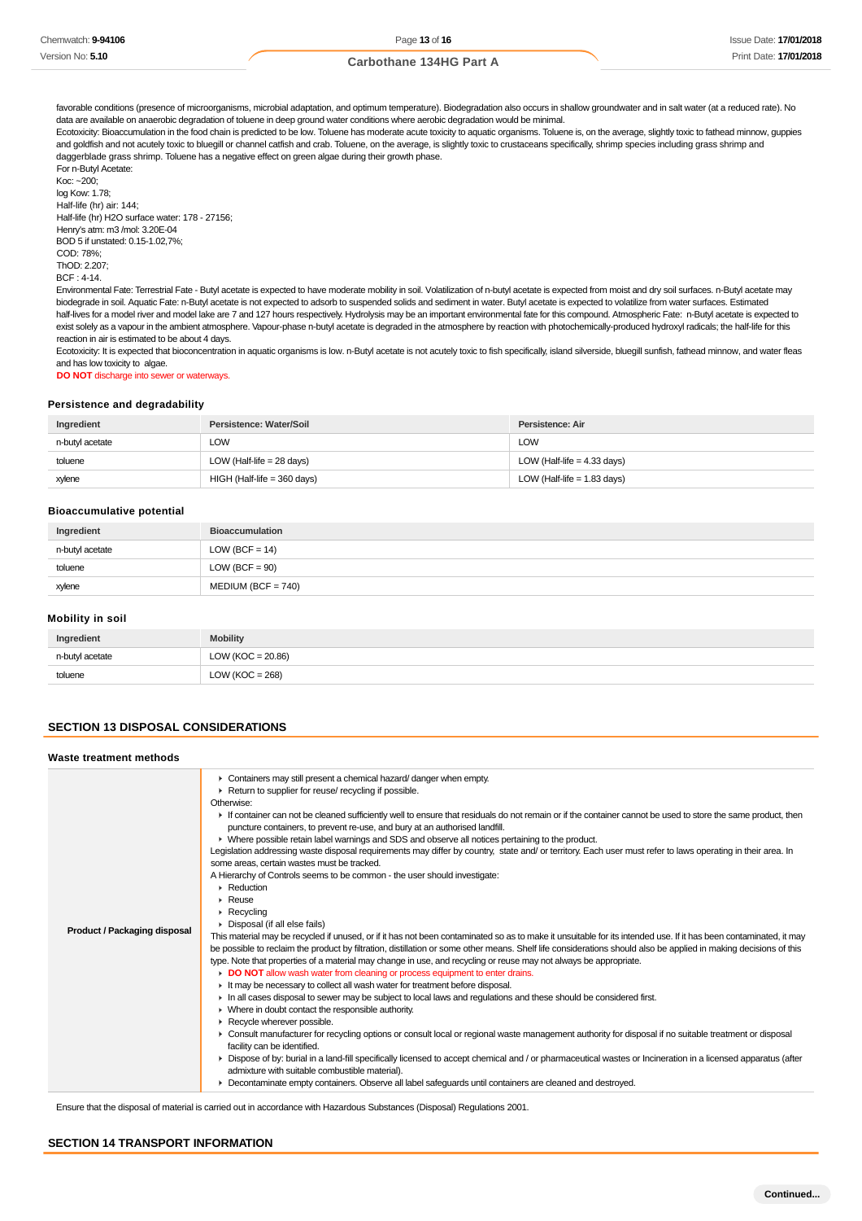favorable conditions (presence of microorganisms, microbial adaptation, and optimum temperature). Biodegradation also occurs in shallow groundwater and in salt water (at a reduced rate). No data are available on anaerobic degradation of toluene in deep ground water conditions where aerobic degradation would be minimal.
Ecotoxicity: Bioaccumulation in the food chain is predicted to be low. Toluene has moderate acute toxicity to aquatic organisms. Toluene is, on the average, slightly toxic to fathead minnow, guppies and goldfish and not acutely toxic to bluegill or channel catfish and crab. Toluene, on the average, is slightly toxic to crustaceans specifically, shrimp species including grass shrimp and daggerblade grass shrimp. Toluene has a negative effect on green algae during their growth phase.
For n-Butyl Acetate:
Koc: ~200;
log Kow: 1.78;
Half-life (hr) air: 144;
Half-life (hr) H2O surface water: 178 - 27156;
Henry's atm: m3 /mol: 3.20E-04
BOD 5 if unstated: 0.15-1.02,7%;
COD: 78%;
ThOD: 2.207;
BCF : 4-14.
Environmental Fate: Terrestrial Fate - Butyl acetate is expected to have moderate mobility in soil. Volatilization of n-butyl acetate is expected from moist and dry soil surfaces. n-Butyl acetate may biodegrade in soil. Aquatic Fate: n-Butyl acetate is not expected to adsorb to suspended solids and sediment in water. Butyl acetate is expected to volatilize from water surfaces. Estimated half-lives for a model river and model lake are 7 and 127 hours respectively. Hydrolysis may be an important environmental fate for this compound. Atmospheric Fate: n-Butyl acetate is expected to exist solely as a vapour in the ambient atmosphere. Vapour-phase n-butyl acetate is degraded in the atmosphere by reaction with photochemically-produced hydroxyl radicals; the half-life for this reaction in air is estimated to be about 4 days.
Ecotoxicity: It is expected that bioconcentration in aquatic organisms is low. n-Butyl acetate is not acutely toxic to fish specifically, island silverside, bluegill sunfish, fathead minnow, and water fleas and has low toxicity to algae.
**DO NOT** discharge into sewer or waterways.

### Persistence and degradability

| Ingredient | Persistence: Water/Soil | Persistence: Air |
|---|---|---|
| n-butyl acetate | LOW | LOW |
| toluene | LOW (Half-life = 28 days) | LOW (Half-life = 4.33 days) |
| xylene | HIGH (Half-life = 360 days) | LOW (Half-life = 1.83 days) |

### Bioaccumulative potential

| Ingredient | Bioaccumulation |
|---|---|
| n-butyl acetate | LOW (BCF = 14) |
| toluene | LOW (BCF = 90) |
| xylene | MEDIUM (BCF = 740) |

### Mobility in soil

| Ingredient | Mobility |
|---|---|
| n-butyl acetate | LOW (KOC = 20.86) |
| toluene | LOW (KOC = 268) |

## SECTION 13 DISPOSAL CONSIDERATIONS

### Waste treatment methods

| | |
|---|---|
| **Product / Packaging disposal** | ‣ Containers may still present a chemical hazard/ danger when empty.<br>‣ Return to supplier for reuse/ recycling if possible.<br>Otherwise:<br>‣ If container can not be cleaned sufficiently well to ensure that residuals do not remain or if the container cannot be used to store the same product, then puncture containers, to prevent re-use, and bury at an authorised landfill.<br>‣ Where possible retain label warnings and SDS and observe all notices pertaining to the product.<br>Legislation addressing waste disposal requirements may differ by country, state and/ or territory. Each user must refer to laws operating in their area. In some areas, certain wastes must be tracked.<br>A Hierarchy of Controls seems to be common - the user should investigate:<br>‣ Reduction<br>‣ Reuse<br>‣ Recycling<br>‣ Disposal (if all else fails)<br>This material may be recycled if unused, or if it has not been contaminated so as to make it unsuitable for its intended use. If it has been contaminated, it may be possible to reclaim the product by filtration, distillation or some other means. Shelf life considerations should also be applied in making decisions of this type. Note that properties of a material may change in use, and recycling or reuse may not always be appropriate.<br>‣ **DO NOT** allow wash water from cleaning or process equipment to enter drains.<br>‣ It may be necessary to collect all wash water for treatment before disposal.<br>‣ In all cases disposal to sewer may be subject to local laws and regulations and these should be considered first.<br>‣ Where in doubt contact the responsible authority.<br>‣ Recycle wherever possible.<br>‣ Consult manufacturer for recycling options or consult local or regional waste management authority for disposal if no suitable treatment or disposal facility can be identified.<br>‣ Dispose of by: burial in a land-fill specifically licensed to accept chemical and / or pharmaceutical wastes or Incineration in a licensed apparatus (after admixture with suitable combustible material).<br>‣ Decontaminate empty containers. Observe all label safeguards until containers are cleaned and destroyed. |

Ensure that the disposal of material is carried out in accordance with Hazardous Substances (Disposal) Regulations 2001.

## SECTION 14 TRANSPORT INFORMATION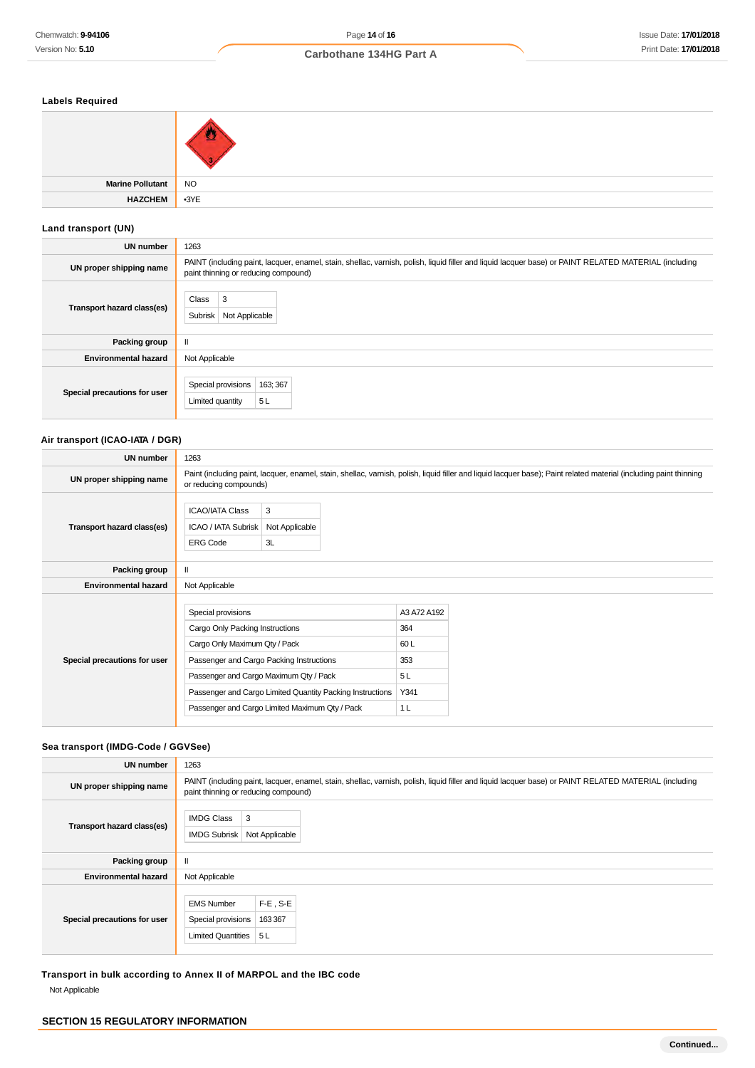### Labels Required

| | |
|---|---|
| Marine Pollutant | NO |
| HAZCHEM | •3YE |

### Land transport (UN)

| | |
|---|---|
| UN number | 1263 |
| UN proper shipping name | PAINT (including paint, lacquer, enamel, stain, shellac, varnish, polish, liquid filler and liquid lacquer base) or PAINT RELATED MATERIAL (including paint thinning or reducing compound) |
| Transport hazard class(es) | Class: 3<br>Subrisk: Not Applicable |
| Packing group | II |
| Environmental hazard | Not Applicable |
| Special precautions for user | Special provisions: 163; 367<br>Limited quantity: 5 L |

### Air transport (ICAO-IATA / DGR)

| | |
|---|---|
| UN number | 1263 |
| UN proper shipping name | Paint (including paint, lacquer, enamel, stain, shellac, varnish, polish, liquid filler and liquid lacquer base); Paint related material (including paint thinning or reducing compounds) |
| Transport hazard class(es) | ICAO/IATA Class: 3<br>ICAO / IATA Subrisk: Not Applicable<br>ERG Code: 3L |
| Packing group | II |
| Environmental hazard | Not Applicable |
| Special precautions for user | Special provisions: A3 A72 A192<br>Cargo Only Packing Instructions: 364<br>Cargo Only Maximum Qty / Pack: 60 L<br>Passenger and Cargo Packing Instructions: 353<br>Passenger and Cargo Maximum Qty / Pack: 5 L<br>Passenger and Cargo Limited Quantity Packing Instructions: Y341<br>Passenger and Cargo Limited Maximum Qty / Pack: 1 L |

### Sea transport (IMDG-Code / GGVSee)

| | |
|---|---|
| UN number | 1263 |
| UN proper shipping name | PAINT (including paint, lacquer, enamel, stain, shellac, varnish, polish, liquid filler and liquid lacquer base) or PAINT RELATED MATERIAL (including paint thinning or reducing compound) |
| Transport hazard class(es) | IMDG Class: 3<br>IMDG Subrisk: Not Applicable |
| Packing group | II |
| Environmental hazard | Not Applicable |
| Special precautions for user | EMS Number: F-E , S-E<br>Special provisions: 163 367<br>Limited Quantities: 5 L |

### Transport in bulk according to Annex II of MARPOL and the IBC code

Not Applicable

## SECTION 15 REGULATORY INFORMATION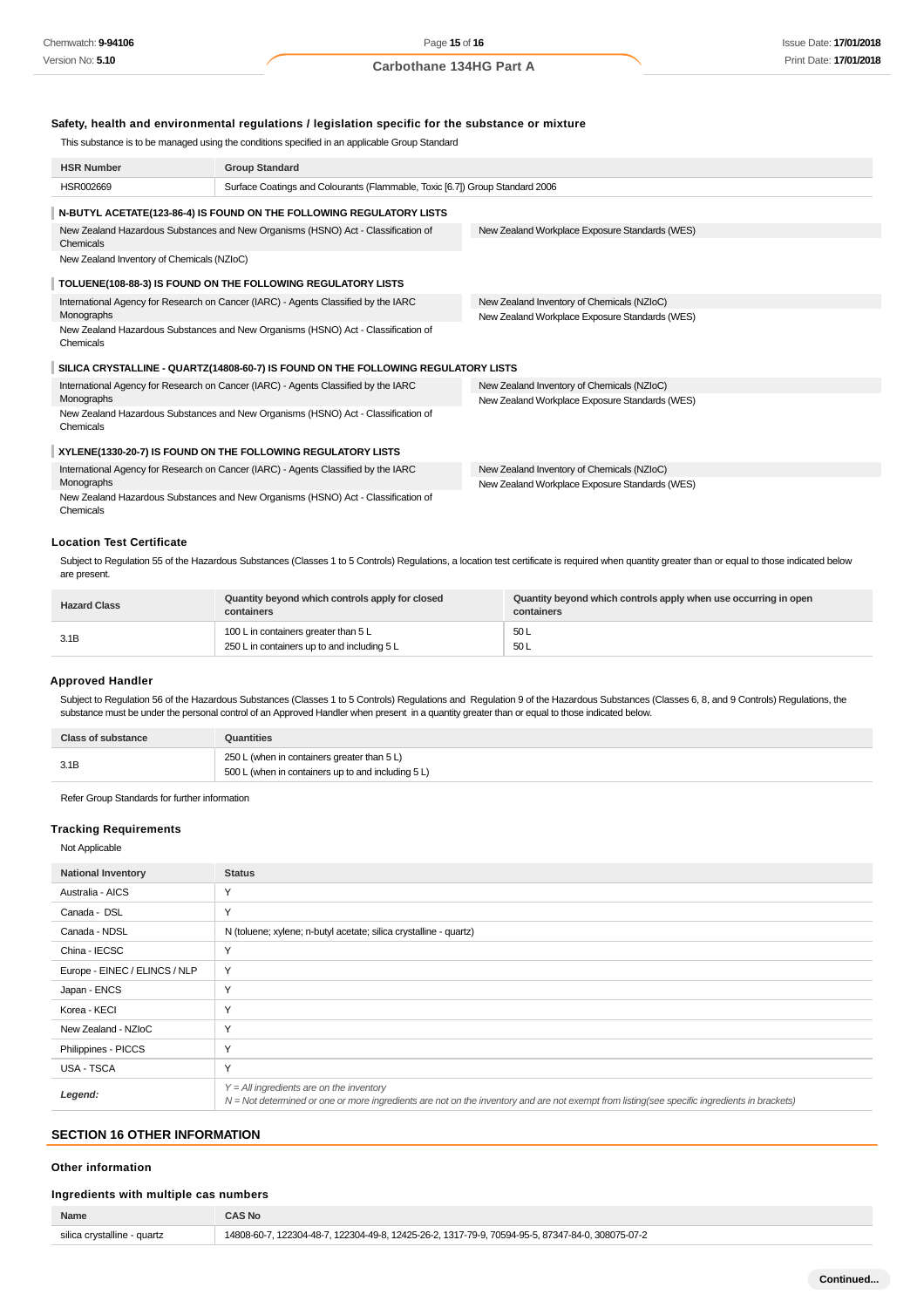### Safety, health and environmental regulations / legislation specific for the substance or mixture

This substance is to be managed using the conditions specified in an applicable Group Standard

| HSR Number | Group Standard |
| --- | --- |
| HSR002669 | Surface Coatings and Colourants (Flammable, Toxic [6.7]) Group Standard 2006 |

**N-BUTYL ACETATE(123-86-4) IS FOUND ON THE FOLLOWING REGULATORY LISTS**

| | |
| --- | --- |
| New Zealand Hazardous Substances and New Organisms (HSNO) Act - Classification of Chemicals | New Zealand Workplace Exposure Standards (WES) |
| New Zealand Inventory of Chemicals (NZIoC) | |

**TOLUENE(108-88-3) IS FOUND ON THE FOLLOWING REGULATORY LISTS**

| | |
| --- | --- |
| International Agency for Research on Cancer (IARC) - Agents Classified by the IARC Monographs | New Zealand Inventory of Chemicals (NZIoC) |
| New Zealand Hazardous Substances and New Organisms (HSNO) Act - Classification of Chemicals | New Zealand Workplace Exposure Standards (WES) |

**SILICA CRYSTALLINE - QUARTZ(14808-60-7) IS FOUND ON THE FOLLOWING REGULATORY LISTS**

| | |
| --- | --- |
| International Agency for Research on Cancer (IARC) - Agents Classified by the IARC Monographs | New Zealand Inventory of Chemicals (NZIoC) |
| New Zealand Hazardous Substances and New Organisms (HSNO) Act - Classification of Chemicals | New Zealand Workplace Exposure Standards (WES) |

**XYLENE(1330-20-7) IS FOUND ON THE FOLLOWING REGULATORY LISTS**

| | |
| --- | --- |
| International Agency for Research on Cancer (IARC) - Agents Classified by the IARC Monographs | New Zealand Inventory of Chemicals (NZIoC) |
| New Zealand Hazardous Substances and New Organisms (HSNO) Act - Classification of Chemicals | New Zealand Workplace Exposure Standards (WES) |

### Location Test Certificate

Subject to Regulation 55 of the Hazardous Substances (Classes 1 to 5 Controls) Regulations, a location test certificate is required when quantity greater than or equal to those indicated below are present.

| Hazard Class | Quantity beyond which controls apply for closed containers | Quantity beyond which controls apply when use occurring in open containers |
| --- | --- | --- |
| 3.1B | 100 L in containers greater than 5 L<br>250 L in containers up to and including 5 L | 50 L<br>50 L |

### Approved Handler

Subject to Regulation 56 of the Hazardous Substances (Classes 1 to 5 Controls) Regulations and Regulation 9 of the Hazardous Substances (Classes 6, 8, and 9 Controls) Regulations, the substance must be under the personal control of an Approved Handler when present in a quantity greater than or equal to those indicated below.

| Class of substance | Quantities |
| --- | --- |
| 3.1B | 250 L (when in containers greater than 5 L)<br>500 L (when in containers up to and including 5 L) |

Refer Group Standards for further information

### Tracking Requirements

Not Applicable

| National Inventory | Status |
| --- | --- |
| Australia - AICS | Y |
| Canada - DSL | Y |
| Canada - NDSL | N (toluene; xylene; n-butyl acetate; silica crystalline - quartz) |
| China - IECSC | Y |
| Europe - EINEC / ELINCS / NLP | Y |
| Japan - ENCS | Y |
| Korea - KECI | Y |
| New Zealand - NZIoC | Y |
| Philippines - PICCS | Y |
| USA - TSCA | Y |
| ***Legend:*** | *Y = All ingredients are on the inventory*<br>*N = Not determined or one or more ingredients are not on the inventory and are not exempt from listing(see specific ingredients in brackets)* |

## SECTION 16 OTHER INFORMATION

### Other information

### Ingredients with multiple cas numbers

| Name | CAS No |
| --- | --- |
| silica crystalline - quartz | 14808-60-7, 122304-48-7, 122304-49-8, 12425-26-2, 1317-79-9, 70594-95-5, 87347-84-0, 308075-07-2 |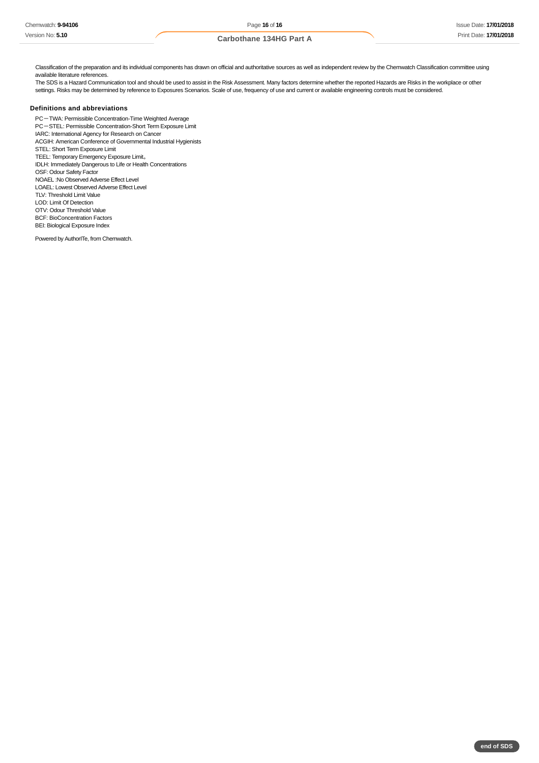Classification of the preparation and its individual components has drawn on official and authoritative sources as well as independent review by the Chemwatch Classification committee using available literature references.

The SDS is a Hazard Communication tool and should be used to assist in the Risk Assessment. Many factors determine whether the reported Hazards are Risks in the workplace or other settings. Risks may be determined by reference to Exposures Scenarios. Scale of use, frequency of use and current or available engineering controls must be considered.

### Definitions and abbreviations

PC－TWA: Permissible Concentration-Time Weighted Average
PC－STEL: Permissible Concentration-Short Term Exposure Limit
IARC: International Agency for Research on Cancer
ACGIH: American Conference of Governmental Industrial Hygienists
STEL: Short Term Exposure Limit
TEEL: Temporary Emergency Exposure Limit。
IDLH: Immediately Dangerous to Life or Health Concentrations
OSF: Odour Safety Factor
NOAEL :No Observed Adverse Effect Level
LOAEL: Lowest Observed Adverse Effect Level
TLV: Threshold Limit Value
LOD: Limit Of Detection
OTV: Odour Threshold Value
BCF: BioConcentration Factors
BEI: Biological Exposure Index

Powered by AuthorITe, from Chemwatch.

**end of SDS**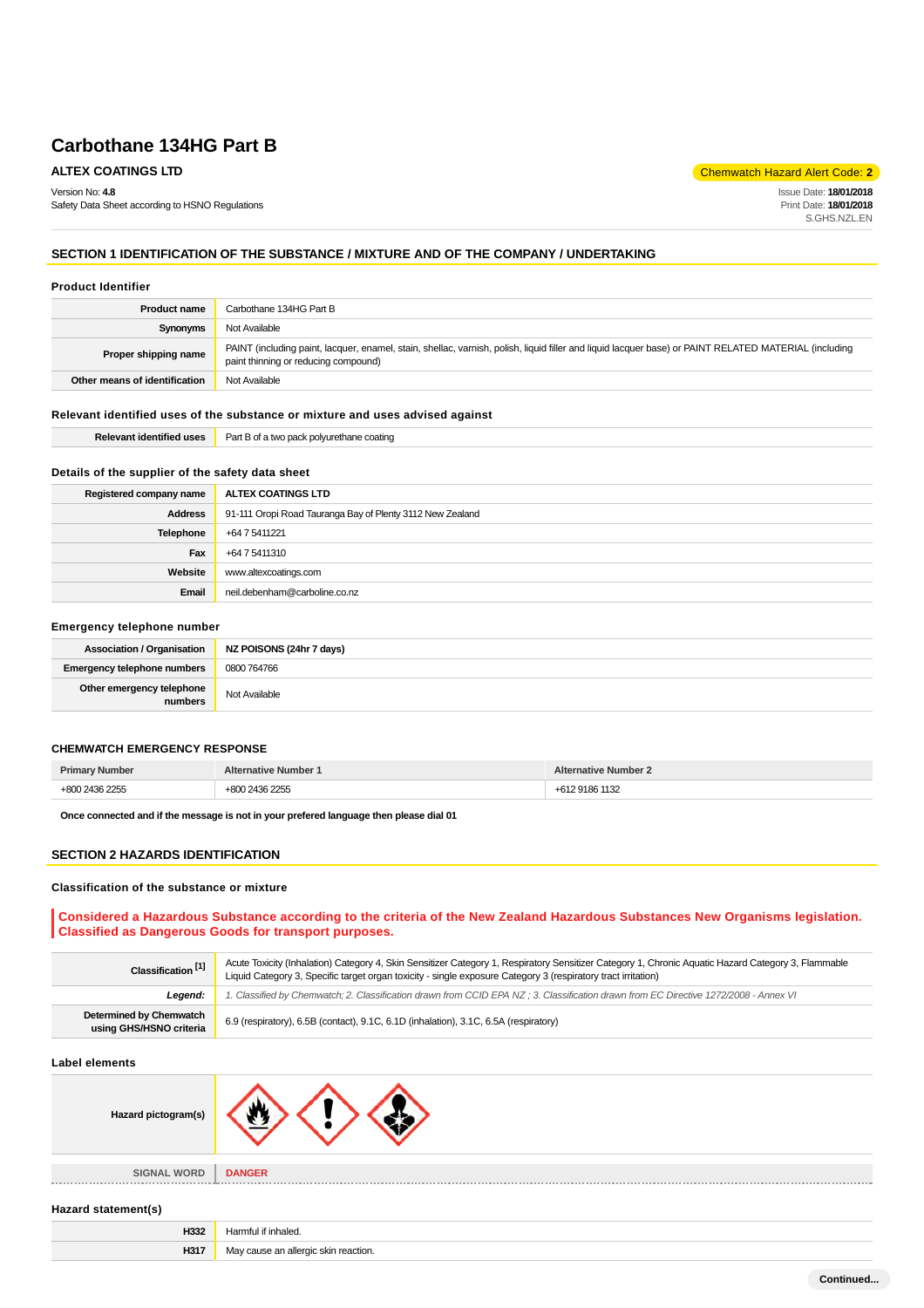# Carbothane 134HG Part B

**ALTEX COATINGS LTD**

Chemwatch Hazard Alert Code: **2**

Version No: **4.8**
Safety Data Sheet according to HSNO Regulations

Issue Date: **18/01/2018**
Print Date: **18/01/2018**
S.GHS.NZL.EN

## SECTION 1 IDENTIFICATION OF THE SUBSTANCE / MIXTURE AND OF THE COMPANY / UNDERTAKING

### Product Identifier

| | |
|---|---|
| **Product name** | Carbothane 134HG Part B |
| **Synonyms** | Not Available |
| **Proper shipping name** | PAINT (including paint, lacquer, enamel, stain, shellac, varnish, polish, liquid filler and liquid lacquer base) or PAINT RELATED MATERIAL (including paint thinning or reducing compound) |
| **Other means of identification** | Not Available |

### Relevant identified uses of the substance or mixture and uses advised against

| | |
|---|---|
| **Relevant identified uses** | Part B of a two pack polyurethane coating |

### Details of the supplier of the safety data sheet

| | |
|---|---|
| **Registered company name** | **ALTEX COATINGS LTD** |
| **Address** | 91-111 Oropi Road Tauranga Bay of Plenty 3112 New Zealand |
| **Telephone** | +64 7 5411221 |
| **Fax** | +64 7 5411310 |
| **Website** | www.altexcoatings.com |
| **Email** | neil.debenham@carboline.co.nz |

### Emergency telephone number

| | |
|---|---|
| **Association / Organisation** | **NZ POISONS (24hr 7 days)** |
| **Emergency telephone numbers** | 0800 764766 |
| **Other emergency telephone numbers** | Not Available |

### CHEMWATCH EMERGENCY RESPONSE

| Primary Number | Alternative Number 1 | Alternative Number 2 |
|---|---|---|
| +800 2436 2255 | +800 2436 2255 | +612 9186 1132 |

**Once connected and if the message is not in your prefered language then please dial 01**

## SECTION 2 HAZARDS IDENTIFICATION

### Classification of the substance or mixture

**Considered a Hazardous Substance according to the criteria of the New Zealand Hazardous Substances New Organisms legislation. Classified as Dangerous Goods for transport purposes.**

| | |
|---|---|
| **Classification [1]** | Acute Toxicity (Inhalation) Category 4, Skin Sensitizer Category 1, Respiratory Sensitizer Category 1, Chronic Aquatic Hazard Category 3, Flammable Liquid Category 3, Specific target organ toxicity - single exposure Category 3 (respiratory tract irritation) |
| ***Legend:*** | *1. Classified by Chemwatch; 2. Classification drawn from CCID EPA NZ ; 3. Classification drawn from EC Directive 1272/2008 - Annex VI* |
| **Determined by Chemwatch using GHS/HSNO criteria** | 6.9 (respiratory), 6.5B (contact), 9.1C, 6.1D (inhalation), 3.1C, 6.5A (respiratory) |

### Label elements

| | |
|---|---|
| **Hazard pictogram(s)** | |
| **SIGNAL WORD** | **DANGER** |

### Hazard statement(s)

| | |
|---|---|
| **H332** | Harmful if inhaled. |
| **H317** | May cause an allergic skin reaction. |

**Continued...**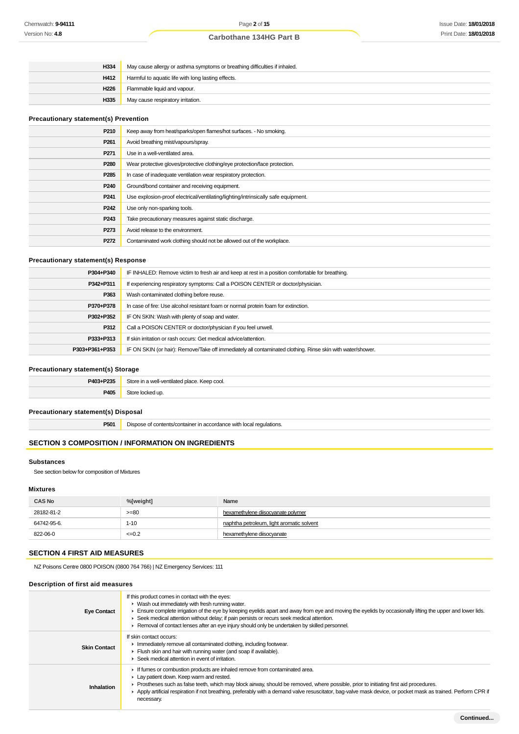| | |
|---|---|
| **H334** | May cause allergy or asthma symptoms or breathing difficulties if inhaled. |
| **H412** | Harmful to aquatic life with long lasting effects. |
| **H226** | Flammable liquid and vapour. |
| **H335** | May cause respiratory irritation. |

### Precautionary statement(s) Prevention

| | |
|---|---|
| **P210** | Keep away from heat/sparks/open flames/hot surfaces. - No smoking. |
| **P261** | Avoid breathing mist/vapours/spray. |
| **P271** | Use in a well-ventilated area. |
| **P280** | Wear protective gloves/protective clothing/eye protection/face protection. |
| **P285** | In case of inadequate ventilation wear respiratory protection. |
| **P240** | Ground/bond container and receiving equipment. |
| **P241** | Use explosion-proof electrical/ventilating/lighting/intrinsically safe equipment. |
| **P242** | Use only non-sparking tools. |
| **P243** | Take precautionary measures against static discharge. |
| **P273** | Avoid release to the environment. |
| **P272** | Contaminated work clothing should not be allowed out of the workplace. |

### Precautionary statement(s) Response

| | |
|---|---|
| **P304+P340** | IF INHALED: Remove victim to fresh air and keep at rest in a position comfortable for breathing. |
| **P342+P311** | If experiencing respiratory symptoms: Call a POISON CENTER or doctor/physician. |
| **P363** | Wash contaminated clothing before reuse. |
| **P370+P378** | In case of fire: Use alcohol resistant foam or normal protein foam for extinction. |
| **P302+P352** | IF ON SKIN: Wash with plenty of soap and water. |
| **P312** | Call a POISON CENTER or doctor/physician if you feel unwell. |
| **P333+P313** | If skin irritation or rash occurs: Get medical advice/attention. |
| **P303+P361+P353** | IF ON SKIN (or hair): Remove/Take off immediately all contaminated clothing. Rinse skin with water/shower. |

### Precautionary statement(s) Storage

| | |
|---|---|
| **P403+P235** | Store in a well-ventilated place. Keep cool. |
| **P405** | Store locked up. |

### Precautionary statement(s) Disposal

| | |
|---|---|
| **P501** | Dispose of contents/container in accordance with local regulations. |

## SECTION 3 COMPOSITION / INFORMATION ON INGREDIENTS

### Substances

See section below for composition of Mixtures

### Mixtures

| CAS No | %[weight] | Name |
|---|---|---|
| 28182-81-2 | >=80 | hexamethylene diisocyanate polymer |
| 64742-95-6. | 1-10 | naphtha petroleum, light aromatic solvent |
| 822-06-0 | <=0.2 | hexamethylene diisocyanate |

## SECTION 4 FIRST AID MEASURES

NZ Poisons Centre 0800 POISON (0800 764 766) | NZ Emergency Services: 111

### Description of first aid measures

| | |
|---|---|
| **Eye Contact** | If this product comes in contact with the eyes:<br>▸ Wash out immediately with fresh running water.<br>▸ Ensure complete irrigation of the eye by keeping eyelids apart and away from eye and moving the eyelids by occasionally lifting the upper and lower lids.<br>▸ Seek medical attention without delay; if pain persists or recurs seek medical attention.<br>▸ Removal of contact lenses after an eye injury should only be undertaken by skilled personnel. |
| **Skin Contact** | If skin contact occurs:<br>▸ Immediately remove all contaminated clothing, including footwear.<br>▸ Flush skin and hair with running water (and soap if available).<br>▸ Seek medical attention in event of irritation. |
| **Inhalation** | ▸ If fumes or combustion products are inhaled remove from contaminated area.<br>▸ Lay patient down. Keep warm and rested.<br>▸ Prostheses such as false teeth, which may block airway, should be removed, where possible, prior to initiating first aid procedures.<br>▸ Apply artificial respiration if not breathing, preferably with a demand valve resuscitator, bag-valve mask device, or pocket mask as trained. Perform CPR if necessary. |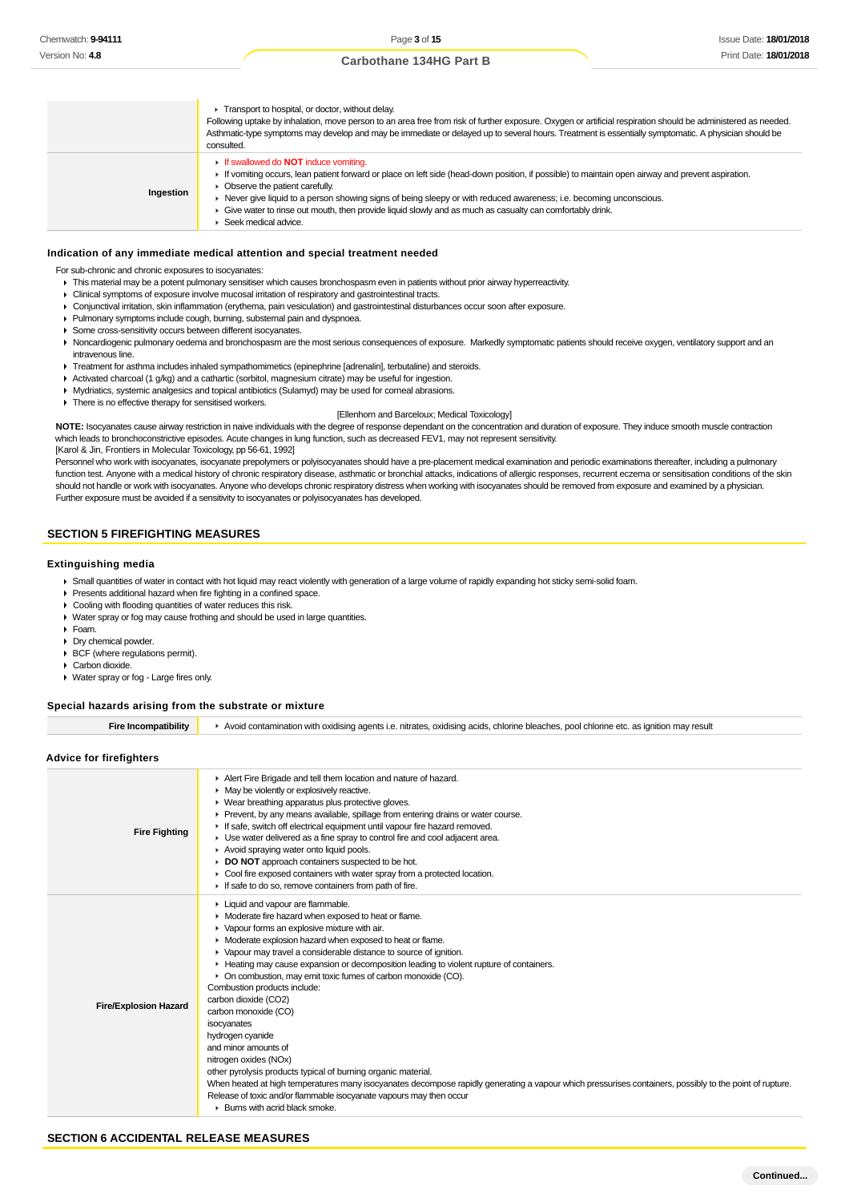| | |
|---|---|
| | - Transport to hospital, or doctor, without delay.<br>Following uptake by inhalation, move person to an area free from risk of further exposure. Oxygen or artificial respiration should be administered as needed. Asthmatic-type symptoms may develop and may be immediate or delayed up to several hours. Treatment is essentially symptomatic. A physician should be consulted. |
| **Ingestion** | - If swallowed do **NOT** induce vomiting.<br>- If vomiting occurs, lean patient forward or place on left side (head-down position, if possible) to maintain open airway and prevent aspiration.<br>- Observe the patient carefully.<br>- Never give liquid to a person showing signs of being sleepy or with reduced awareness; i.e. becoming unconscious.<br>- Give water to rinse out mouth, then provide liquid slowly and as much as casualty can comfortably drink.<br>- Seek medical advice. |

### Indication of any immediate medical attention and special treatment needed

For sub-chronic and chronic exposures to isocyanates:

- This material may be a potent pulmonary sensitiser which causes bronchospasm even in patients without prior airway hyperreactivity.
- Clinical symptoms of exposure involve mucosal irritation of respiratory and gastrointestinal tracts.
- Conjunctival irritation, skin inflammation (erythema, pain vesiculation) and gastrointestinal disturbances occur soon after exposure.
- Pulmonary symptoms include cough, burning, substernal pain and dyspnoea.
- Some cross-sensitivity occurs between different isocyanates.
- Noncardiogenic pulmonary oedema and bronchospasm are the most serious consequences of exposure. Markedly symptomatic patients should receive oxygen, ventilatory support and an intravenous line.
- Treatment for asthma includes inhaled sympathomimetics (epinephrine [adrenalin], terbutaline) and steroids.
- Activated charcoal (1 g/kg) and a cathartic (sorbitol, magnesium citrate) may be useful for ingestion.
- Mydriatics, systemic analgesics and topical antibiotics (Sulamyd) may be used for corneal abrasions.
- There is no effective therapy for sensitised workers.

[Ellenhorn and Barceloux; Medical Toxicology]

**NOTE:** Isocyanates cause airway restriction in naive individuals with the degree of response dependant on the concentration and duration of exposure. They induce smooth muscle contraction which leads to bronchoconstrictive episodes. Acute changes in lung function, such as decreased FEV1, may not represent sensitivity.
[Karol & Jin, Frontiers in Molecular Toxicology, pp 56-61, 1992]

Personnel who work with isocyanates, isocyanate prepolymers or polyisocyanates should have a pre-placement medical examination and periodic examinations thereafter, including a pulmonary function test. Anyone with a medical history of chronic respiratory disease, asthmatic or bronchial attacks, indications of allergic responses, recurrent eczema or sensitisation conditions of the skin should not handle or work with isocyanates. Anyone who develops chronic respiratory distress when working with isocyanates should be removed from exposure and examined by a physician. Further exposure must be avoided if a sensitivity to isocyanates or polyisocyanates has developed.

## SECTION 5 FIREFIGHTING MEASURES

### Extinguishing media

- Small quantities of water in contact with hot liquid may react violently with generation of a large volume of rapidly expanding hot sticky semi-solid foam.
- Presents additional hazard when fire fighting in a confined space.
- Cooling with flooding quantities of water reduces this risk.
- Water spray or fog may cause frothing and should be used in large quantities.
- Foam.
- Dry chemical powder.
- BCF (where regulations permit).
- Carbon dioxide.
- Water spray or fog - Large fires only.

### Special hazards arising from the substrate or mixture

| | |
|---|---|
| **Fire Incompatibility** | - Avoid contamination with oxidising agents i.e. nitrates, oxidising acids, chlorine bleaches, pool chlorine etc. as ignition may result |

### Advice for firefighters

| | |
|---|---|
| **Fire Fighting** | - Alert Fire Brigade and tell them location and nature of hazard.<br>- May be violently or explosively reactive.<br>- Wear breathing apparatus plus protective gloves.<br>- Prevent, by any means available, spillage from entering drains or water course.<br>- If safe, switch off electrical equipment until vapour fire hazard removed.<br>- Use water delivered as a fine spray to control fire and cool adjacent area.<br>- Avoid spraying water onto liquid pools.<br>- **DO NOT** approach containers suspected to be hot.<br>- Cool fire exposed containers with water spray from a protected location.<br>- If safe to do so, remove containers from path of fire. |
| **Fire/Explosion Hazard** | - Liquid and vapour are flammable.<br>- Moderate fire hazard when exposed to heat or flame.<br>- Vapour forms an explosive mixture with air.<br>- Moderate explosion hazard when exposed to heat or flame.<br>- Vapour may travel a considerable distance to source of ignition.<br>- Heating may cause expansion or decomposition leading to violent rupture of containers.<br>- On combustion, may emit toxic fumes of carbon monoxide (CO).<br>Combustion products include:<br>carbon dioxide ($CO_2$)<br>carbon monoxide (CO)<br>isocyanates<br>hydrogen cyanide<br>and minor amounts of<br>nitrogen oxides (NOx)<br>other pyrolysis products typical of burning organic material.<br>When heated at high temperatures many isocyanates decompose rapidly generating a vapour which pressurises containers, possibly to the point of rupture. Release of toxic and/or flammable isocyanate vapours may then occur<br>- Burns with acrid black smoke. |

## SECTION 6 ACCIDENTAL RELEASE MEASURES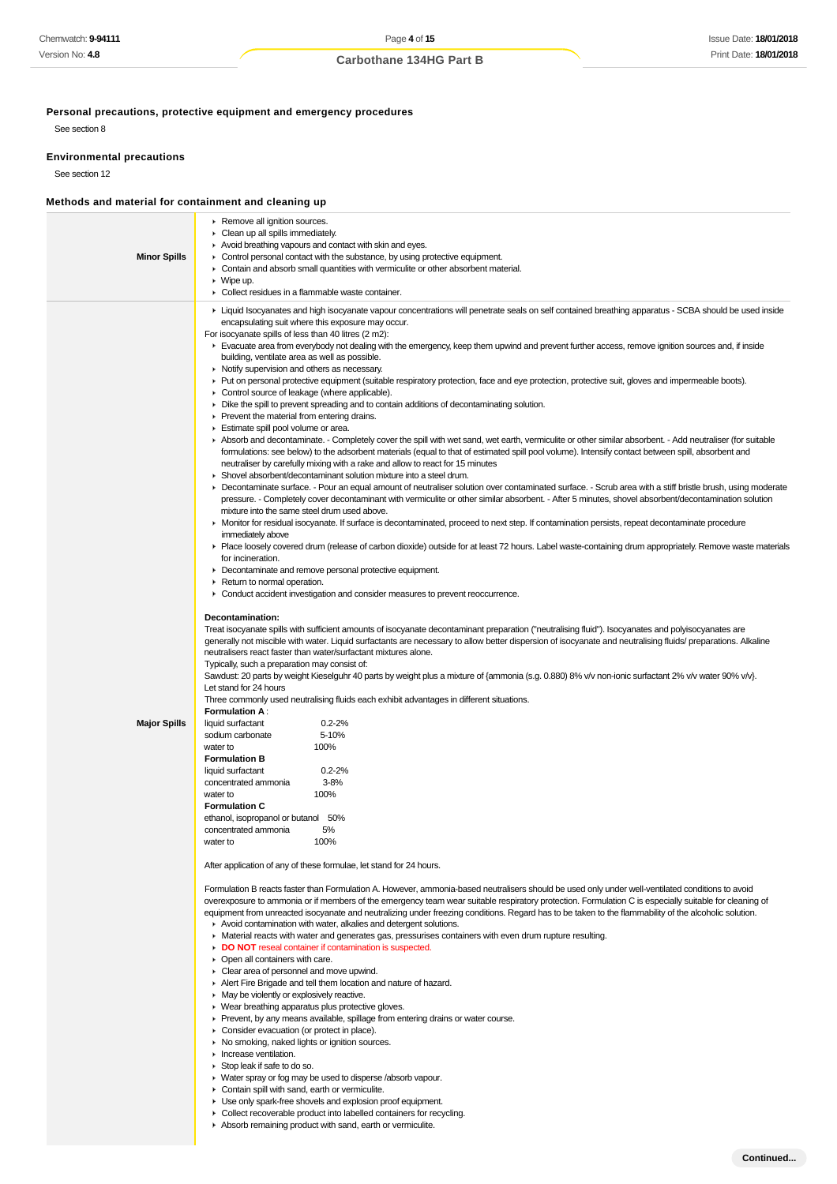### Personal precautions, protective equipment and emergency procedures

See section 8

### Environmental precautions

See section 12

### Methods and material for containment and cleaning up

| | |
|---|---|
| **Minor Spills** | ‣ Remove all ignition sources.<br>‣ Clean up all spills immediately.<br>‣ Avoid breathing vapours and contact with skin and eyes.<br>‣ Control personal contact with the substance, by using protective equipment.<br>‣ Contain and absorb small quantities with vermiculite or other absorbent material.<br>‣ Wipe up.<br>‣ Collect residues in a flammable waste container. |
| **Major Spills** | ‣ Liquid Isocyanates and high isocyanate vapour concentrations will penetrate seals on self contained breathing apparatus - SCBA should be used inside encapsulating suit where this exposure may occur.<br>For isocyanate spills of less than 40 litres (2 m2):<br>‣ Evacuate area from everybody not dealing with the emergency, keep them upwind and prevent further access, remove ignition sources and, if inside building, ventilate area as well as possible.<br>‣ Notify supervision and others as necessary.<br>‣ Put on personal protective equipment (suitable respiratory protection, face and eye protection, protective suit, gloves and impermeable boots).<br>‣ Control source of leakage (where applicable).<br>‣ Dike the spill to prevent spreading and to contain additions of decontaminating solution.<br>‣ Prevent the material from entering drains.<br>‣ Estimate spill pool volume or area.<br>‣ Absorb and decontaminate. - Completely cover the spill with wet sand, wet earth, vermiculite or other similar absorbent. - Add neutraliser (for suitable formulations: see below) to the adsorbent materials (equal to that of estimated spill pool volume). Intensify contact between spill, absorbent and neutraliser by carefully mixing with a rake and allow to react for 15 minutes<br>‣ Shovel absorbent/decontaminant solution mixture into a steel drum.<br>‣ Decontaminate surface. - Pour an equal amount of neutraliser solution over contaminated surface. - Scrub area with a stiff bristle brush, using moderate pressure. - Completely cover decontaminant with vermiculite or other similar absorbent. - After 5 minutes, shovel absorbent/decontamination solution mixture into the same steel drum used above.<br>‣ Monitor for residual isocyanate. If surface is decontaminated, proceed to next step. If contamination persists, repeat decontaminate procedure immediately above<br>‣ Place loosely covered drum (release of carbon dioxide) outside for at least 72 hours. Label waste-containing drum appropriately. Remove waste materials for incineration.<br>‣ Decontaminate and remove personal protective equipment.<br>‣ Return to normal operation.<br>‣ Conduct accident investigation and consider measures to prevent reoccurrence.<br><br>**Decontamination:**<br>Treat isocyanate spills with sufficient amounts of isocyanate decontaminant preparation ("neutralising fluid"). Isocyanates and polyisocyanates are generally not miscible with water. Liquid surfactants are necessary to allow better dispersion of isocyanate and neutralising fluids/ preparations. Alkaline neutralisers react faster than water/surfactant mixtures alone.<br>Typically, such a preparation may consist of:<br>Sawdust: 20 parts by weight Kieselguhr 40 parts by weight plus a mixture of {ammonia (s.g. 0.880) 8% v/v non-ionic surfactant 2% v/v water 90% v/v}.<br>Let stand for 24 hours<br>Three commonly used neutralising fluids each exhibit advantages in different situations.<br>**Formulation A** :<br>liquid surfactant 0.2-2%<br>sodium carbonate 5-10%<br>water to 100%<br>**Formulation B**<br>liquid surfactant 0.2-2%<br>concentrated ammonia 3-8%<br>water to 100%<br>**Formulation C**<br>ethanol, isopropanol or butanol 50%<br>concentrated ammonia 5%<br>water to 100%<br><br>After application of any of these formulae, let stand for 24 hours.<br><br>Formulation B reacts faster than Formulation A. However, ammonia-based neutralisers should be used only under well-ventilated conditions to avoid overexposure to ammonia or if members of the emergency team wear suitable respiratory protection. Formulation C is especially suitable for cleaning of equipment from unreacted isocyanate and neutralizing under freezing conditions. Regard has to be taken to the flammability of the alcoholic solution.<br>‣ Avoid contamination with water, alkalies and detergent solutions.<br>‣ Material reacts with water and generates gas, pressurises containers with even drum rupture resulting.<br>‣ **DO NOT** reseal container if contamination is suspected.<br>‣ Open all containers with care.<br>‣ Clear area of personnel and move upwind.<br>‣ Alert Fire Brigade and tell them location and nature of hazard.<br>‣ May be violently or explosively reactive.<br>‣ Wear breathing apparatus plus protective gloves.<br>‣ Prevent, by any means available, spillage from entering drains or water course.<br>‣ Consider evacuation (or protect in place).<br>‣ No smoking, naked lights or ignition sources.<br>‣ Increase ventilation.<br>‣ Stop leak if safe to do so.<br>‣ Water spray or fog may be used to disperse /absorb vapour.<br>‣ Contain spill with sand, earth or vermiculite.<br>‣ Use only spark-free shovels and explosion proof equipment.<br>‣ Collect recoverable product into labelled containers for recycling.<br>‣ Absorb remaining product with sand, earth or vermiculite. |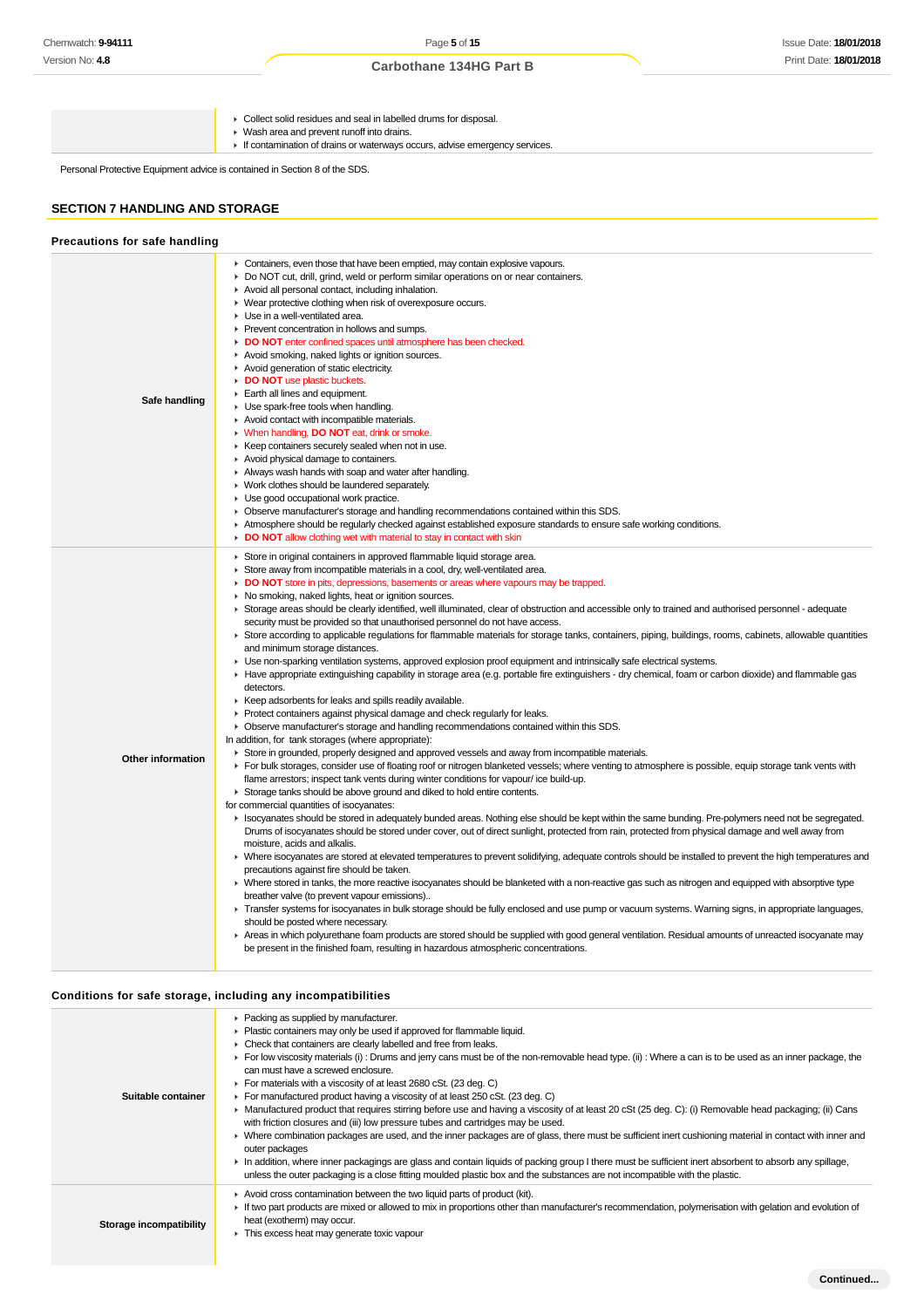| | |
|---|---|
| | ▸ Collect solid residues and seal in labelled drums for disposal.<br>▸ Wash area and prevent runoff into drains.<br>▸ If contamination of drains or waterways occurs, advise emergency services. |

Personal Protective Equipment advice is contained in Section 8 of the SDS.

## SECTION 7 HANDLING AND STORAGE

### Precautions for safe handling

| | |
|---|---|
| **Safe handling** | ▸ Containers, even those that have been emptied, may contain explosive vapours.<br>▸ Do NOT cut, drill, grind, weld or perform similar operations on or near containers.<br>▸ Avoid all personal contact, including inhalation.<br>▸ Wear protective clothing when risk of overexposure occurs.<br>▸ Use in a well-ventilated area.<br>▸ Prevent concentration in hollows and sumps.<br>▸ **DO NOT** enter confined spaces until atmosphere has been checked.<br>▸ Avoid smoking, naked lights or ignition sources.<br>▸ Avoid generation of static electricity.<br>▸ **DO NOT** use plastic buckets.<br>▸ Earth all lines and equipment.<br>▸ Use spark-free tools when handling.<br>▸ Avoid contact with incompatible materials.<br>▸ When handling, **DO NOT** eat, drink or smoke.<br>▸ Keep containers securely sealed when not in use.<br>▸ Avoid physical damage to containers.<br>▸ Always wash hands with soap and water after handling.<br>▸ Work clothes should be laundered separately.<br>▸ Use good occupational work practice.<br>▸ Observe manufacturer's storage and handling recommendations contained within this SDS.<br>▸ Atmosphere should be regularly checked against established exposure standards to ensure safe working conditions.<br>▸ **DO NOT** allow clothing wet with material to stay in contact with skin |
| **Other information** | ▸ Store in original containers in approved flammable liquid storage area.<br>▸ Store away from incompatible materials in a cool, dry, well-ventilated area.<br>▸ **DO NOT** store in pits, depressions, basements or areas where vapours may be trapped.<br>▸ No smoking, naked lights, heat or ignition sources.<br>▸ Storage areas should be clearly identified, well illuminated, clear of obstruction and accessible only to trained and authorised personnel - adequate security must be provided so that unauthorised personnel do not have access.<br>▸ Store according to applicable regulations for flammable materials for storage tanks, containers, piping, buildings, rooms, cabinets, allowable quantities and minimum storage distances.<br>▸ Use non-sparking ventilation systems, approved explosion proof equipment and intrinsically safe electrical systems.<br>▸ Have appropriate extinguishing capability in storage area (e.g. portable fire extinguishers - dry chemical, foam or carbon dioxide) and flammable gas detectors.<br>▸ Keep adsorbents for leaks and spills readily available.<br>▸ Protect containers against physical damage and check regularly for leaks.<br>▸ Observe manufacturer's storage and handling recommendations contained within this SDS.<br>In addition, for tank storages (where appropriate):<br>▸ Store in grounded, properly designed and approved vessels and away from incompatible materials.<br>▸ For bulk storages, consider use of floating roof or nitrogen blanketed vessels; where venting to atmosphere is possible, equip storage tank vents with flame arrestors; inspect tank vents during winter conditions for vapour/ ice build-up.<br>▸ Storage tanks should be above ground and diked to hold entire contents.<br>for commercial quantities of isocyanates:<br>▸ Isocyanates should be stored in adequately bunded areas. Nothing else should be kept within the same bunding. Pre-polymers need not be segregated. Drums of isocyanates should be stored under cover, out of direct sunlight, protected from rain, protected from physical damage and well away from moisture, acids and alkalis.<br>▸ Where isocyanates are stored at elevated temperatures to prevent solidifying, adequate controls should be installed to prevent the high temperatures and precautions against fire should be taken.<br>▸ Where stored in tanks, the more reactive isocyanates should be blanketed with a non-reactive gas such as nitrogen and equipped with absorptive type breather valve (to prevent vapour emissions)..<br>▸ Transfer systems for isocyanates in bulk storage should be fully enclosed and use pump or vacuum systems. Warning signs, in appropriate languages, should be posted where necessary.<br>▸ Areas in which polyurethane foam products are stored should be supplied with good general ventilation. Residual amounts of unreacted isocyanate may be present in the finished foam, resulting in hazardous atmospheric concentrations. |

### Conditions for safe storage, including any incompatibilities

| | |
|---|---|
| **Suitable container** | ▸ Packing as supplied by manufacturer.<br>▸ Plastic containers may only be used if approved for flammable liquid.<br>▸ Check that containers are clearly labelled and free from leaks.<br>▸ For low viscosity materials (i) : Drums and jerry cans must be of the non-removable head type. (ii) : Where a can is to be used as an inner package, the can must have a screwed enclosure.<br>▸ For materials with a viscosity of at least 2680 cSt. (23 deg. C)<br>▸ For manufactured product having a viscosity of at least 250 cSt. (23 deg. C)<br>▸ Manufactured product that requires stirring before use and having a viscosity of at least 20 cSt (25 deg. C): (i) Removable head packaging; (ii) Cans with friction closures and (iii) low pressure tubes and cartridges may be used.<br>▸ Where combination packages are used, and the inner packages are of glass, there must be sufficient inert cushioning material in contact with inner and outer packages<br>▸ In addition, where inner packagings are glass and contain liquids of packing group I there must be sufficient inert absorbent to absorb any spillage, unless the outer packaging is a close fitting moulded plastic box and the substances are not incompatible with the plastic. |
| **Storage incompatibility** | ▸ Avoid cross contamination between the two liquid parts of product (kit).<br>▸ If two part products are mixed or allowed to mix in proportions other than manufacturer's recommendation, polymerisation with gelation and evolution of heat (exotherm) may occur.<br>▸ This excess heat may generate toxic vapour |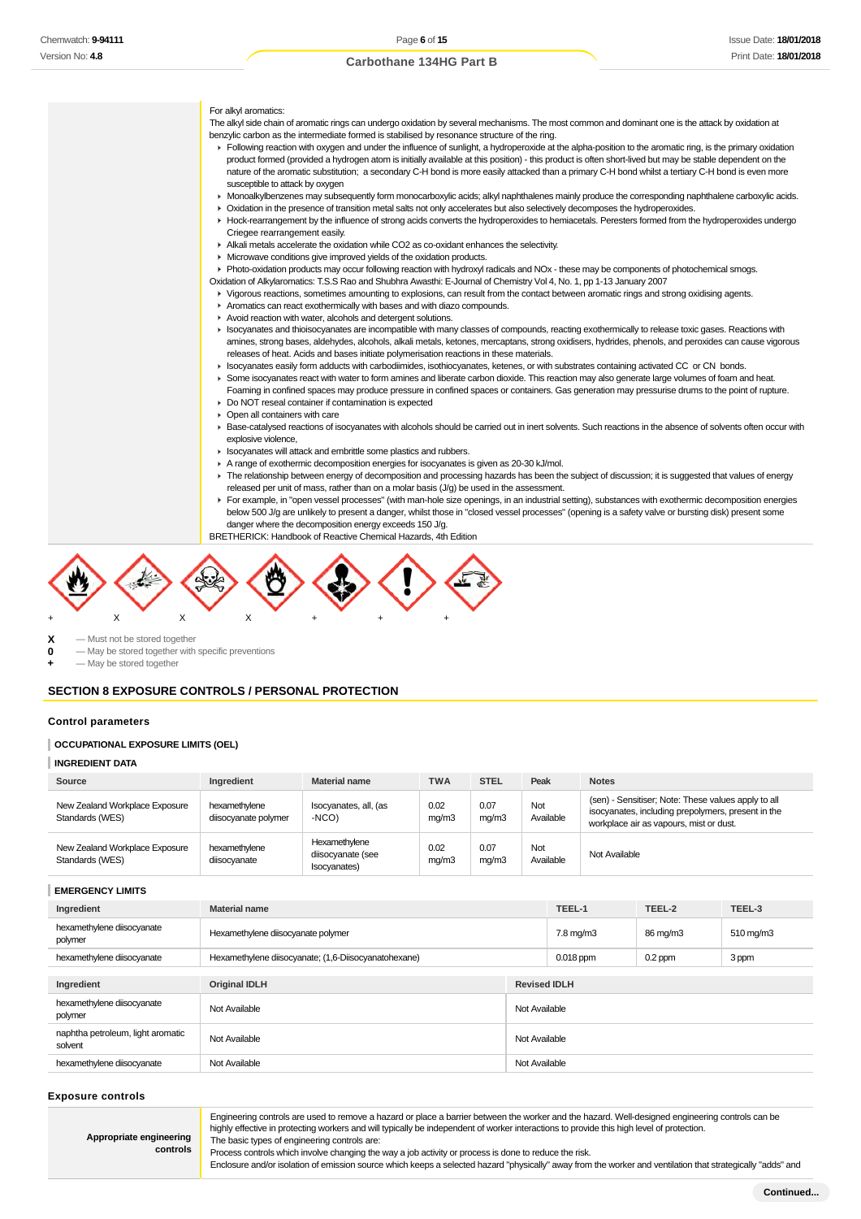For alkyl aromatics:
The alkyl side chain of aromatic rings can undergo oxidation by several mechanisms. The most common and dominant one is the attack by oxidation at benzylic carbon as the intermediate formed is stabilised by resonance structure of the ring.

- Following reaction with oxygen and under the influence of sunlight, a hydroperoxide at the alpha-position to the aromatic ring, is the primary oxidation product formed (provided a hydrogen atom is initially available at this position) - this product is often short-lived but may be stable dependent on the nature of the aromatic substitution; a secondary C-H bond is more easily attacked than a primary C-H bond whilst a tertiary C-H bond is even more susceptible to attack by oxygen
- Monoalkylbenzenes may subsequently form monocarboxylic acids; alkyl naphthalenes mainly produce the corresponding naphthalene carboxylic acids.
- Oxidation in the presence of transition metal salts not only accelerates but also selectively decomposes the hydroperoxides.
- Hock-rearrangement by the influence of strong acids converts the hydroperoxides to hemiacetals. Peresters formed from the hydroperoxides undergo Criegee rearrangement easily.
- Alkali metals accelerate the oxidation while CO2 as co-oxidant enhances the selectivity.
- Microwave conditions give improved yields of the oxidation products.
- Photo-oxidation products may occur following reaction with hydroxyl radicals and NOx - these may be components of photochemical smogs.

Oxidation of Alkylaromatics: T.S.S Rao and Shubhra Awasthi: E-Journal of Chemistry Vol 4, No. 1, pp 1-13 January 2007

- Vigorous reactions, sometimes amounting to explosions, can result from the contact between aromatic rings and strong oxidising agents.
- Aromatics can react exothermically with bases and with diazo compounds.
- Avoid reaction with water, alcohols and detergent solutions.
- Isocyanates and thioisocyanates are incompatible with many classes of compounds, reacting exothermically to release toxic gases. Reactions with amines, strong bases, aldehydes, alcohols, alkali metals, ketones, mercaptans, strong oxidisers, hydrides, phenols, and peroxides can cause vigorous releases of heat. Acids and bases initiate polymerisation reactions in these materials.
- Isocyanates easily form adducts with carbodiimides, isothiocyanates, ketenes, or with substrates containing activated CC or CN bonds.
- Some isocyanates react with water to form amines and liberate carbon dioxide. This reaction may also generate large volumes of foam and heat. Foaming in confined spaces may produce pressure in confined spaces or containers. Gas generation may pressurise drums to the point of rupture.
- Do NOT reseal container if contamination is expected
- Open all containers with care
- Base-catalysed reactions of isocyanates with alcohols should be carried out in inert solvents. Such reactions in the absence of solvents often occur with explosive violence,
- Isocyanates will attack and embrittle some plastics and rubbers.
- A range of exothermic decomposition energies for isocyanates is given as 20-30 kJ/mol.
- The relationship between energy of decomposition and processing hazards has been the subject of discussion; it is suggested that values of energy released per unit of mass, rather than on a molar basis (J/g) be used in the assessment.
- For example, in "open vessel processes" (with man-hole size openings, in an industrial setting), substances with exothermic decomposition energies below 500 J/g are unlikely to present a danger, whilst those in "closed vessel processes" (opening is a safety valve or bursting disk) present some danger where the decomposition energy exceeds 150 J/g.

BRETHERICK: Handbook of Reactive Chemical Hazards, 4th Edition

+ X X X + + +

**X** — Must not be stored together
**0** — May be stored together with specific preventions
**+** — May be stored together

## SECTION 8 EXPOSURE CONTROLS / PERSONAL PROTECTION

### Control parameters

**OCCUPATIONAL EXPOSURE LIMITS (OEL)**

**INGREDIENT DATA**

| Source | Ingredient | Material name | TWA | STEL | Peak | Notes |
|---|---|---|---|---|---|---|
| New Zealand Workplace Exposure Standards (WES) | hexamethylene diisocyanate polymer | Isocyanates, all, (as -NCO) | 0.02 mg/m3 | 0.07 mg/m3 | Not Available | (sen) - Sensitiser; Note: These values apply to all isocyanates, including prepolymers, present in the workplace air as vapours, mist or dust. |
| New Zealand Workplace Exposure Standards (WES) | hexamethylene diisocyanate | Hexamethylene diisocyanate (see Isocyanates) | 0.02 mg/m3 | 0.07 mg/m3 | Not Available | Not Available |

**EMERGENCY LIMITS**

| Ingredient | Material name | TEEL-1 | TEEL-2 | TEEL-3 |
|---|---|---|---|---|
| hexamethylene diisocyanate polymer | Hexamethylene diisocyanate polymer | 7.8 mg/m3 | 86 mg/m3 | 510 mg/m3 |
| hexamethylene diisocyanate | Hexamethylene diisocyanate; (1,6-Diisocyanatohexane) | 0.018 ppm | 0.2 ppm | 3 ppm |

| Ingredient | Original IDLH | Revised IDLH |
|---|---|---|
| hexamethylene diisocyanate polymer | Not Available | Not Available |
| naphtha petroleum, light aromatic solvent | Not Available | Not Available |
| hexamethylene diisocyanate | Not Available | Not Available |

### Exposure controls

| Appropriate engineering controls | Engineering controls are used to remove a hazard or place a barrier between the worker and the hazard. Well-designed engineering controls can be highly effective in protecting workers and will typically be independent of worker interactions to provide this high level of protection. The basic types of engineering controls are: Process controls which involve changing the way a job activity or process is done to reduce the risk. Enclosure and/or isolation of emission source which keeps a selected hazard "physically" away from the worker and ventilation that strategically "adds" and |
|---|---|

Continued...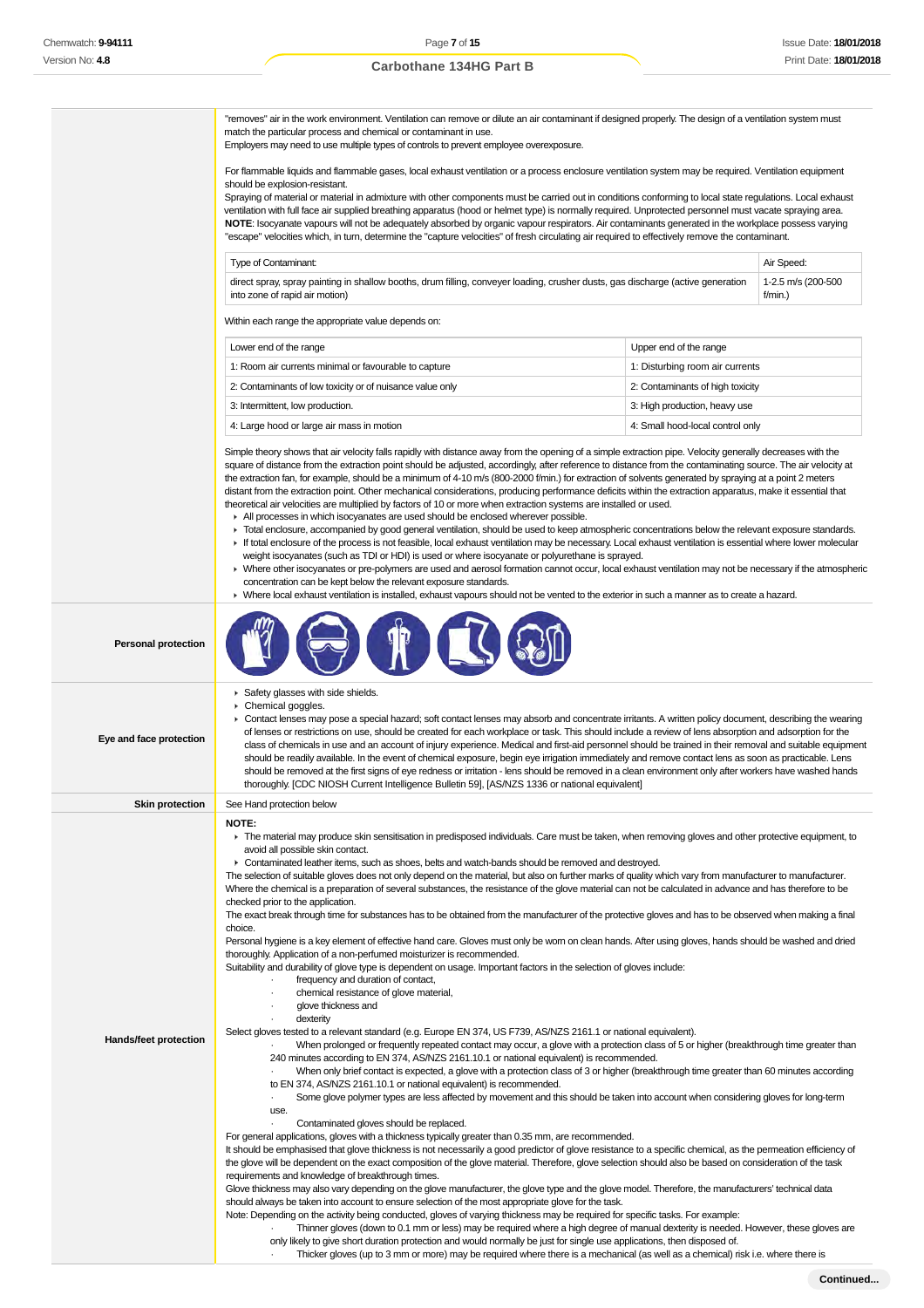"removes" air in the work environment. Ventilation can remove or dilute an air contaminant if designed properly. The design of a ventilation system must match the particular process and chemical or contaminant in use.
Employers may need to use multiple types of controls to prevent employee overexposure.

For flammable liquids and flammable gases, local exhaust ventilation or a process enclosure ventilation system may be required. Ventilation equipment should be explosion-resistant.
Spraying of material or material in admixture with other components must be carried out in conditions conforming to local state regulations. Local exhaust ventilation with full face air supplied breathing apparatus (hood or helmet type) is normally required. Unprotected personnel must vacate spraying area.
**NOTE**: Isocyanate vapours will not be adequately absorbed by organic vapour respirators. Air contaminants generated in the workplace possess varying "escape" velocities which, in turn, determine the "capture velocities" of fresh circulating air required to effectively remove the contaminant.

| Type of Contaminant: | Air Speed: |
|---|---|
| direct spray, spray painting in shallow booths, drum filling, conveyer loading, crusher dusts, gas discharge (active generation into zone of rapid air motion) | 1-2.5 m/s (200-500 f/min.) |

Within each range the appropriate value depends on:

| Lower end of the range | Upper end of the range |
|---|---|
| 1: Room air currents minimal or favourable to capture | 1: Disturbing room air currents |
| 2: Contaminants of low toxicity or of nuisance value only | 2: Contaminants of high toxicity |
| 3: Intermittent, low production. | 3: High production, heavy use |
| 4: Large hood or large air mass in motion | 4: Small hood-local control only |

Simple theory shows that air velocity falls rapidly with distance away from the opening of a simple extraction pipe. Velocity generally decreases with the square of distance from the extraction point should be adjusted, accordingly, after reference to distance from the contaminating source. The air velocity at the extraction fan, for example, should be a minimum of 4-10 m/s (800-2000 f/min.) for extraction of solvents generated by spraying at a point 2 meters distant from the extraction point. Other mechanical considerations, producing performance deficits within the extraction apparatus, make it essential that theoretical air velocities are multiplied by factors of 10 or more when extraction systems are installed or used.

- All processes in which isocyanates are used should be enclosed wherever possible.
- Total enclosure, accompanied by good general ventilation, should be used to keep atmospheric concentrations below the relevant exposure standards.
- If total enclosure of the process is not feasible, local exhaust ventilation may be necessary. Local exhaust ventilation is essential where lower molecular weight isocyanates (such as TDI or HDI) is used or where isocyanate or polyurethane is sprayed.
- Where other isocyanates or pre-polymers are used and aerosol formation cannot occur, local exhaust ventilation may not be necessary if the atmospheric concentration can be kept below the relevant exposure standards.
- Where local exhaust ventilation is installed, exhaust vapours should not be vented to the exterior in such a manner as to create a hazard.

**Personal protection**

**Eye and face protection**

- Safety glasses with side shields.
- Chemical goggles.
- Contact lenses may pose a special hazard; soft contact lenses may absorb and concentrate irritants. A written policy document, describing the wearing of lenses or restrictions on use, should be created for each workplace or task. This should include a review of lens absorption and adsorption for the class of chemicals in use and an account of injury experience. Medical and first-aid personnel should be trained in their removal and suitable equipment should be readily available. In the event of chemical exposure, begin eye irrigation immediately and remove contact lens as soon as practicable. Lens should be removed at the first signs of eye redness or irritation - lens should be removed in a clean environment only after workers have washed hands thoroughly. [CDC NIOSH Current Intelligence Bulletin 59], [AS/NZS 1336 or national equivalent]

**Skin protection**

See Hand protection below

**Hands/feet protection**

**NOTE:**

- The material may produce skin sensitisation in predisposed individuals. Care must be taken, when removing gloves and other protective equipment, to avoid all possible skin contact.
- Contaminated leather items, such as shoes, belts and watch-bands should be removed and destroyed.

The selection of suitable gloves does not only depend on the material, but also on further marks of quality which vary from manufacturer to manufacturer. Where the chemical is a preparation of several substances, the resistance of the glove material can not be calculated in advance and has therefore to be checked prior to the application.
The exact break through time for substances has to be obtained from the manufacturer of the protective gloves and has to be observed when making a final choice.
Personal hygiene is a key element of effective hand care. Gloves must only be worn on clean hands. After using gloves, hands should be washed and dried thoroughly. Application of a non-perfumed moisturizer is recommended.
Suitability and durability of glove type is dependent on usage. Important factors in the selection of gloves include:

- frequency and duration of contact,
- chemical resistance of glove material,
- glove thickness and
- dexterity

Select gloves tested to a relevant standard (e.g. Europe EN 374, US F739, AS/NZS 2161.1 or national equivalent).

- When prolonged or frequently repeated contact may occur, a glove with a protection class of 5 or higher (breakthrough time greater than 240 minutes according to EN 374, AS/NZS 2161.10.1 or national equivalent) is recommended.
- When only brief contact is expected, a glove with a protection class of 3 or higher (breakthrough time greater than 60 minutes according to EN 374, AS/NZS 2161.10.1 or national equivalent) is recommended.
- Some glove polymer types are less affected by movement and this should be taken into account when considering gloves for long-term use.
- Contaminated gloves should be replaced.

For general applications, gloves with a thickness typically greater than 0.35 mm, are recommended.
It should be emphasised that glove thickness is not necessarily a good predictor of glove resistance to a specific chemical, as the permeation efficiency of the glove will be dependent on the exact composition of the glove material. Therefore, glove selection should also be based on consideration of the task requirements and knowledge of breakthrough times.
Glove thickness may also vary depending on the glove manufacturer, the glove type and the glove model. Therefore, the manufacturers' technical data should always be taken into account to ensure selection of the most appropriate glove for the task.
Note: Depending on the activity being conducted, gloves of varying thickness may be required for specific tasks. For example:

- Thinner gloves (down to 0.1 mm or less) may be required where a high degree of manual dexterity is needed. However, these gloves are only likely to give short duration protection and would normally be just for single use applications, then disposed of.
- Thicker gloves (up to 3 mm or more) may be required where there is a mechanical (as well as a chemical) risk i.e. where there is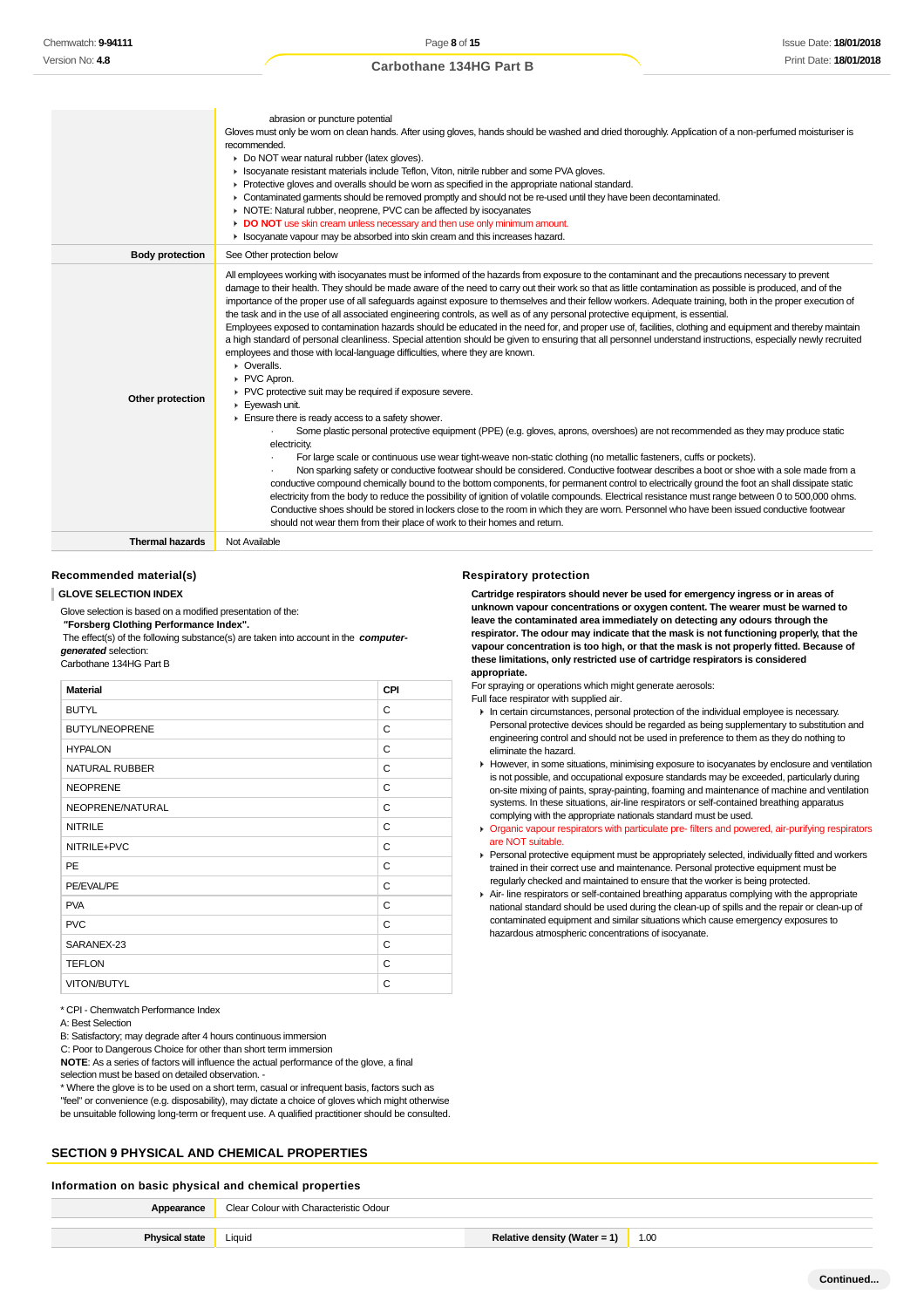| | |
|---|---|
| | abrasion or puncture potential<br>Gloves must only be worn on clean hands. After using gloves, hands should be washed and dried thoroughly. Application of a non-perfumed moisturiser is recommended.<br>▸ Do NOT wear natural rubber (latex gloves).<br>▸ Isocyanate resistant materials include Teflon, Viton, nitrile rubber and some PVA gloves.<br>▸ Protective gloves and overalls should be worn as specified in the appropriate national standard.<br>▸ Contaminated garments should be removed promptly and should not be re-used until they have been decontaminated.<br>▸ NOTE: Natural rubber, neoprene, PVC can be affected by isocyanates<br>▸ **DO NOT** use skin cream unless necessary and then use only minimum amount.<br>▸ Isocyanate vapour may be absorbed into skin cream and this increases hazard. |
| **Body protection** | See Other protection below |
| **Other protection** | All employees working with isocyanates must be informed of the hazards from exposure to the contaminant and the precautions necessary to prevent damage to their health. They should be made aware of the need to carry out their work so that as little contamination as possible is produced, and of the importance of the proper use of all safeguards against exposure to themselves and their fellow workers. Adequate training, both in the proper execution of the task and in the use of all associated engineering controls, as well as of any personal protective equipment, is essential.<br>Employees exposed to contamination hazards should be educated in the need for, and proper use of, facilities, clothing and equipment and thereby maintain a high standard of personal cleanliness. Special attention should be given to ensuring that all personnel understand instructions, especially newly recruited employees and those with local-language difficulties, where they are known.<br>▸ Overalls.<br>▸ PVC Apron.<br>▸ PVC protective suit may be required if exposure severe.<br>▸ Eyewash unit.<br>▸ Ensure there is ready access to a safety shower.<br>· Some plastic personal protective equipment (PPE) (e.g. gloves, aprons, overshoes) are not recommended as they may produce static electricity.<br>· For large scale or continuous use wear tight-weave non-static clothing (no metallic fasteners, cuffs or pockets).<br>· Non sparking safety or conductive footwear should be considered. Conductive footwear describes a boot or shoe with a sole made from a conductive compound chemically bound to the bottom components, for permanent control to electrically ground the foot an shall dissipate static electricity from the body to reduce the possibility of ignition of volatile compounds. Electrical resistance must range between 0 to 500,000 ohms. Conductive shoes should be stored in lockers close to the room in which they are worn. Personnel who have been issued conductive footwear should not wear them from their place of work to their homes and return. |
| **Thermal hazards** | Not Available |

### Recommended material(s)

**GLOVE SELECTION INDEX**

Glove selection is based on a modified presentation of the:
**"Forsberg Clothing Performance Index".**
The effect(s) of the following substance(s) are taken into account in the ***computer-generated*** selection:
Carbothane 134HG Part B

| Material | CPI |
|---|---|
| BUTYL | C |
| BUTYL/NEOPRENE | C |
| HYPALON | C |
| NATURAL RUBBER | C |
| NEOPRENE | C |
| NEOPRENE/NATURAL | C |
| NITRILE | C |
| NITRILE+PVC | C |
| PE | C |
| PE/EVAL/PE | C |
| PVA | C |
| PVC | C |
| SARANEX-23 | C |
| TEFLON | C |
| VITON/BUTYL | C |

* CPI - Chemwatch Performance Index
A: Best Selection
B: Satisfactory; may degrade after 4 hours continuous immersion
C: Poor to Dangerous Choice for other than short term immersion
**NOTE**: As a series of factors will influence the actual performance of the glove, a final selection must be based on detailed observation. -
* Where the glove is to be used on a short term, casual or infrequent basis, factors such as "feel" or convenience (e.g. disposability), may dictate a choice of gloves which might otherwise be unsuitable following long-term or frequent use. A qualified practitioner should be consulted.

### Respiratory protection

**Cartridge respirators should never be used for emergency ingress or in areas of unknown vapour concentrations or oxygen content. The wearer must be warned to leave the contaminated area immediately on detecting any odours through the respirator. The odour may indicate that the mask is not functioning properly, that the vapour concentration is too high, or that the mask is not properly fitted. Because of these limitations, only restricted use of cartridge respirators is considered appropriate.**

For spraying or operations which might generate aerosols:
Full face respirator with supplied air.

- In certain circumstances, personal protection of the individual employee is necessary. Personal protective devices should be regarded as being supplementary to substitution and engineering control and should not be used in preference to them as they do nothing to eliminate the hazard.
- However, in some situations, minimising exposure to isocyanates by enclosure and ventilation is not possible, and occupational exposure standards may be exceeded, particularly during on-site mixing of paints, spray-painting, foaming and maintenance of machine and ventilation systems. In these situations, air-line respirators or self-contained breathing apparatus complying with the appropriate nationals standard must be used.
- Organic vapour respirators with particulate pre- filters and powered, air-purifying respirators are NOT suitable.
- Personal protective equipment must be appropriately selected, individually fitted and workers trained in their correct use and maintenance. Personal protective equipment must be regularly checked and maintained to ensure that the worker is being protected.
- Air- line respirators or self-contained breathing apparatus complying with the appropriate national standard should be used during the clean-up of spills and the repair or clean-up of contaminated equipment and similar situations which cause emergency exposures to hazardous atmospheric concentrations of isocyanate.

## SECTION 9 PHYSICAL AND CHEMICAL PROPERTIES

### Information on basic physical and chemical properties

| | | | |
|---|---|---|---|
| **Appearance** | Clear Colour with Characteristic Odour | | |
| **Physical state** | Liquid | **Relative density (Water = 1)** | 1.00 |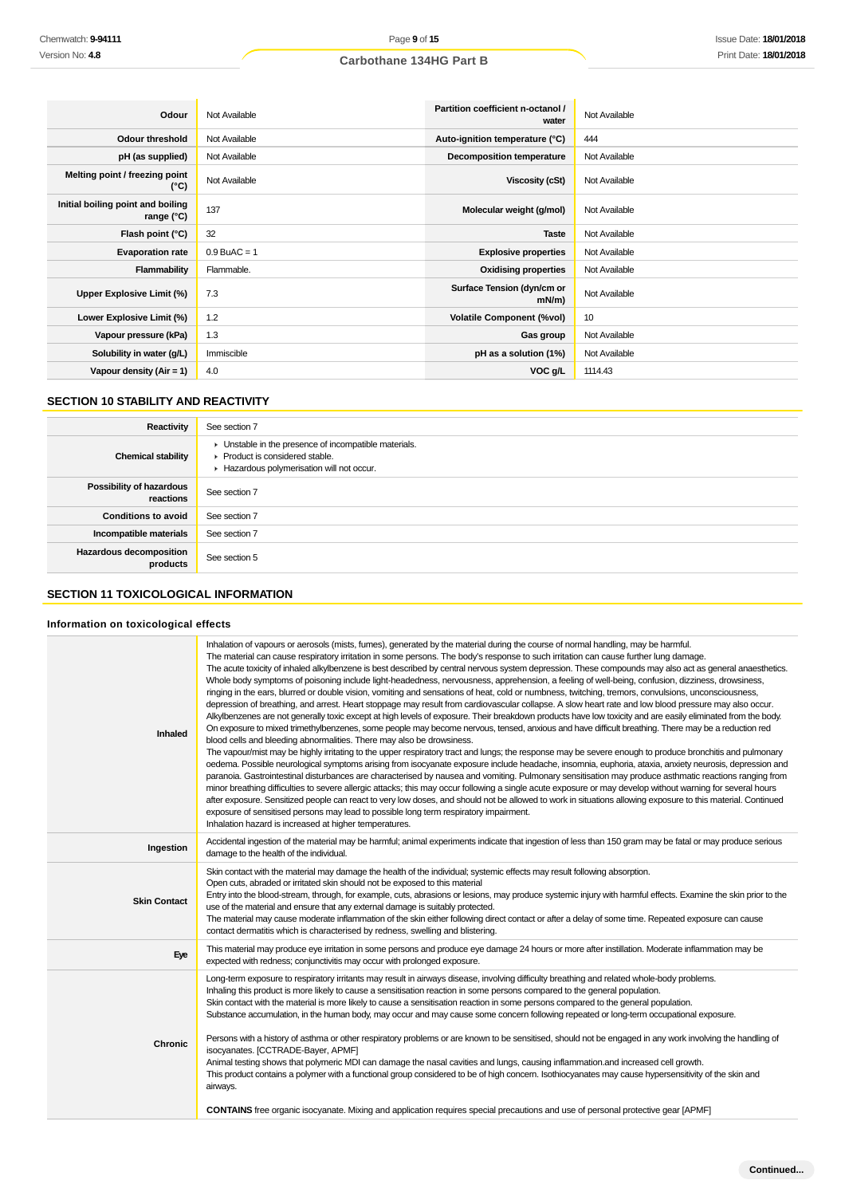| Odour | Not Available | Partition coefficient n-octanol / water | Not Available |
| --- | --- | --- | --- |
| Odour threshold | Not Available | Auto-ignition temperature (°C) | 444 |
| pH (as supplied) | Not Available | Decomposition temperature | Not Available |
| Melting point / freezing point (°C) | Not Available | Viscosity (cSt) | Not Available |
| Initial boiling point and boiling range (°C) | 137 | Molecular weight (g/mol) | Not Available |
| Flash point (°C) | 32 | Taste | Not Available |
| Evaporation rate | 0.9 BuAC = 1 | Explosive properties | Not Available |
| Flammability | Flammable. | Oxidising properties | Not Available |
| Upper Explosive Limit (%) | 7.3 | Surface Tension (dyn/cm or mN/m) | Not Available |
| Lower Explosive Limit (%) | 1.2 | Volatile Component (%vol) | 10 |
| Vapour pressure (kPa) | 1.3 | Gas group | Not Available |
| Solubility in water (g/L) | Immiscible | pH as a solution (1%) | Not Available |
| Vapour density (Air = 1) | 4.0 | VOC g/L | 1114.43 |

## SECTION 10 STABILITY AND REACTIVITY

| | |
| --- | --- |
| Reactivity | See section 7 |
| Chemical stability | ▸ Unstable in the presence of incompatible materials.<br>▸ Product is considered stable.<br>▸ Hazardous polymerisation will not occur. |
| Possibility of hazardous reactions | See section 7 |
| Conditions to avoid | See section 7 |
| Incompatible materials | See section 7 |
| Hazardous decomposition products | See section 5 |

## SECTION 11 TOXICOLOGICAL INFORMATION

### Information on toxicological effects

| | |
| --- | --- |
| Inhaled | Inhalation of vapours or aerosols (mists, fumes), generated by the material during the course of normal handling, may be harmful.<br>The material can cause respiratory irritation in some persons. The body's response to such irritation can cause further lung damage.<br>The acute toxicity of inhaled alkylbenzene is best described by central nervous system depression. These compounds may also act as general anaesthetics. Whole body symptoms of poisoning include light-headedness, nervousness, apprehension, a feeling of well-being, confusion, dizziness, drowsiness, ringing in the ears, blurred or double vision, vomiting and sensations of heat, cold or numbness, twitching, tremors, convulsions, unconsciousness, depression of breathing, and arrest. Heart stoppage may result from cardiovascular collapse. A slow heart rate and low blood pressure may also occur.<br>Alkylbenzenes are not generally toxic except at high levels of exposure. Their breakdown products have low toxicity and are easily eliminated from the body. On exposure to mixed trimethylbenzenes, some people may become nervous, tensed, anxious and have difficult breathing. There may be a reduction red blood cells and bleeding abnormalities. There may also be drowsiness.<br>The vapour/mist may be highly irritating to the upper respiratory tract and lungs; the response may be severe enough to produce bronchitis and pulmonary oedema. Possible neurological symptoms arising from isocyanate exposure include headache, insomnia, euphoria, ataxia, anxiety neurosis, depression and paranoia. Gastrointestinal disturbances are characterised by nausea and vomiting. Pulmonary sensitisation may produce asthmatic reactions ranging from minor breathing difficulties to severe allergic attacks; this may occur following a single acute exposure or may develop without warning for several hours after exposure. Sensitized people can react to very low doses, and should not be allowed to work in situations allowing exposure to this material. Continued exposure of sensitised persons may lead to possible long term respiratory impairment.<br>Inhalation hazard is increased at higher temperatures. |
| Ingestion | Accidental ingestion of the material may be harmful; animal experiments indicate that ingestion of less than 150 gram may be fatal or may produce serious damage to the health of the individual. |
| Skin Contact | Skin contact with the material may damage the health of the individual; systemic effects may result following absorption.<br>Open cuts, abraded or irritated skin should not be exposed to this material<br>Entry into the blood-stream, through, for example, cuts, abrasions or lesions, may produce systemic injury with harmful effects. Examine the skin prior to the use of the material and ensure that any external damage is suitably protected.<br>The material may cause moderate inflammation of the skin either following direct contact or after a delay of some time. Repeated exposure can cause contact dermatitis which is characterised by redness, swelling and blistering. |
| Eye | This material may produce eye irritation in some persons and produce eye damage 24 hours or more after instillation. Moderate inflammation may be expected with redness; conjunctivitis may occur with prolonged exposure. |
| Chronic | Long-term exposure to respiratory irritants may result in airways disease, involving difficulty breathing and related whole-body problems.<br>Inhaling this product is more likely to cause a sensitisation reaction in some persons compared to the general population.<br>Skin contact with the material is more likely to cause a sensitisation reaction in some persons compared to the general population.<br>Substance accumulation, in the human body, may occur and may cause some concern following repeated or long-term occupational exposure.<br><br>Persons with a history of asthma or other respiratory problems or are known to be sensitised, should not be engaged in any work involving the handling of isocyanates. [CCTRADE-Bayer, APMF]<br>Animal testing shows that polymeric MDI can damage the nasal cavities and lungs, causing inflammation.and increased cell growth.<br>This product contains a polymer with a functional group considered to be of high concern. Isothiocyanates may cause hypersensitivity of the skin and airways.<br><br>**CONTAINS** free organic isocyanate. Mixing and application requires special precautions and use of personal protective gear [APMF] |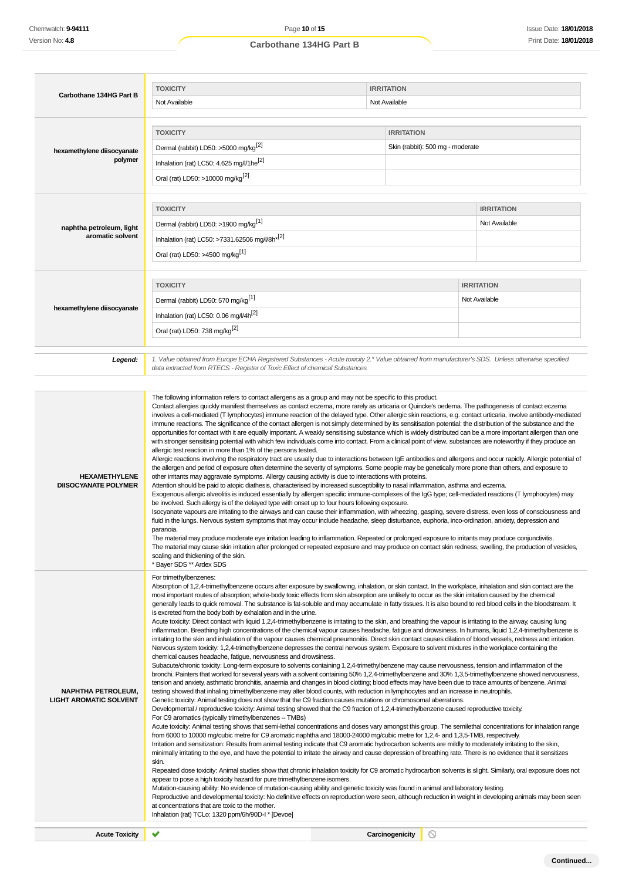| Carbothane 134HG Part B | TOXICITY | IRRITATION |
|---|---|---|
| | Not Available | Not Available |

| hexamethylene diisocyanate polymer | TOXICITY | IRRITATION |
|---|---|---|
| | Dermal (rabbit) LD50: >5000 mg/kg[2] | Skin (rabbit): 500 mg - moderate |
| | Inhalation (rat) LC50: 4.625 mg/l/1he[2] | |
| | Oral (rat) LD50: >10000 mg/kg[2] | |

| naphtha petroleum, light aromatic solvent | TOXICITY | IRRITATION |
|---|---|---|
| | Dermal (rabbit) LD50: >1900 mg/kg[1] | Not Available |
| | Inhalation (rat) LC50: >7331.62506 mg/l/8h*[2] | |
| | Oral (rat) LD50: >4500 mg/kg[1] | |

| hexamethylene diisocyanate | TOXICITY | IRRITATION |
|---|---|---|
| | Dermal (rabbit) LD50: 570 mg/kg[1] | Not Available |
| | Inhalation (rat) LC50: 0.06 mg/l/4h[2] | |
| | Oral (rat) LD50: 738 mg/kg[2] | |

***Legend:*** *1. Value obtained from Europe ECHA Registered Substances - Acute toxicity 2.* Value obtained from manufacturer's SDS. Unless otherwise specified data extracted from RTECS - Register of Toxic Effect of chemical Substances*

**HEXAMETHYLENE DIISOCYANATE POLYMER**

The following information refers to contact allergens as a group and may not be specific to this product.
Contact allergies quickly manifest themselves as contact eczema, more rarely as urticaria or Quincke's oedema. The pathogenesis of contact eczema involves a cell-mediated (T lymphocytes) immune reaction of the delayed type. Other allergic skin reactions, e.g. contact urticaria, involve antibody-mediated immune reactions. The significance of the contact allergen is not simply determined by its sensitisation potential: the distribution of the substance and the opportunities for contact with it are equally important. A weakly sensitising substance which is widely distributed can be a more important allergen than one with stronger sensitising potential with which few individuals come into contact. From a clinical point of view, substances are noteworthy if they produce an allergic test reaction in more than 1% of the persons tested.
Allergic reactions involving the respiratory tract are usually due to interactions between IgE antibodies and allergens and occur rapidly. Allergic potential of the allergen and period of exposure often determine the severity of symptoms. Some people may be genetically more prone than others, and exposure to other irritants may aggravate symptoms. Allergy causing activity is due to interactions with proteins.
Attention should be paid to atopic diathesis, characterised by increased susceptibility to nasal inflammation, asthma and eczema.
Exogenous allergic alveolitis is induced essentially by allergen specific immune-complexes of the IgG type; cell-mediated reactions (T lymphocytes) may be involved. Such allergy is of the delayed type with onset up to four hours following exposure.
Isocyanate vapours are irritating to the airways and can cause their inflammation, with wheezing, gasping, severe distress, even loss of consciousness and fluid in the lungs. Nervous system symptoms that may occur include headache, sleep disturbance, euphoria, inco-ordination, anxiety, depression and paranoia.
The material may produce moderate eye irritation leading to inflammation. Repeated or prolonged exposure to irritants may produce conjunctivitis.
The material may cause skin irritation after prolonged or repeated exposure and may produce on contact skin redness, swelling, the production of vesicles, scaling and thickening of the skin.
* Bayer SDS ** Ardex SDS

**NAPHTHA PETROLEUM, LIGHT AROMATIC SOLVENT**

For trimethylbenzenes:
Absorption of 1,2,4-trimethylbenzene occurs after exposure by swallowing, inhalation, or skin contact. In the workplace, inhalation and skin contact are the most important routes of absorption; whole-body toxic effects from skin absorption are unlikely to occur as the skin irritation caused by the chemical generally leads to quick removal. The substance is fat-soluble and may accumulate in fatty tissues. It is also bound to red blood cells in the bloodstream. It is excreted from the body both by exhalation and in the urine.
Acute toxicity: Direct contact with liquid 1,2,4-trimethylbenzene is irritating to the skin, and breathing the vapour is irritating to the airway, causing lung inflammation. Breathing high concentrations of the chemical vapour causes headache, fatigue and drowsiness. In humans, liquid 1,2,4-trimethylbenzene is irritating to the skin and inhalation of the vapour causes chemical pneumonitis. Direct skin contact causes dilation of blood vessels, redness and irritation.
Nervous system toxicity: 1,2,4-trimethylbenzene depresses the central nervous system. Exposure to solvent mixtures in the workplace containing the chemical causes headache, fatigue, nervousness and drowsiness.
Subacute/chronic toxicity: Long-term exposure to solvents containing 1,2,4-trimethylbenzene may cause nervousness, tension and inflammation of the bronchi. Painters that worked for several years with a solvent containing 50% 1,2,4-trimethylbenzene and 30% 1,3,5-trimethylbenzene showed nervousness, tension and anxiety, asthmatic bronchitis, anaemia and changes in blood clotting; blood effects may have been due to trace amounts of benzene. Animal testing showed that inhaling trimethylbenzene may alter blood counts, with reduction in lymphocytes and an increase in neutrophils.
Genetic toxicity: Animal testing does not show that the C9 fraction causes mutations or chromosomal aberrations.
Developmental / reproductive toxicity: Animal testing showed that the C9 fraction of 1,2,4-trimethylbenzene caused reproductive toxicity.
For C9 aromatics (typically trimethylbenzenes – TMBs)
Acute toxicity: Animal testing shows that semi-lethal concentrations and doses vary amongst this group. The semilethal concentrations for inhalation range from 6000 to 10000 mg/cubic metre for C9 aromatic naphtha and 18000-24000 mg/cubic metre for 1,2,4- and 1,3,5-TMB, respectively.
Irritation and sensitization: Results from animal testing indicate that C9 aromatic hydrocarbon solvents are mildly to moderately irritating to the skin, minimally irritating to the eye, and have the potential to irritate the airway and cause depression of breathing rate. There is no evidence that it sensitizes skin.
Repeated dose toxicity: Animal studies show that chronic inhalation toxicity for C9 aromatic hydrocarbon solvents is slight. Similarly, oral exposure does not appear to pose a high toxicity hazard for pure trimethylbenzene isomers.
Mutation-causing ability: No evidence of mutation-causing ability and genetic toxicity was found in animal and laboratory testing.
Reproductive and developmental toxicity: No definitive effects on reproduction were seen, although reduction in weight in developing animals may have been seen at concentrations that are toxic to the mother.
Inhalation (rat) TCLo: 1320 ppm/6h/90D-I * [Devoe]

| Acute Toxicity | ✔ | Carcinogenicity | ⦸ |
|---|---|---|---|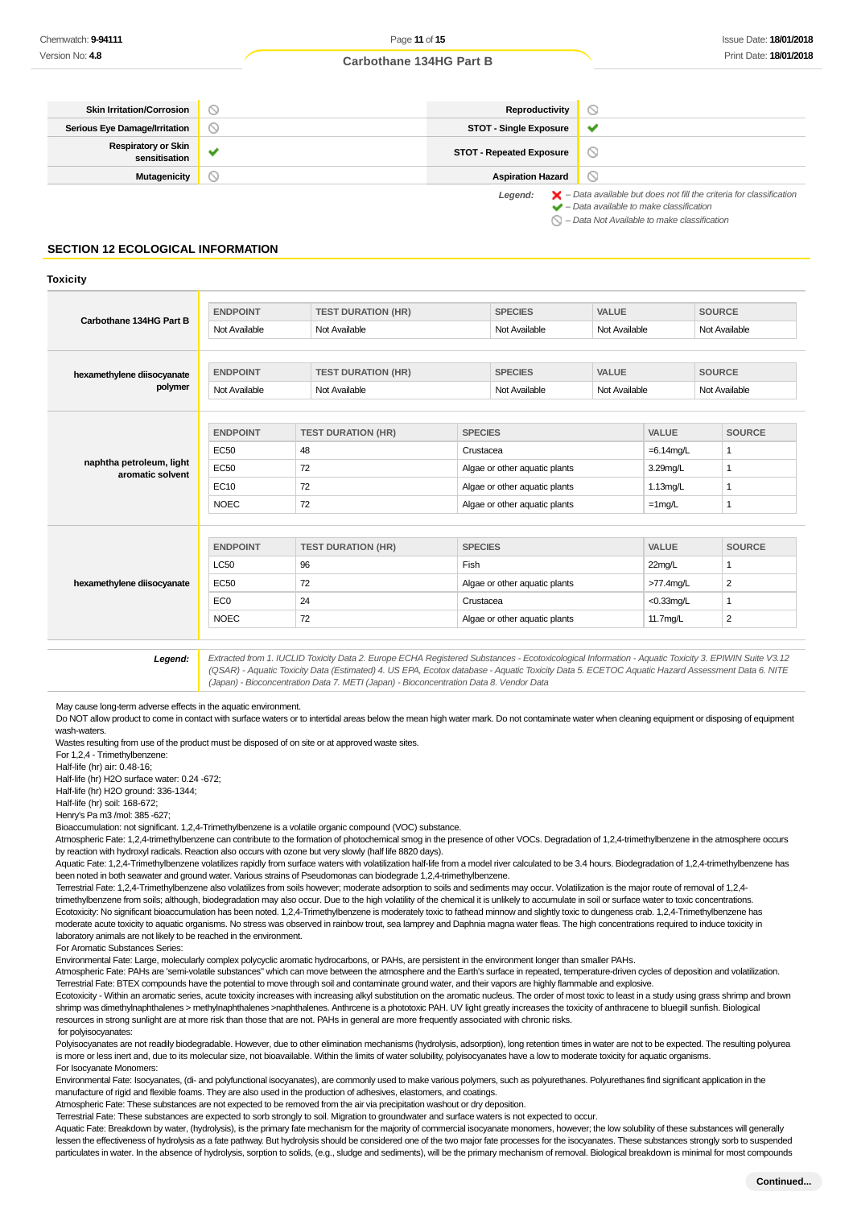| Skin Irritation/Corrosion | ⃠ | Reproductivity | ⃠ |
|---|---|---|---|
| Serious Eye Damage/Irritation | ⃠ | STOT - Single Exposure | ✔ |
| Respiratory or Skin sensitisation | ✔ | STOT - Repeated Exposure | ⃠ |
| Mutagenicity | ⃠ | Aspiration Hazard | ⃠ |

*Legend:* ✘ *– Data available but does not fill the criteria for classification*
✔ *– Data available to make classification*
⃠ *– Data Not Available to make classification*

## SECTION 12 ECOLOGICAL INFORMATION

### Toxicity

**Carbothane 134HG Part B**

| ENDPOINT | TEST DURATION (HR) | SPECIES | VALUE | SOURCE |
|---|---|---|---|---|
| Not Available | Not Available | Not Available | Not Available | Not Available |

**hexamethylene diisocyanate polymer**

| ENDPOINT | TEST DURATION (HR) | SPECIES | VALUE | SOURCE |
|---|---|---|---|---|
| Not Available | Not Available | Not Available | Not Available | Not Available |

**naphtha petroleum, light aromatic solvent**

| ENDPOINT | TEST DURATION (HR) | SPECIES | VALUE | SOURCE |
|---|---|---|---|---|
| EC50 | 48 | Crustacea | =6.14mg/L | 1 |
| EC50 | 72 | Algae or other aquatic plants | 3.29mg/L | 1 |
| EC10 | 72 | Algae or other aquatic plants | 1.13mg/L | 1 |
| NOEC | 72 | Algae or other aquatic plants | =1mg/L | 1 |

**hexamethylene diisocyanate**

| ENDPOINT | TEST DURATION (HR) | SPECIES | VALUE | SOURCE |
|---|---|---|---|---|
| LC50 | 96 | Fish | 22mg/L | 1 |
| EC50 | 72 | Algae or other aquatic plants | >77.4mg/L | 2 |
| EC0 | 24 | Crustacea | <0.33mg/L | 1 |
| NOEC | 72 | Algae or other aquatic plants | 11.7mg/L | 2 |

***Legend:*** *Extracted from 1. IUCLID Toxicity Data 2. Europe ECHA Registered Substances - Ecotoxicological Information - Aquatic Toxicity 3. EPIWIN Suite V3.12 (QSAR) - Aquatic Toxicity Data (Estimated) 4. US EPA, Ecotox database - Aquatic Toxicity Data 5. ECETOC Aquatic Hazard Assessment Data 6. NITE (Japan) - Bioconcentration Data 7. METI (Japan) - Bioconcentration Data 8. Vendor Data*

May cause long-term adverse effects in the aquatic environment.
Do NOT allow product to come in contact with surface waters or to intertidal areas below the mean high water mark. Do not contaminate water when cleaning equipment or disposing of equipment wash-waters.
Wastes resulting from use of the product must be disposed of on site or at approved waste sites.
For 1,2,4 - Trimethylbenzene:
Half-life (hr) air: 0.48-16;
Half-life (hr) H2O surface water: 0.24 -672;
Half-life (hr) H2O ground: 336-1344;
Half-life (hr) soil: 168-672;
Henry's Pa m3 /mol: 385 -627;
Bioaccumulation: not significant. 1,2,4-Trimethylbenzene is a volatile organic compound (VOC) substance.
Atmospheric Fate: 1,2,4-trimethylbenzene can contribute to the formation of photochemical smog in the presence of other VOCs. Degradation of 1,2,4-trimethylbenzene in the atmosphere occurs by reaction with hydroxyl radicals. Reaction also occurs with ozone but very slowly (half life 8820 days).
Aquatic Fate: 1,2,4-Trimethylbenzene volatilizes rapidly from surface waters with volatilization half-life from a model river calculated to be 3.4 hours. Biodegradation of 1,2,4-trimethylbenzene has been noted in both seawater and ground water. Various strains of Pseudomonas can biodegrade 1,2,4-trimethylbenzene.
Terrestrial Fate: 1,2,4-Trimethylbenzene also volatilizes from soils however; moderate adsorption to soils and sediments may occur. Volatilization is the major route of removal of 1,2,4-trimethylbenzene from soils; although, biodegradation may also occur. Due to the high volatility of the chemical it is unlikely to accumulate in soil or surface water to toxic concentrations.
Ecotoxicity: No significant bioaccumulation has been noted. 1,2,4-Trimethylbenzene is moderately toxic to fathead minnow and slightly toxic to dungeness crab. 1,2,4-Trimethylbenzene has moderate acute toxicity to aquatic organisms. No stress was observed in rainbow trout, sea lamprey and Daphnia magna water fleas. The high concentrations required to induce toxicity in laboratory animals are not likely to be reached in the environment.
For Aromatic Substances Series:
Environmental Fate: Large, molecularly complex polycyclic aromatic hydrocarbons, or PAHs, are persistent in the environment longer than smaller PAHs.
Atmospheric Fate: PAHs are 'semi-volatile substances" which can move between the atmosphere and the Earth's surface in repeated, temperature-driven cycles of deposition and volatilization.
Terrestrial Fate: BTEX compounds have the potential to move through soil and contaminate ground water, and their vapors are highly flammable and explosive.
Ecotoxicity - Within an aromatic series, acute toxicity increases with increasing alkyl substitution on the aromatic nucleus. The order of most toxic to least in a study using grass shrimp and brown shrimp was dimethylnaphthalenes > methylnaphthalenes >naphthalenes. Anthrcene is a phototoxic PAH. UV light greatly increases the toxicity of anthracene to bluegill sunfish. Biological resources in strong sunlight are at more risk than those that are not. PAHs in general are more frequently associated with chronic risks.
for polyisocyanates:
Polyisocyanates are not readily biodegradable. However, due to other elimination mechanisms (hydrolysis, adsorption), long retention times in water are not to be expected. The resulting polyurea is more or less inert and, due to its molecular size, not bioavailable. Within the limits of water solubility, polyisocyanates have a low to moderate toxicity for aquatic organisms.
For Isocyanate Monomers:
Environmental Fate: Isocyanates, (di- and polyfunctional isocyanates), are commonly used to make various polymers, such as polyurethanes. Polyurethanes find significant application in the manufacture of rigid and flexible foams. They are also used in the production of adhesives, elastomers, and coatings.
Atmospheric Fate: These substances are not expected to be removed from the air via precipitation washout or dry deposition.
Terrestrial Fate: These substances are expected to sorb strongly to soil. Migration to groundwater and surface waters is not expected to occur.
Aquatic Fate: Breakdown by water, (hydrolysis), is the primary fate mechanism for the majority of commercial isocyanate monomers, however; the low solubility of these substances will generally lessen the effectiveness of hydrolysis as a fate pathway. But hydrolysis should be considered one of the two major fate processes for the isocyanates. These substances strongly sorb to suspended particulates in water. In the absence of hydrolysis, sorption to solids, (e.g., sludge and sediments), will be the primary mechanism of removal. Biological breakdown is minimal for most compounds

**Continued...**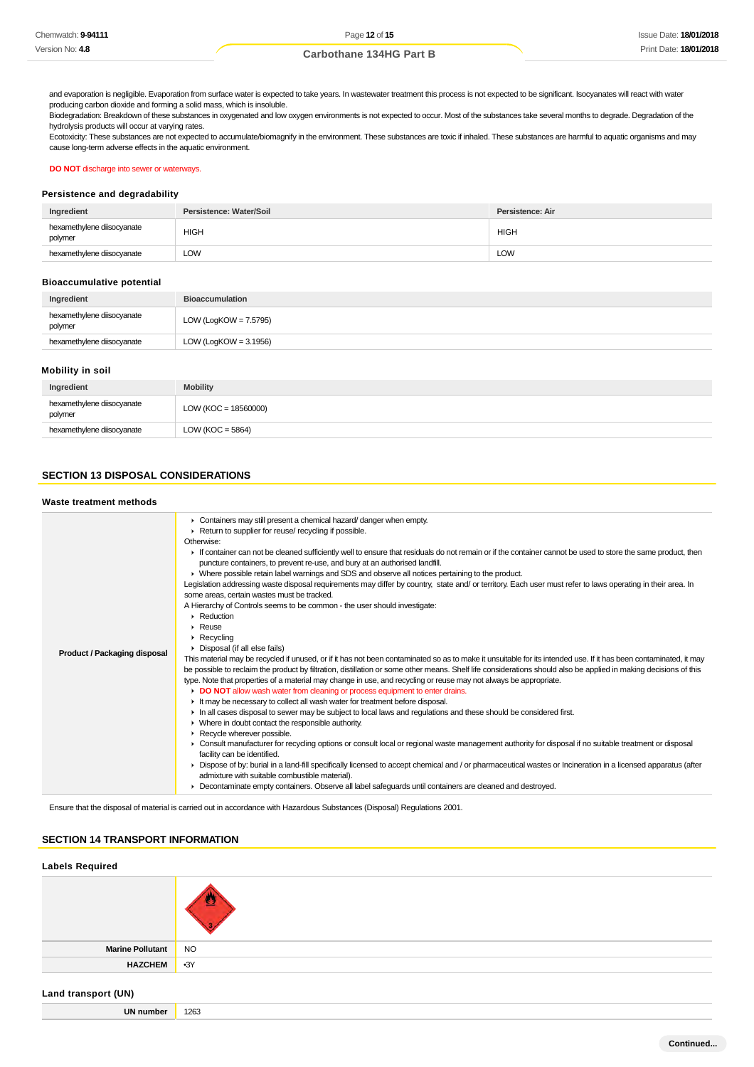and evaporation is negligible. Evaporation from surface water is expected to take years. In wastewater treatment this process is not expected to be significant. Isocyanates will react with water producing carbon dioxide and forming a solid mass, which is insoluble.
Biodegradation: Breakdown of these substances in oxygenated and low oxygen environments is not expected to occur. Most of the substances take several months to degrade. Degradation of the hydrolysis products will occur at varying rates.
Ecotoxicity: These substances are not expected to accumulate/biomagnify in the environment. These substances are toxic if inhaled. These substances are harmful to aquatic organisms and may cause long-term adverse effects in the aquatic environment.

**DO NOT** discharge into sewer or waterways.

### Persistence and degradability

| Ingredient | Persistence: Water/Soil | Persistence: Air |
|---|---|---|
| hexamethylene diisocyanate polymer | HIGH | HIGH |
| hexamethylene diisocyanate | LOW | LOW |

### Bioaccumulative potential

| Ingredient | Bioaccumulation |
|---|---|
| hexamethylene diisocyanate polymer | LOW (LogKOW = 7.5795) |
| hexamethylene diisocyanate | LOW (LogKOW = 3.1956) |

### Mobility in soil

| Ingredient | Mobility |
|---|---|
| hexamethylene diisocyanate polymer | LOW (KOC = 18560000) |
| hexamethylene diisocyanate | LOW (KOC = 5864) |

## SECTION 13 DISPOSAL CONSIDERATIONS

### Waste treatment methods

| | |
|---|---|
| **Product / Packaging disposal** | ▸ Containers may still present a chemical hazard/ danger when empty.<br>▸ Return to supplier for reuse/ recycling if possible.<br>Otherwise:<br>▸ If container can not be cleaned sufficiently well to ensure that residuals do not remain or if the container cannot be used to store the same product, then puncture containers, to prevent re-use, and bury at an authorised landfill.<br>▸ Where possible retain label warnings and SDS and observe all notices pertaining to the product.<br>Legislation addressing waste disposal requirements may differ by country, state and/ or territory. Each user must refer to laws operating in their area. In some areas, certain wastes must be tracked.<br>A Hierarchy of Controls seems to be common - the user should investigate:<br>▸ Reduction<br>▸ Reuse<br>▸ Recycling<br>▸ Disposal (if all else fails)<br>This material may be recycled if unused, or if it has not been contaminated so as to make it unsuitable for its intended use. If it has been contaminated, it may be possible to reclaim the product by filtration, distillation or some other means. Shelf life considerations should also be applied in making decisions of this type. Note that properties of a material may change in use, and recycling or reuse may not always be appropriate.<br>▸ **DO NOT** allow wash water from cleaning or process equipment to enter drains.<br>▸ It may be necessary to collect all wash water for treatment before disposal.<br>▸ In all cases disposal to sewer may be subject to local laws and regulations and these should be considered first.<br>▸ Where in doubt contact the responsible authority.<br>▸ Recycle wherever possible.<br>▸ Consult manufacturer for recycling options or consult local or regional waste management authority for disposal if no suitable treatment or disposal facility can be identified.<br>▸ Dispose of by: burial in a land-fill specifically licensed to accept chemical and / or pharmaceutical wastes or Incineration in a licensed apparatus (after admixture with suitable combustible material).<br>▸ Decontaminate empty containers. Observe all label safeguards until containers are cleaned and destroyed. |

Ensure that the disposal of material is carried out in accordance with Hazardous Substances (Disposal) Regulations 2001.

## SECTION 14 TRANSPORT INFORMATION

### Labels Required

| | |
|---|---|
| | |
| **Marine Pollutant** | NO |
| **HAZCHEM** | •3Y |

### Land transport (UN)

| | |
|---|---|
| **UN number** | 1263 |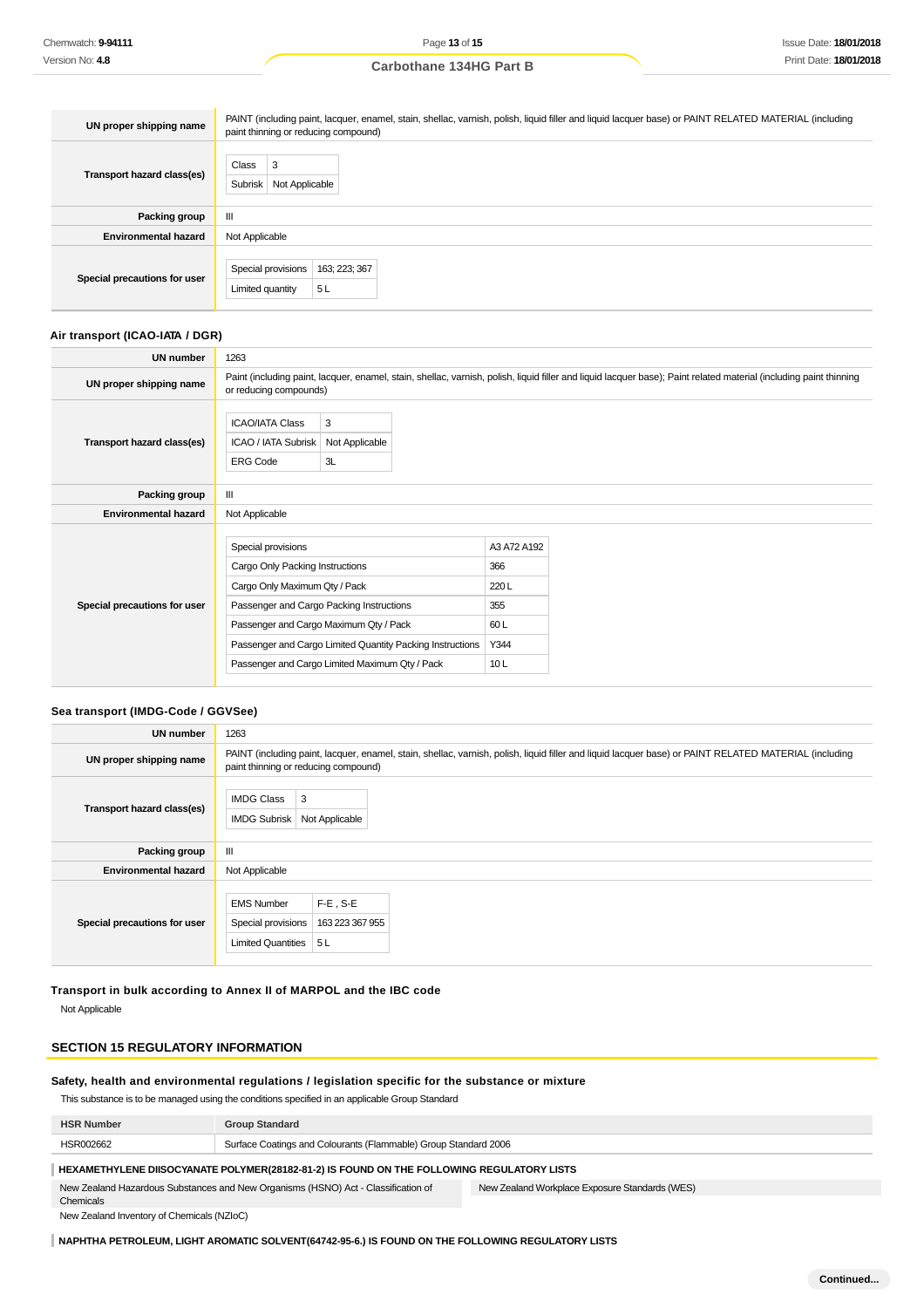| | |
|---|---|
| **UN proper shipping name** | PAINT (including paint, lacquer, enamel, stain, shellac, varnish, polish, liquid filler and liquid lacquer base) or PAINT RELATED MATERIAL (including paint thinning or reducing compound) |
| **Transport hazard class(es)** | Class: 3<br>Subrisk: Not Applicable |
| **Packing group** | III |
| **Environmental hazard** | Not Applicable |
| **Special precautions for user** | Special provisions: 163; 223; 367<br>Limited quantity: 5 L |

### Air transport (ICAO-IATA / DGR)

| | |
|---|---|
| **UN number** | 1263 |
| **UN proper shipping name** | Paint (including paint, lacquer, enamel, stain, shellac, varnish, polish, liquid filler and liquid lacquer base); Paint related material (including paint thinning or reducing compounds) |
| **Transport hazard class(es)** | ICAO/IATA Class: 3<br>ICAO / IATA Subrisk: Not Applicable<br>ERG Code: 3L |
| **Packing group** | III |
| **Environmental hazard** | Not Applicable |
| **Special precautions for user** | Special provisions: A3 A72 A192<br>Cargo Only Packing Instructions: 366<br>Cargo Only Maximum Qty / Pack: 220 L<br>Passenger and Cargo Packing Instructions: 355<br>Passenger and Cargo Maximum Qty / Pack: 60 L<br>Passenger and Cargo Limited Quantity Packing Instructions: Y344<br>Passenger and Cargo Limited Maximum Qty / Pack: 10 L |

### Sea transport (IMDG-Code / GGVSee)

| | |
|---|---|
| **UN number** | 1263 |
| **UN proper shipping name** | PAINT (including paint, lacquer, enamel, stain, shellac, varnish, polish, liquid filler and liquid lacquer base) or PAINT RELATED MATERIAL (including paint thinning or reducing compound) |
| **Transport hazard class(es)** | IMDG Class: 3<br>IMDG Subrisk: Not Applicable |
| **Packing group** | III |
| **Environmental hazard** | Not Applicable |
| **Special precautions for user** | EMS Number: F-E , S-E<br>Special provisions: 163 223 367 955<br>Limited Quantities: 5 L |

### Transport in bulk according to Annex II of MARPOL and the IBC code

Not Applicable

## SECTION 15 REGULATORY INFORMATION

### Safety, health and environmental regulations / legislation specific for the substance or mixture

This substance is to be managed using the conditions specified in an applicable Group Standard

| HSR Number | Group Standard |
|---|---|
| HSR002662 | Surface Coatings and Colourants (Flammable) Group Standard 2006 |

**HEXAMETHYLENE DIISOCYANATE POLYMER(28182-81-2) IS FOUND ON THE FOLLOWING REGULATORY LISTS**

| | |
|---|---|
| New Zealand Hazardous Substances and New Organisms (HSNO) Act - Classification of Chemicals | New Zealand Workplace Exposure Standards (WES) |
| New Zealand Inventory of Chemicals (NZIoC) | |

**NAPHTHA PETROLEUM, LIGHT AROMATIC SOLVENT(64742-95-6.) IS FOUND ON THE FOLLOWING REGULATORY LISTS**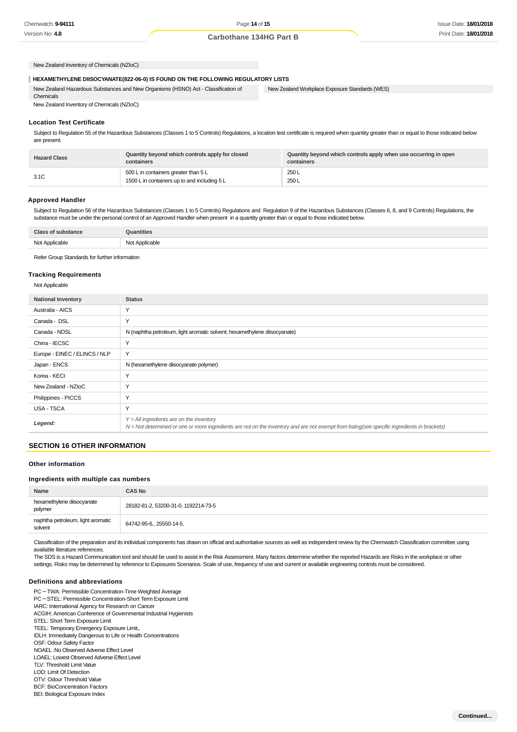New Zealand Inventory of Chemicals (NZIoC)

**HEXAMETHYLENE DIISOCYANATE(822-06-0) IS FOUND ON THE FOLLOWING REGULATORY LISTS**

New Zealand Hazardous Substances and New Organisms (HSNO) Act - Classification of Chemicals

New Zealand Workplace Exposure Standards (WES)

New Zealand Inventory of Chemicals (NZIoC)

### Location Test Certificate

Subject to Regulation 55 of the Hazardous Substances (Classes 1 to 5 Controls) Regulations, a location test certificate is required when quantity greater than or equal to those indicated below are present.

| Hazard Class | Quantity beyond which controls apply for closed containers | Quantity beyond which controls apply when use occurring in open containers |
|---|---|---|
| 3.1C | 500 L in containers greater than 5 L<br>1500 L in containers up to and including 5 L | 250 L<br>250 L |

### Approved Handler

Subject to Regulation 56 of the Hazardous Substances (Classes 1 to 5 Controls) Regulations and Regulation 9 of the Hazardous Substances (Classes 6, 8, and 9 Controls) Regulations, the substance must be under the personal control of an Approved Handler when present in a quantity greater than or equal to those indicated below.

| Class of substance | Quantities |
|---|---|
| Not Applicable | Not Applicable |

Refer Group Standards for further information

### Tracking Requirements

Not Applicable

| National Inventory | Status |
|---|---|
| Australia - AICS | Y |
| Canada - DSL | Y |
| Canada - NDSL | N (naphtha petroleum, light aromatic solvent; hexamethylene diisocyanate) |
| China - IECSC | Y |
| Europe - EINEC / ELINCS / NLP | Y |
| Japan - ENCS | N (hexamethylene diisocyanate polymer) |
| Korea - KECI | Y |
| New Zealand - NZIoC | Y |
| Philippines - PICCS | Y |
| USA - TSCA | Y |
| ***Legend:*** | *Y = All ingredients are on the inventory*<br>*N = Not determined or one or more ingredients are not on the inventory and are not exempt from listing(see specific ingredients in brackets)* |

## SECTION 16 OTHER INFORMATION

### Other information

### Ingredients with multiple cas numbers

| Name | CAS No |
|---|---|
| hexamethylene diisocyanate polymer | 28182-81-2, 53200-31-0, 1192214-73-5 |
| naphtha petroleum, light aromatic solvent | 64742-95-6., 25550-14-5. |

Classification of the preparation and its individual components has drawn on official and authoritative sources as well as independent review by the Chemwatch Classification committee using available literature references.

The SDS is a Hazard Communication tool and should be used to assist in the Risk Assessment. Many factors determine whether the reported Hazards are Risks in the workplace or other settings. Risks may be determined by reference to Exposures Scenarios. Scale of use, frequency of use and current or available engineering controls must be considered.

### Definitions and abbreviations

PC－TWA: Permissible Concentration-Time Weighted Average
PC－STEL: Permissible Concentration-Short Term Exposure Limit
IARC: International Agency for Research on Cancer
ACGIH: American Conference of Governmental Industrial Hygienists
STEL: Short Term Exposure Limit
TEEL: Temporary Emergency Exposure Limit。
IDLH: Immediately Dangerous to Life or Health Concentrations
OSF: Odour Safety Factor
NOAEL :No Observed Adverse Effect Level
LOAEL: Lowest Observed Adverse Effect Level
TLV: Threshold Limit Value
LOD: Limit Of Detection
OTV: Odour Threshold Value
BCF: BioConcentration Factors
BEI: Biological Exposure Index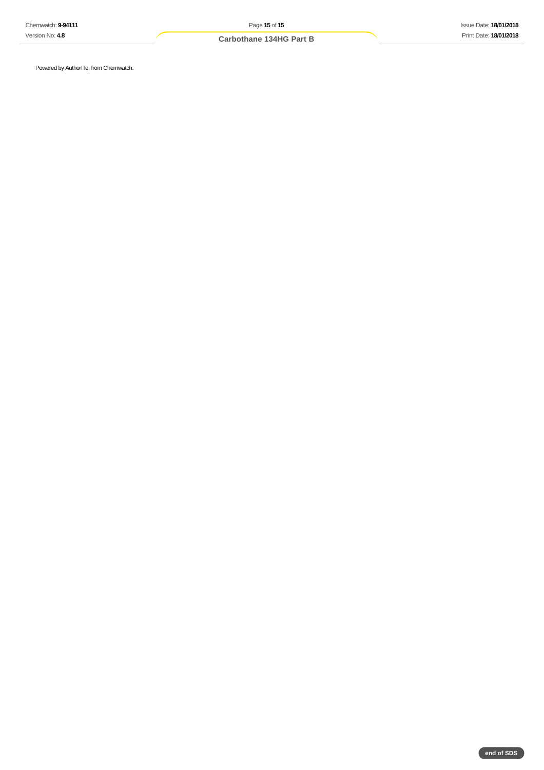Powered by AuthorITe, from Chemwatch.

end of SDS